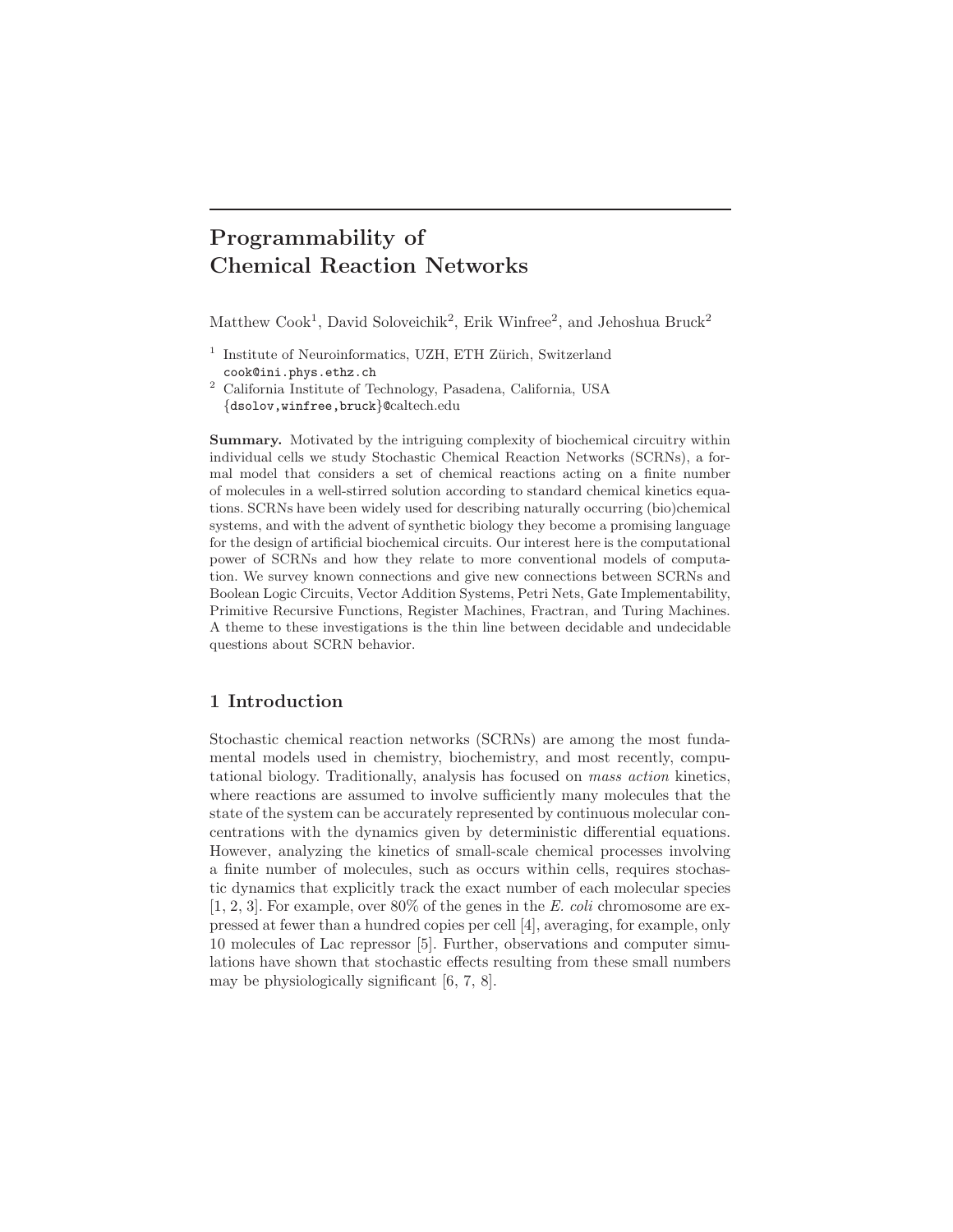# Programmability of Chemical Reaction Networks

Matthew Cook[1], David Soloveichik[2], Erik Winfree[2], and Jehoshua Bruck[2]

[1] Institute of Neuroinformatics, UZH, ETH Zürich, Switzerland
cook@ini.phys.ethz.ch

[2] California Institute of Technology, Pasadena, California, USA
{dsolov,winfree,bruck}@caltech.edu

**Summary.** Motivated by the intriguing complexity of biochemical circuitry within individual cells we study Stochastic Chemical Reaction Networks (SCRNs), a formal model that considers a set of chemical reactions acting on a finite number of molecules in a well-stirred solution according to standard chemical kinetics equations. SCRNs have been widely used for describing naturally occurring (bio)chemical systems, and with the advent of synthetic biology they become a promising language for the design of artificial biochemical circuits. Our interest here is the computational power of SCRNs and how they relate to more conventional models of computation. We survey known connections and give new connections between SCRNs and Boolean Logic Circuits, Vector Addition Systems, Petri Nets, Gate Implementability, Primitive Recursive Functions, Register Machines, Fractran, and Turing Machines. A theme to these investigations is the thin line between decidable and undecidable questions about SCRN behavior.

## 1 Introduction

Stochastic chemical reaction networks (SCRNs) are among the most fundamental models used in chemistry, biochemistry, and most recently, computational biology. Traditionally, analysis has focused on *mass action* kinetics, where reactions are assumed to involve sufficiently many molecules that the state of the system can be accurately represented by continuous molecular concentrations with the dynamics given by deterministic differential equations. However, analyzing the kinetics of small-scale chemical processes involving a finite number of molecules, such as occurs within cells, requires stochastic dynamics that explicitly track the exact number of each molecular species [1, 2, 3]. For example, over 80% of the genes in the *E. coli* chromosome are expressed at fewer than a hundred copies per cell [4], averaging, for example, only 10 molecules of Lac repressor [5]. Further, observations and computer simulations have shown that stochastic effects resulting from these small numbers may be physiologically significant [6, 7, 8].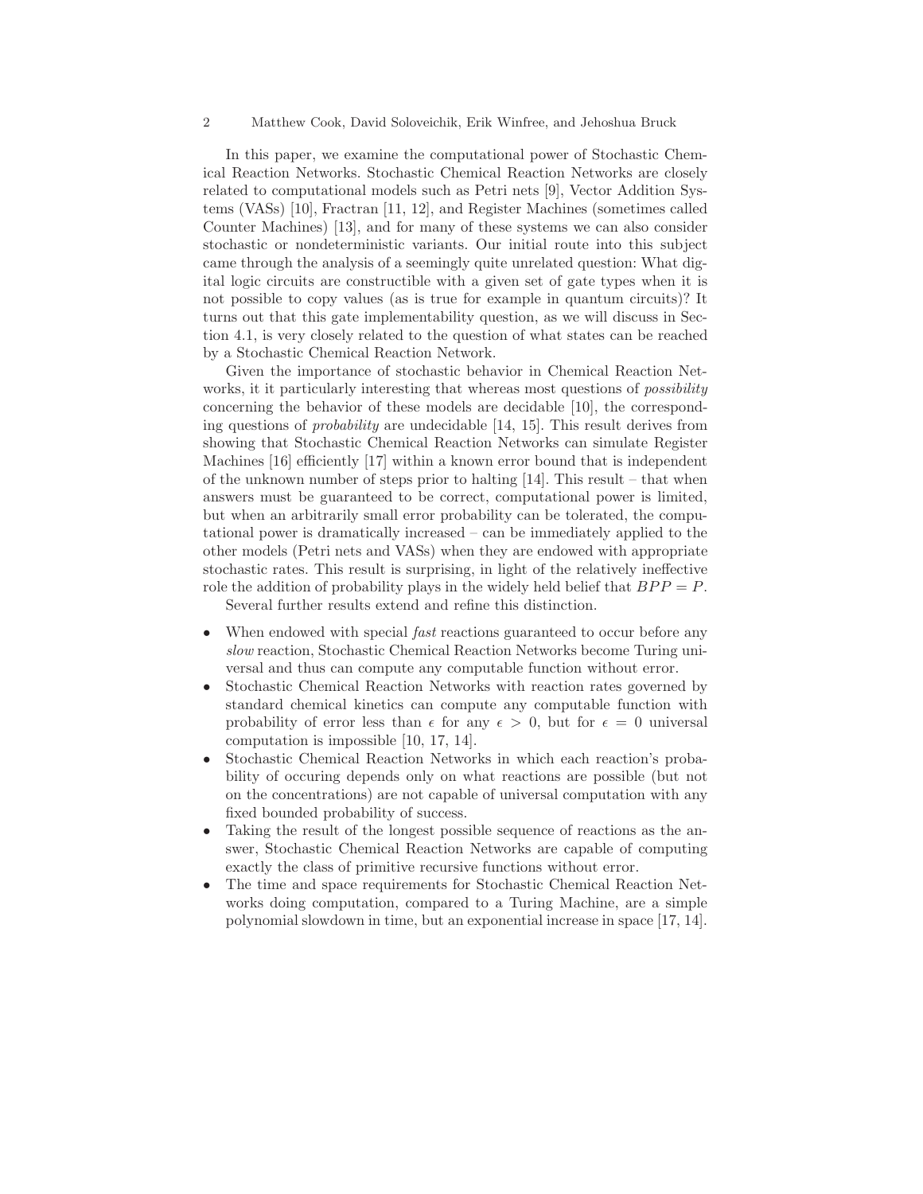In this paper, we examine the computational power of Stochastic Chemical Reaction Networks. Stochastic Chemical Reaction Networks are closely related to computational models such as Petri nets [9], Vector Addition Systems (VASs) [10], Fractran [11, 12], and Register Machines (sometimes called Counter Machines) [13], and for many of these systems we can also consider stochastic or nondeterministic variants. Our initial route into this subject came through the analysis of a seemingly quite unrelated question: What digital logic circuits are constructible with a given set of gate types when it is not possible to copy values (as is true for example in quantum circuits)? It turns out that this gate implementability question, as we will discuss in Section 4.1, is very closely related to the question of what states can be reached by a Stochastic Chemical Reaction Network.

Given the importance of stochastic behavior in Chemical Reaction Networks, it it particularly interesting that whereas most questions of *possibility* concerning the behavior of these models are decidable [10], the corresponding questions of *probability* are undecidable [14, 15]. This result derives from showing that Stochastic Chemical Reaction Networks can simulate Register Machines [16] efficiently [17] within a known error bound that is independent of the unknown number of steps prior to halting [14]. This result – that when answers must be guaranteed to be correct, computational power is limited, but when an arbitrarily small error probability can be tolerated, the computational power is dramatically increased – can be immediately applied to the other models (Petri nets and VASs) when they are endowed with appropriate stochastic rates. This result is surprising, in light of the relatively ineffective role the addition of probability plays in the widely held belief that $BPP = P$.

Several further results extend and refine this distinction.

- When endowed with special *fast* reactions guaranteed to occur before any *slow* reaction, Stochastic Chemical Reaction Networks become Turing universal and thus can compute any computable function without error.
- Stochastic Chemical Reaction Networks with reaction rates governed by standard chemical kinetics can compute any computable function with probability of error less than $\epsilon$ for any $\epsilon > 0$, but for $\epsilon = 0$ universal computation is impossible [10, 17, 14].
- Stochastic Chemical Reaction Networks in which each reaction's probability of occuring depends only on what reactions are possible (but not on the concentrations) are not capable of universal computation with any fixed bounded probability of success.
- Taking the result of the longest possible sequence of reactions as the answer, Stochastic Chemical Reaction Networks are capable of computing exactly the class of primitive recursive functions without error.
- The time and space requirements for Stochastic Chemical Reaction Networks doing computation, compared to a Turing Machine, are a simple polynomial slowdown in time, but an exponential increase in space [17, 14].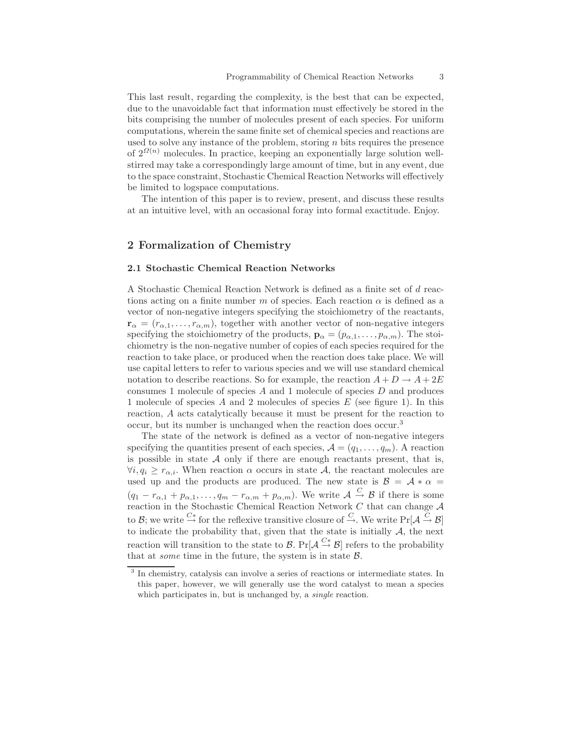This last result, regarding the complexity, is the best that can be expected, due to the unavoidable fact that information must effectively be stored in the bits comprising the number of molecules present of each species. For uniform computations, wherein the same finite set of chemical species and reactions are used to solve any instance of the problem, storing $n$ bits requires the presence of $2^{\Omega(n)}$ molecules. In practice, keeping an exponentially large solution well-stirred may take a correspondingly large amount of time, but in any event, due to the space constraint, Stochastic Chemical Reaction Networks will effectively be limited to logspace computations.

The intention of this paper is to review, present, and discuss these results at an intuitive level, with an occasional foray into formal exactitude. Enjoy.

## 2 Formalization of Chemistry

### 2.1 Stochastic Chemical Reaction Networks

A Stochastic Chemical Reaction Network is defined as a finite set of $d$ reactions acting on a finite number $m$ of species. Each reaction $\alpha$ is defined as a vector of non-negative integers specifying the stoichiometry of the reactants, $\mathbf{r}_\alpha = (r_{\alpha,1}, \ldots, r_{\alpha,m})$, together with another vector of non-negative integers specifying the stoichiometry of the products, $\mathbf{p}_\alpha = (p_{\alpha,1}, \ldots, p_{\alpha,m})$. The stoichiometry is the non-negative number of copies of each species required for the reaction to take place, or produced when the reaction does take place. We will use capital letters to refer to various species and we will use standard chemical notation to describe reactions. So for example, the reaction $A + D \to A + 2E$ consumes 1 molecule of species $A$ and 1 molecule of species $D$ and produces 1 molecule of species $A$ and 2 molecules of species $E$ (see figure 1). In this reaction, $A$ acts catalytically because it must be present for the reaction to occur, but its number is unchanged when the reaction does occur.[3]

The state of the network is defined as a vector of non-negative integers specifying the quantities present of each species, $\mathcal{A} = (q_1, \ldots, q_m)$. A reaction is possible in state $\mathcal{A}$ only if there are enough reactants present, that is, $\forall i, q_i \geq r_{\alpha,i}$. When reaction $\alpha$ occurs in state $\mathcal{A}$, the reactant molecules are used up and the products are produced. The new state is $\mathcal{B} = \mathcal{A} * \alpha = (q_1 - r_{\alpha,1} + p_{\alpha,1}, \ldots, q_m - r_{\alpha,m} + p_{\alpha,m})$. We write $\mathcal{A} \stackrel{C}{\to} \mathcal{B}$ if there is some reaction in the Stochastic Chemical Reaction Network $C$ that can change $\mathcal{A}$ to $\mathcal{B}$; we write $\stackrel{C*}{\to}$ for the reflexive transitive closure of $\stackrel{C}{\to}$. We write $\Pr[\mathcal{A} \stackrel{C}{\to} \mathcal{B}]$ to indicate the probability that, given that the state is initially $\mathcal{A}$, the next reaction will transition to the state to $\mathcal{B}$. $\Pr[\mathcal{A} \stackrel{C*}{\to} \mathcal{B}]$ refers to the probability that at *some* time in the future, the system is in state $\mathcal{B}$.

[3] In chemistry, catalysis can involve a series of reactions or intermediate states. In this paper, however, we will generally use the word catalyst to mean a species which participates in, but is unchanged by, a *single* reaction.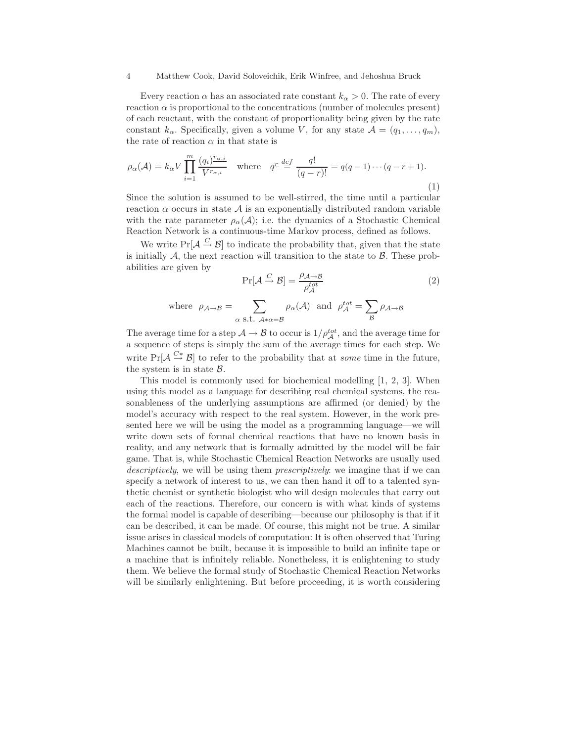Every reaction $\alpha$ has an associated rate constant $k_\alpha > 0$. The rate of every reaction $\alpha$ is proportional to the concentrations (number of molecules present) of each reactant, with the constant of proportionality being given by the rate constant $k_\alpha$. Specifically, given a volume $V$, for any state $\mathcal{A} = (q_1, \ldots, q_m)$, the rate of reaction $\alpha$ in that state is

$$\rho_\alpha(\mathcal{A}) = k_\alpha V \prod_{i=1}^{m} \frac{(q_i)^{\underline{r_{\alpha,i}}}}{V^{r_{\alpha,i}}} \quad \text{where} \quad q^{\underline{r}} \overset{def}{=} \frac{q!}{(q-r)!} = q(q-1)\cdots(q-r+1). \tag{1}$$

Since the solution is assumed to be well-stirred, the time until a particular reaction $\alpha$ occurs in state $\mathcal{A}$ is an exponentially distributed random variable with the rate parameter $\rho_\alpha(\mathcal{A})$; i.e. the dynamics of a Stochastic Chemical Reaction Network is a continuous-time Markov process, defined as follows.

We write $\Pr[\mathcal{A} \overset{C}{\to} \mathcal{B}]$ to indicate the probability that, given that the state is initially $\mathcal{A}$, the next reaction will transition to the state to $\mathcal{B}$. These probabilities are given by

$$\Pr[\mathcal{A} \overset{C}{\to} \mathcal{B}] = \frac{\rho_{\mathcal{A}\to\mathcal{B}}}{\rho_{\mathcal{A}}^{tot}} \tag{2}$$

$$\text{where} \quad \rho_{\mathcal{A}\to\mathcal{B}} = \sum_{\alpha \text{ s.t. } \mathcal{A}*\alpha=\mathcal{B}} \rho_\alpha(\mathcal{A}) \quad \text{and} \quad \rho_{\mathcal{A}}^{tot} = \sum_{\mathcal{B}} \rho_{\mathcal{A}\to\mathcal{B}}$$

The average time for a step $\mathcal{A} \to \mathcal{B}$ to occur is $1/\rho_{\mathcal{A}}^{tot}$, and the average time for a sequence of steps is simply the sum of the average times for each step. We write $\Pr[\mathcal{A} \overset{C*}{\to} \mathcal{B}]$ to refer to the probability that at *some* time in the future, the system is in state $\mathcal{B}$.

This model is commonly used for biochemical modelling [1, 2, 3]. When using this model as a language for describing real chemical systems, the reasonableness of the underlying assumptions are affirmed (or denied) by the model's accuracy with respect to the real system. However, in the work presented here we will be using the model as a programming language—we will write down sets of formal chemical reactions that have no known basis in reality, and any network that is formally admitted by the model will be fair game. That is, while Stochastic Chemical Reaction Networks are usually used *descriptively*, we will be using them *prescriptively*: we imagine that if we can specify a network of interest to us, we can then hand it off to a talented synthetic chemist or synthetic biologist who will design molecules that carry out each of the reactions. Therefore, our concern is with what kinds of systems the formal model is capable of describing—because our philosophy is that if it can be described, it can be made. Of course, this might not be true. A similar issue arises in classical models of computation: It is often observed that Turing Machines cannot be built, because it is impossible to build an infinite tape or a machine that is infinitely reliable. Nonetheless, it is enlightening to study them. We believe the formal study of Stochastic Chemical Reaction Networks will be similarly enlightening. But before proceeding, it is worth considering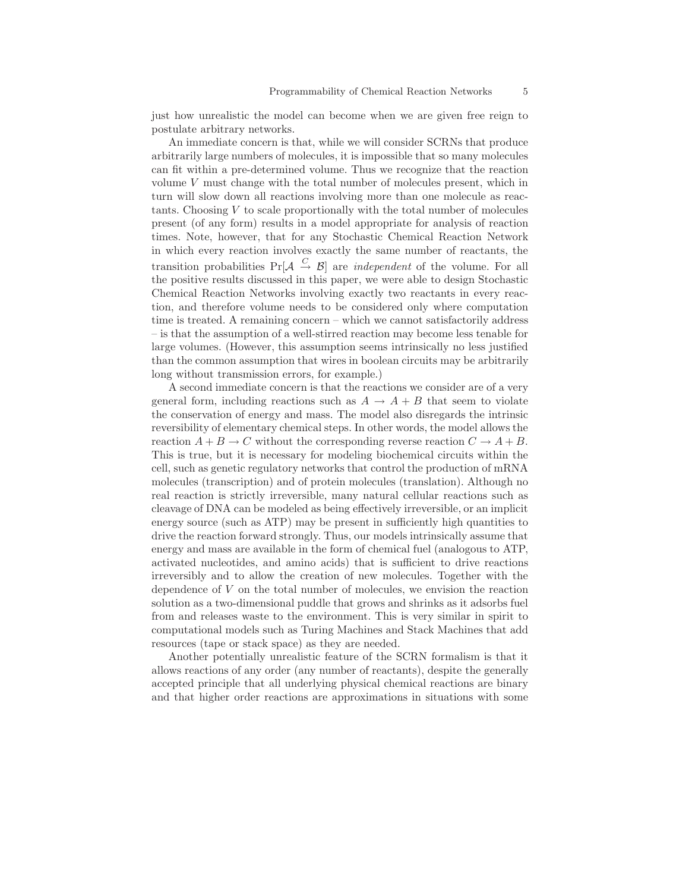just how unrealistic the model can become when we are given free reign to postulate arbitrary networks.

An immediate concern is that, while we will consider SCRNs that produce arbitrarily large numbers of molecules, it is impossible that so many molecules can fit within a pre-determined volume. Thus we recognize that the reaction volume $V$ must change with the total number of molecules present, which in turn will slow down all reactions involving more than one molecule as reactants. Choosing $V$ to scale proportionally with the total number of molecules present (of any form) results in a model appropriate for analysis of reaction times. Note, however, that for any Stochastic Chemical Reaction Network in which every reaction involves exactly the same number of reactants, the transition probabilities $\Pr[\mathcal{A} \stackrel{C}{\to} \mathcal{B}]$ are *independent* of the volume. For all the positive results discussed in this paper, we were able to design Stochastic Chemical Reaction Networks involving exactly two reactants in every reaction, and therefore volume needs to be considered only where computation time is treated. A remaining concern – which we cannot satisfactorily address – is that the assumption of a well-stirred reaction may become less tenable for large volumes. (However, this assumption seems intrinsically no less justified than the common assumption that wires in boolean circuits may be arbitrarily long without transmission errors, for example.)

A second immediate concern is that the reactions we consider are of a very general form, including reactions such as $A \to A + B$ that seem to violate the conservation of energy and mass. The model also disregards the intrinsic reversibility of elementary chemical steps. In other words, the model allows the reaction $A + B \to C$ without the corresponding reverse reaction $C \to A + B$. This is true, but it is necessary for modeling biochemical circuits within the cell, such as genetic regulatory networks that control the production of mRNA molecules (transcription) and of protein molecules (translation). Although no real reaction is strictly irreversible, many natural cellular reactions such as cleavage of DNA can be modeled as being effectively irreversible, or an implicit energy source (such as ATP) may be present in sufficiently high quantities to drive the reaction forward strongly. Thus, our models intrinsically assume that energy and mass are available in the form of chemical fuel (analogous to ATP, activated nucleotides, and amino acids) that is sufficient to drive reactions irreversibly and to allow the creation of new molecules. Together with the dependence of $V$ on the total number of molecules, we envision the reaction solution as a two-dimensional puddle that grows and shrinks as it adsorbs fuel from and releases waste to the environment. This is very similar in spirit to computational models such as Turing Machines and Stack Machines that add resources (tape or stack space) as they are needed.

Another potentially unrealistic feature of the SCRN formalism is that it allows reactions of any order (any number of reactants), despite the generally accepted principle that all underlying physical chemical reactions are binary and that higher order reactions are approximations in situations with some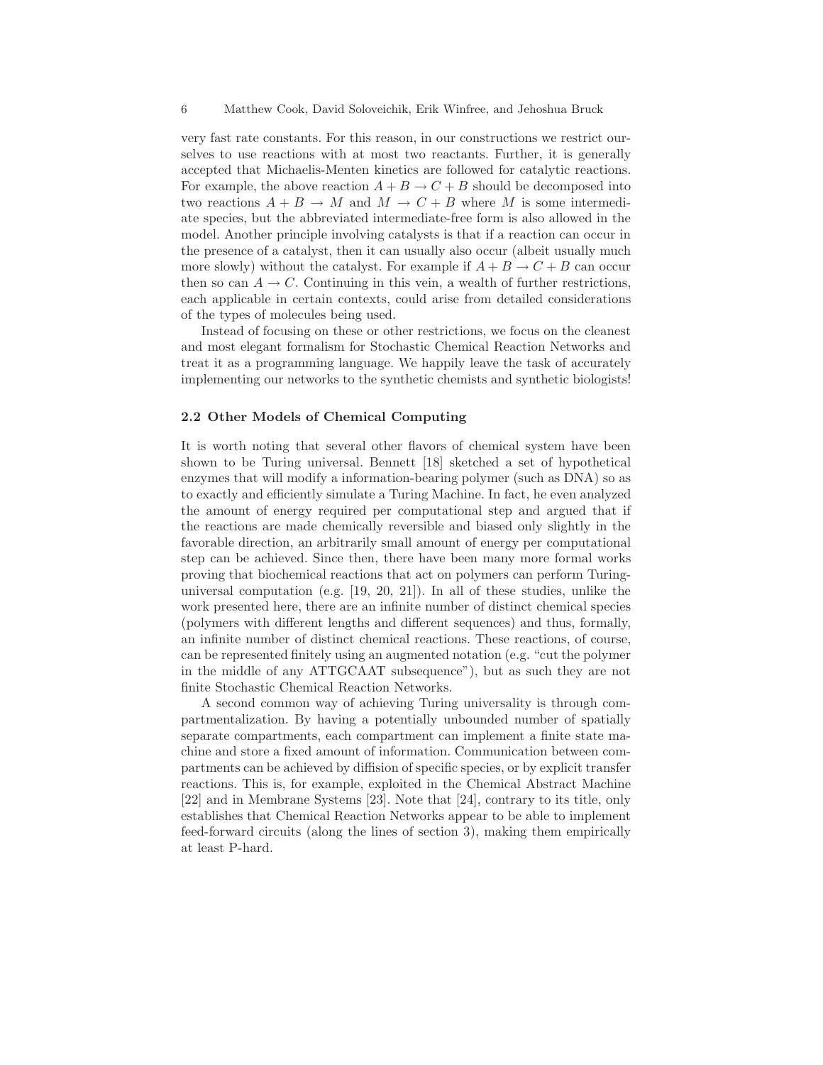very fast rate constants. For this reason, in our constructions we restrict ourselves to use reactions with at most two reactants. Further, it is generally accepted that Michaelis-Menten kinetics are followed for catalytic reactions. For example, the above reaction $A + B \rightarrow C + B$ should be decomposed into two reactions $A + B \rightarrow M$ and $M \rightarrow C + B$ where $M$ is some intermediate species, but the abbreviated intermediate-free form is also allowed in the model. Another principle involving catalysts is that if a reaction can occur in the presence of a catalyst, then it can usually also occur (albeit usually much more slowly) without the catalyst. For example if $A + B \rightarrow C + B$ can occur then so can $A \rightarrow C$. Continuing in this vein, a wealth of further restrictions, each applicable in certain contexts, could arise from detailed considerations of the types of molecules being used.

Instead of focusing on these or other restrictions, we focus on the cleanest and most elegant formalism for Stochastic Chemical Reaction Networks and treat it as a programming language. We happily leave the task of accurately implementing our networks to the synthetic chemists and synthetic biologists!

### 2.2 Other Models of Chemical Computing

It is worth noting that several other flavors of chemical system have been shown to be Turing universal. Bennett [18] sketched a set of hypothetical enzymes that will modify a information-bearing polymer (such as DNA) so as to exactly and efficiently simulate a Turing Machine. In fact, he even analyzed the amount of energy required per computational step and argued that if the reactions are made chemically reversible and biased only slightly in the favorable direction, an arbitrarily small amount of energy per computational step can be achieved. Since then, there have been many more formal works proving that biochemical reactions that act on polymers can perform Turing-universal computation (e.g. [19, 20, 21]). In all of these studies, unlike the work presented here, there are an infinite number of distinct chemical species (polymers with different lengths and different sequences) and thus, formally, an infinite number of distinct chemical reactions. These reactions, of course, can be represented finitely using an augmented notation (e.g. "cut the polymer in the middle of any ATTGCAAT subsequence"), but as such they are not finite Stochastic Chemical Reaction Networks.

A second common way of achieving Turing universality is through compartmentalization. By having a potentially unbounded number of spatially separate compartments, each compartment can implement a finite state machine and store a fixed amount of information. Communication between compartments can be achieved by diffision of specific species, or by explicit transfer reactions. This is, for example, exploited in the Chemical Abstract Machine [22] and in Membrane Systems [23]. Note that [24], contrary to its title, only establishes that Chemical Reaction Networks appear to be able to implement feed-forward circuits (along the lines of section 3), making them empirically at least P-hard.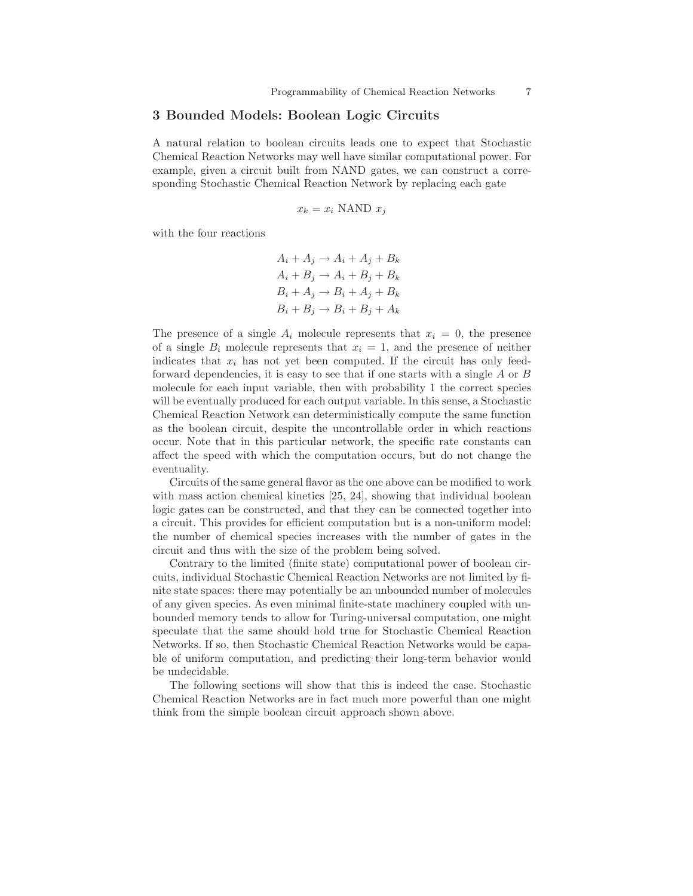## 3 Bounded Models: Boolean Logic Circuits

A natural relation to boolean circuits leads one to expect that Stochastic Chemical Reaction Networks may well have similar computational power. For example, given a circuit built from NAND gates, we can construct a corresponding Stochastic Chemical Reaction Network by replacing each gate

$$x_k = x_i \text{ NAND } x_j$$

with the four reactions

$$
\begin{aligned}
A_i + A_j &\to A_i + A_j + B_k \\
A_i + B_j &\to A_i + B_j + B_k \\
B_i + A_j &\to B_i + A_j + B_k \\
B_i + B_j &\to B_i + B_j + A_k
\end{aligned}
$$

The presence of a single $A_i$ molecule represents that $x_i = 0$, the presence of a single $B_i$ molecule represents that $x_i = 1$, and the presence of neither indicates that $x_i$ has not yet been computed. If the circuit has only feed-forward dependencies, it is easy to see that if one starts with a single $A$ or $B$ molecule for each input variable, then with probability 1 the correct species will be eventually produced for each output variable. In this sense, a Stochastic Chemical Reaction Network can deterministically compute the same function as the boolean circuit, despite the uncontrollable order in which reactions occur. Note that in this particular network, the specific rate constants can affect the speed with which the computation occurs, but do not change the eventuality.

Circuits of the same general flavor as the one above can be modified to work with mass action chemical kinetics [25, 24], showing that individual boolean logic gates can be constructed, and that they can be connected together into a circuit. This provides for efficient computation but is a non-uniform model: the number of chemical species increases with the number of gates in the circuit and thus with the size of the problem being solved.

Contrary to the limited (finite state) computational power of boolean circuits, individual Stochastic Chemical Reaction Networks are not limited by finite state spaces: there may potentially be an unbounded number of molecules of any given species. As even minimal finite-state machinery coupled with unbounded memory tends to allow for Turing-universal computation, one might speculate that the same should hold true for Stochastic Chemical Reaction Networks. If so, then Stochastic Chemical Reaction Networks would be capable of uniform computation, and predicting their long-term behavior would be undecidable.

The following sections will show that this is indeed the case. Stochastic Chemical Reaction Networks are in fact much more powerful than one might think from the simple boolean circuit approach shown above.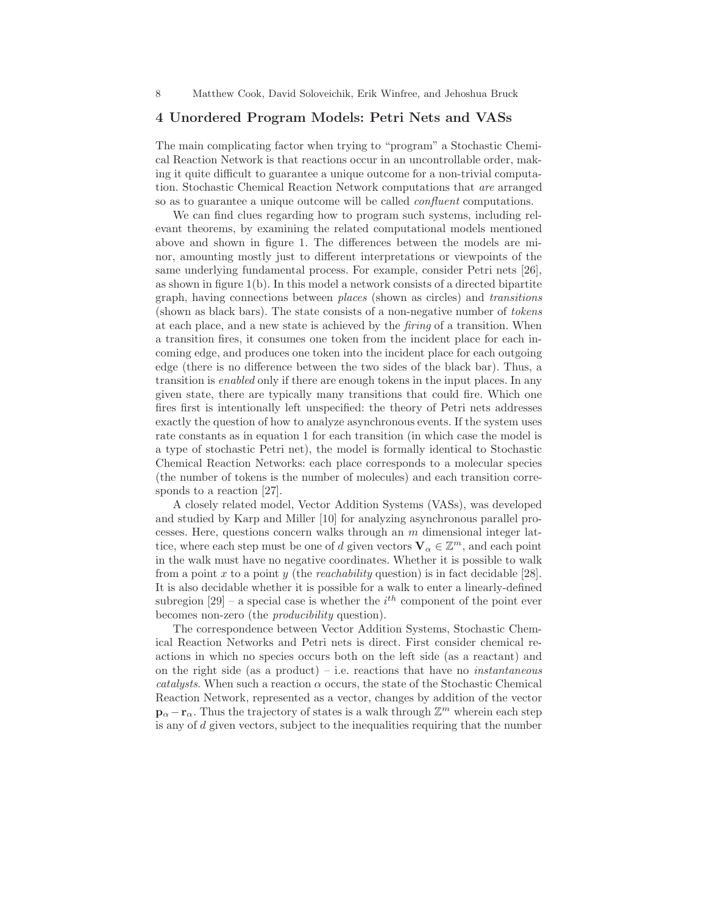## 4 Unordered Program Models: Petri Nets and VASs

The main complicating factor when trying to "program" a Stochastic Chemical Reaction Network is that reactions occur in an uncontrollable order, making it quite difficult to guarantee a unique outcome for a non-trivial computation. Stochastic Chemical Reaction Network computations that *are* arranged so as to guarantee a unique outcome will be called *confluent* computations.

We can find clues regarding how to program such systems, including relevant theorems, by examining the related computational models mentioned above and shown in figure 1. The differences between the models are minor, amounting mostly just to different interpretations or viewpoints of the same underlying fundamental process. For example, consider Petri nets [26], as shown in figure 1(b). In this model a network consists of a directed bipartite graph, having connections between *places* (shown as circles) and *transitions* (shown as black bars). The state consists of a non-negative number of *tokens* at each place, and a new state is achieved by the *firing* of a transition. When a transition fires, it consumes one token from the incident place for each incoming edge, and produces one token into the incident place for each outgoing edge (there is no difference between the two sides of the black bar). Thus, a transition is *enabled* only if there are enough tokens in the input places. In any given state, there are typically many transitions that could fire. Which one fires first is intentionally left unspecified: the theory of Petri nets addresses exactly the question of how to analyze asynchronous events. If the system uses rate constants as in equation 1 for each transition (in which case the model is a type of stochastic Petri net), the model is formally identical to Stochastic Chemical Reaction Networks: each place corresponds to a molecular species (the number of tokens is the number of molecules) and each transition corresponds to a reaction [27].

A closely related model, Vector Addition Systems (VASs), was developed and studied by Karp and Miller [10] for analyzing asynchronous parallel processes. Here, questions concern walks through an $m$ dimensional integer lattice, where each step must be one of $d$ given vectors $\mathbf{V}_\alpha \in \mathbb{Z}^m$, and each point in the walk must have no negative coordinates. Whether it is possible to walk from a point $x$ to a point $y$ (the *reachability* question) is in fact decidable [28]. It is also decidable whether it is possible for a walk to enter a linearly-defined subregion [29] – a special case is whether the $i^{th}$ component of the point ever becomes non-zero (the *producibility* question).

The correspondence between Vector Addition Systems, Stochastic Chemical Reaction Networks and Petri nets is direct. First consider chemical reactions in which no species occurs both on the left side (as a reactant) and on the right side (as a product) – i.e. reactions that have no *instantaneous catalysts*. When such a reaction $\alpha$ occurs, the state of the Stochastic Chemical Reaction Network, represented as a vector, changes by addition of the vector $\mathbf{p}_\alpha - \mathbf{r}_\alpha$. Thus the trajectory of states is a walk through $\mathbb{Z}^m$ wherein each step is any of $d$ given vectors, subject to the inequalities requiring that the number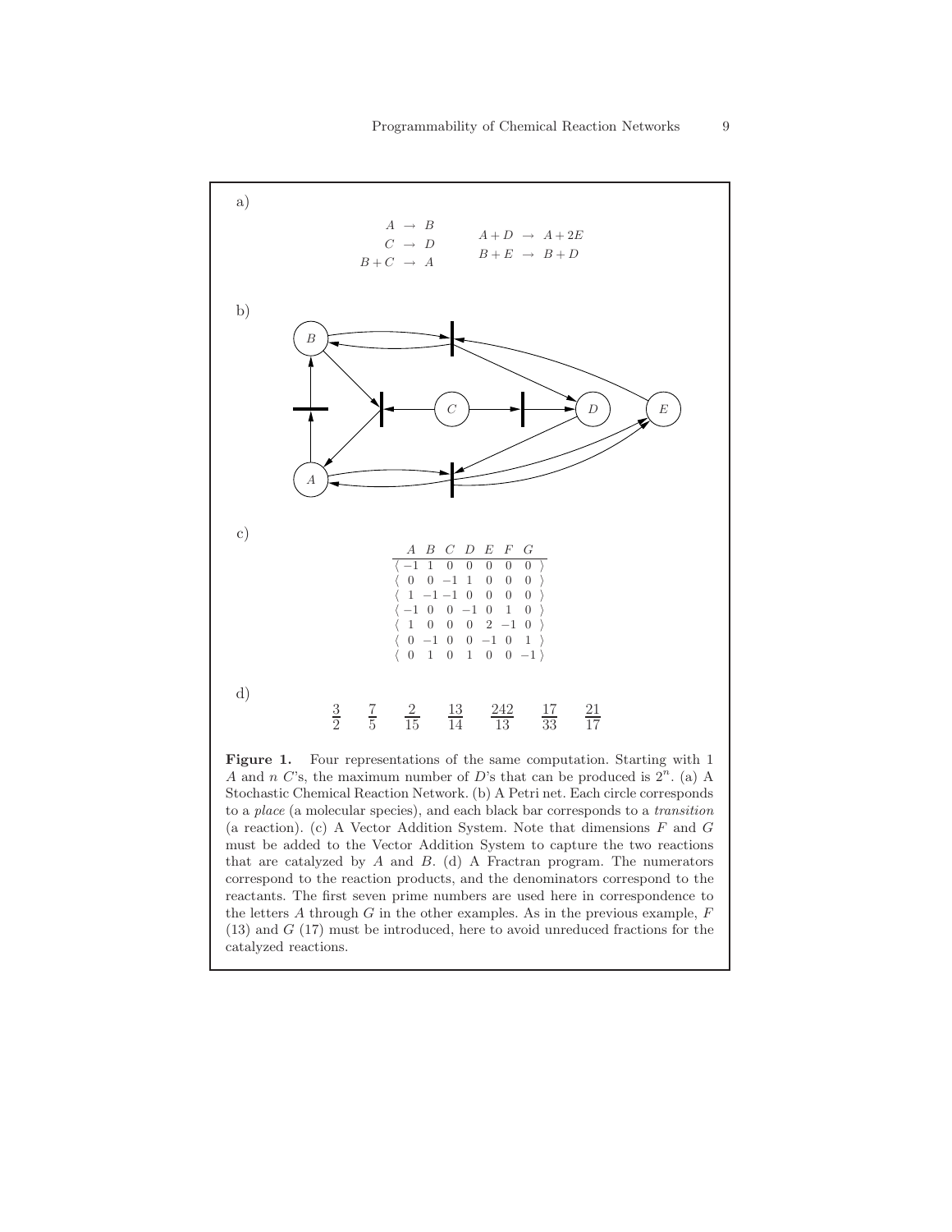a)

$$
\begin{aligned}
A &\rightarrow B \\
C &\rightarrow D \\
B + C &\rightarrow A
\end{aligned}
\qquad
\begin{aligned}
A + D &\rightarrow A + 2E \\
B + E &\rightarrow B + D
\end{aligned}
$$

b)

c)

| A | B | C | D | E | F | G |
|---|---|---|---|---|---|---|
| ⟨ −1 | 1 | 0 | 0 | 0 | 0 | 0 ⟩ |
| ⟨ 0 | 0 | −1 | 1 | 0 | 0 | 0 ⟩ |
| ⟨ 1 | −1 | −1 | 0 | 0 | 0 | 0 ⟩ |
| ⟨ −1 | 0 | 0 | −1 | 0 | 1 | 0 ⟩ |
| ⟨ 1 | 0 | 0 | 0 | 2 | −1 | 0 ⟩ |
| ⟨ 0 | −1 | 0 | 0 | −1 | 0 | 1 ⟩ |
| ⟨ 0 | 1 | 0 | 1 | 0 | 0 | −1 ⟩ |

d)

$$\frac{3}{2} \quad \frac{7}{5} \quad \frac{2}{15} \quad \frac{13}{14} \quad \frac{242}{13} \quad \frac{17}{33} \quad \frac{21}{17}$$

**Figure 1.** Four representations of the same computation. Starting with 1 $A$ and $n$ $C$'s, the maximum number of $D$'s that can be produced is $2^n$. (a) A Stochastic Chemical Reaction Network. (b) A Petri net. Each circle corresponds to a *place* (a molecular species), and each black bar corresponds to a *transition* (a reaction). (c) A Vector Addition System. Note that dimensions $F$ and $G$ must be added to the Vector Addition System to capture the two reactions that are catalyzed by $A$ and $B$. (d) A Fractran program. The numerators correspond to the reaction products, and the denominators correspond to the reactants. The first seven prime numbers are used here in correspondence to the letters $A$ through $G$ in the other examples. As in the previous example, $F$ (13) and $G$ (17) must be introduced, here to avoid unreduced fractions for the catalyzed reactions.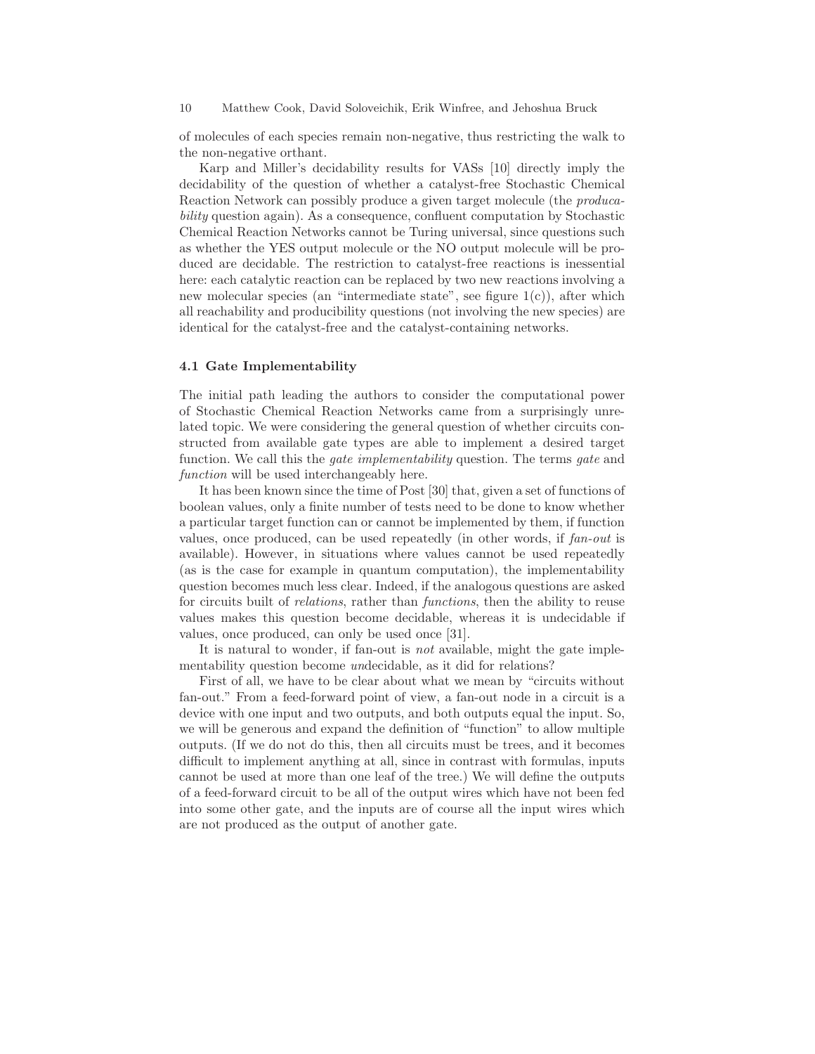of molecules of each species remain non-negative, thus restricting the walk to the non-negative orthant.

Karp and Miller's decidability results for VASs [10] directly imply the decidability of the question of whether a catalyst-free Stochastic Chemical Reaction Network can possibly produce a given target molecule (the *producability* question again). As a consequence, confluent computation by Stochastic Chemical Reaction Networks cannot be Turing universal, since questions such as whether the YES output molecule or the NO output molecule will be produced are decidable. The restriction to catalyst-free reactions is inessential here: each catalytic reaction can be replaced by two new reactions involving a new molecular species (an "intermediate state", see figure 1(c)), after which all reachability and producibility questions (not involving the new species) are identical for the catalyst-free and the catalyst-containing networks.

### 4.1 Gate Implementability

The initial path leading the authors to consider the computational power of Stochastic Chemical Reaction Networks came from a surprisingly unrelated topic. We were considering the general question of whether circuits constructed from available gate types are able to implement a desired target function. We call this the *gate implementability* question. The terms *gate* and *function* will be used interchangeably here.

It has been known since the time of Post [30] that, given a set of functions of boolean values, only a finite number of tests need to be done to know whether a particular target function can or cannot be implemented by them, if function values, once produced, can be used repeatedly (in other words, if *fan-out* is available). However, in situations where values cannot be used repeatedly (as is the case for example in quantum computation), the implementability question becomes much less clear. Indeed, if the analogous questions are asked for circuits built of *relations*, rather than *functions*, then the ability to reuse values makes this question become decidable, whereas it is undecidable if values, once produced, can only be used once [31].

It is natural to wonder, if fan-out is *not* available, might the gate implementability question become *un*decidable, as it did for relations?

First of all, we have to be clear about what we mean by "circuits without fan-out." From a feed-forward point of view, a fan-out node in a circuit is a device with one input and two outputs, and both outputs equal the input. So, we will be generous and expand the definition of "function" to allow multiple outputs. (If we do not do this, then all circuits must be trees, and it becomes difficult to implement anything at all, since in contrast with formulas, inputs cannot be used at more than one leaf of the tree.) We will define the outputs of a feed-forward circuit to be all of the output wires which have not been fed into some other gate, and the inputs are of course all the input wires which are not produced as the output of another gate.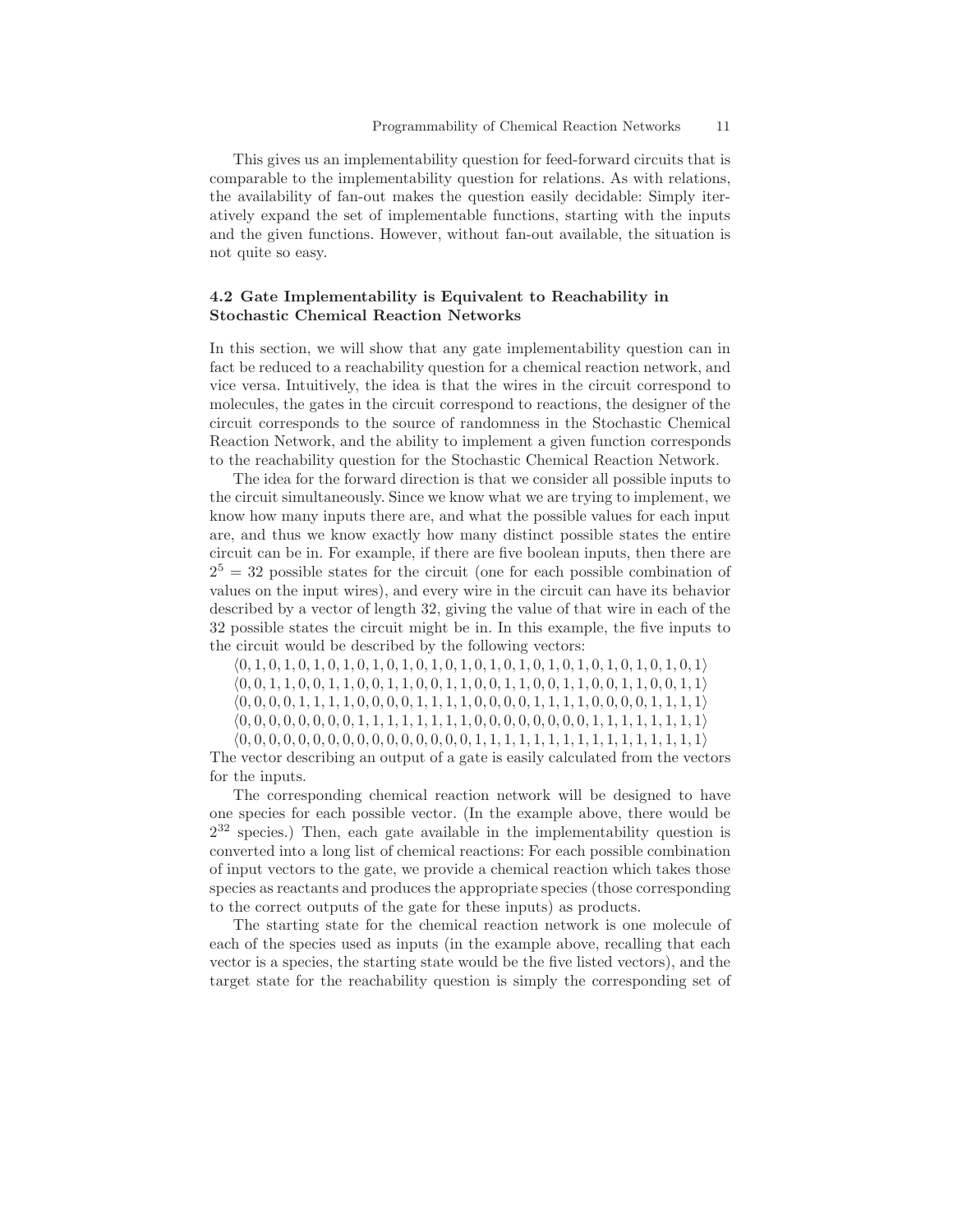This gives us an implementability question for feed-forward circuits that is comparable to the implementability question for relations. As with relations, the availability of fan-out makes the question easily decidable: Simply iteratively expand the set of implementable functions, starting with the inputs and the given functions. However, without fan-out available, the situation is not quite so easy.

### 4.2 Gate Implementability is Equivalent to Reachability in Stochastic Chemical Reaction Networks

In this section, we will show that any gate implementability question can in fact be reduced to a reachability question for a chemical reaction network, and vice versa. Intuitively, the idea is that the wires in the circuit correspond to molecules, the gates in the circuit correspond to reactions, the designer of the circuit corresponds to the source of randomness in the Stochastic Chemical Reaction Network, and the ability to implement a given function corresponds to the reachability question for the Stochastic Chemical Reaction Network.

The idea for the forward direction is that we consider all possible inputs to the circuit simultaneously. Since we know what we are trying to implement, we know how many inputs there are, and what the possible values for each input are, and thus we know exactly how many distinct possible states the entire circuit can be in. For example, if there are five boolean inputs, then there are $2^5 = 32$ possible states for the circuit (one for each possible combination of values on the input wires), and every wire in the circuit can have its behavior described by a vector of length 32, giving the value of that wire in each of the 32 possible states the circuit might be in. In this example, the five inputs to the circuit would be described by the following vectors:

$\langle 0,1,0,1,0,1,0,1,0,1,0,1,0,1,0,1,0,1,0,1,0,1,0,1,0,1,0,1,0,1,0,1 \rangle$
$\langle 0,0,1,1,0,0,1,1,0,0,1,1,0,0,1,1,0,0,1,1,0,0,1,1,0,0,1,1,0,0,1,1 \rangle$
$\langle 0,0,0,0,1,1,1,1,0,0,0,0,1,1,1,1,0,0,0,0,1,1,1,1,0,0,0,0,1,1,1,1 \rangle$
$\langle 0,0,0,0,0,0,0,0,1,1,1,1,1,1,1,1,0,0,0,0,0,0,0,0,1,1,1,1,1,1,1,1 \rangle$
$\langle 0,0,0,0,0,0,0,0,0,0,0,0,0,0,0,0,1,1,1,1,1,1,1,1,1,1,1,1,1,1,1,1 \rangle$

The vector describing an output of a gate is easily calculated from the vectors for the inputs.

The corresponding chemical reaction network will be designed to have one species for each possible vector. (In the example above, there would be $2^{32}$ species.) Then, each gate available in the implementability question is converted into a long list of chemical reactions: For each possible combination of input vectors to the gate, we provide a chemical reaction which takes those species as reactants and produces the appropriate species (those corresponding to the correct outputs of the gate for these inputs) as products.

The starting state for the chemical reaction network is one molecule of each of the species used as inputs (in the example above, recalling that each vector is a species, the starting state would be the five listed vectors), and the target state for the reachability question is simply the corresponding set of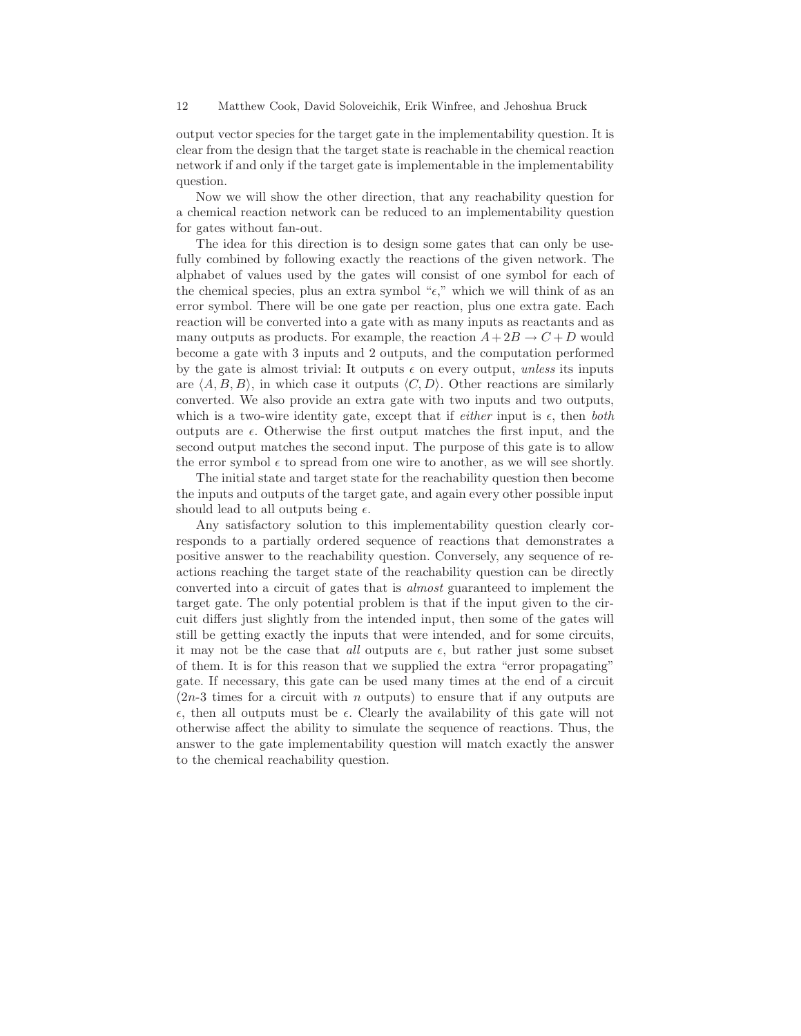output vector species for the target gate in the implementability question. It is clear from the design that the target state is reachable in the chemical reaction network if and only if the target gate is implementable in the implementability question.

Now we will show the other direction, that any reachability question for a chemical reaction network can be reduced to an implementability question for gates without fan-out.

The idea for this direction is to design some gates that can only be usefully combined by following exactly the reactions of the given network. The alphabet of values used by the gates will consist of one symbol for each of the chemical species, plus an extra symbol "$\epsilon$," which we will think of as an error symbol. There will be one gate per reaction, plus one extra gate. Each reaction will be converted into a gate with as many inputs as reactants and as many outputs as products. For example, the reaction $A+2B \rightarrow C+D$ would become a gate with 3 inputs and 2 outputs, and the computation performed by the gate is almost trivial: It outputs $\epsilon$ on every output, *unless* its inputs are $\langle A, B, B\rangle$, in which case it outputs $\langle C, D\rangle$. Other reactions are similarly converted. We also provide an extra gate with two inputs and two outputs, which is a two-wire identity gate, except that if *either* input is $\epsilon$, then *both* outputs are $\epsilon$. Otherwise the first output matches the first input, and the second output matches the second input. The purpose of this gate is to allow the error symbol $\epsilon$ to spread from one wire to another, as we will see shortly.

The initial state and target state for the reachability question then become the inputs and outputs of the target gate, and again every other possible input should lead to all outputs being $\epsilon$.

Any satisfactory solution to this implementability question clearly corresponds to a partially ordered sequence of reactions that demonstrates a positive answer to the reachability question. Conversely, any sequence of reactions reaching the target state of the reachability question can be directly converted into a circuit of gates that is *almost* guaranteed to implement the target gate. The only potential problem is that if the input given to the circuit differs just slightly from the intended input, then some of the gates will still be getting exactly the inputs that were intended, and for some circuits, it may not be the case that *all* outputs are $\epsilon$, but rather just some subset of them. It is for this reason that we supplied the extra "error propagating" gate. If necessary, this gate can be used many times at the end of a circuit ($2n$-3 times for a circuit with $n$ outputs) to ensure that if any outputs are $\epsilon$, then all outputs must be $\epsilon$. Clearly the availability of this gate will not otherwise affect the ability to simulate the sequence of reactions. Thus, the answer to the gate implementability question will match exactly the answer to the chemical reachability question.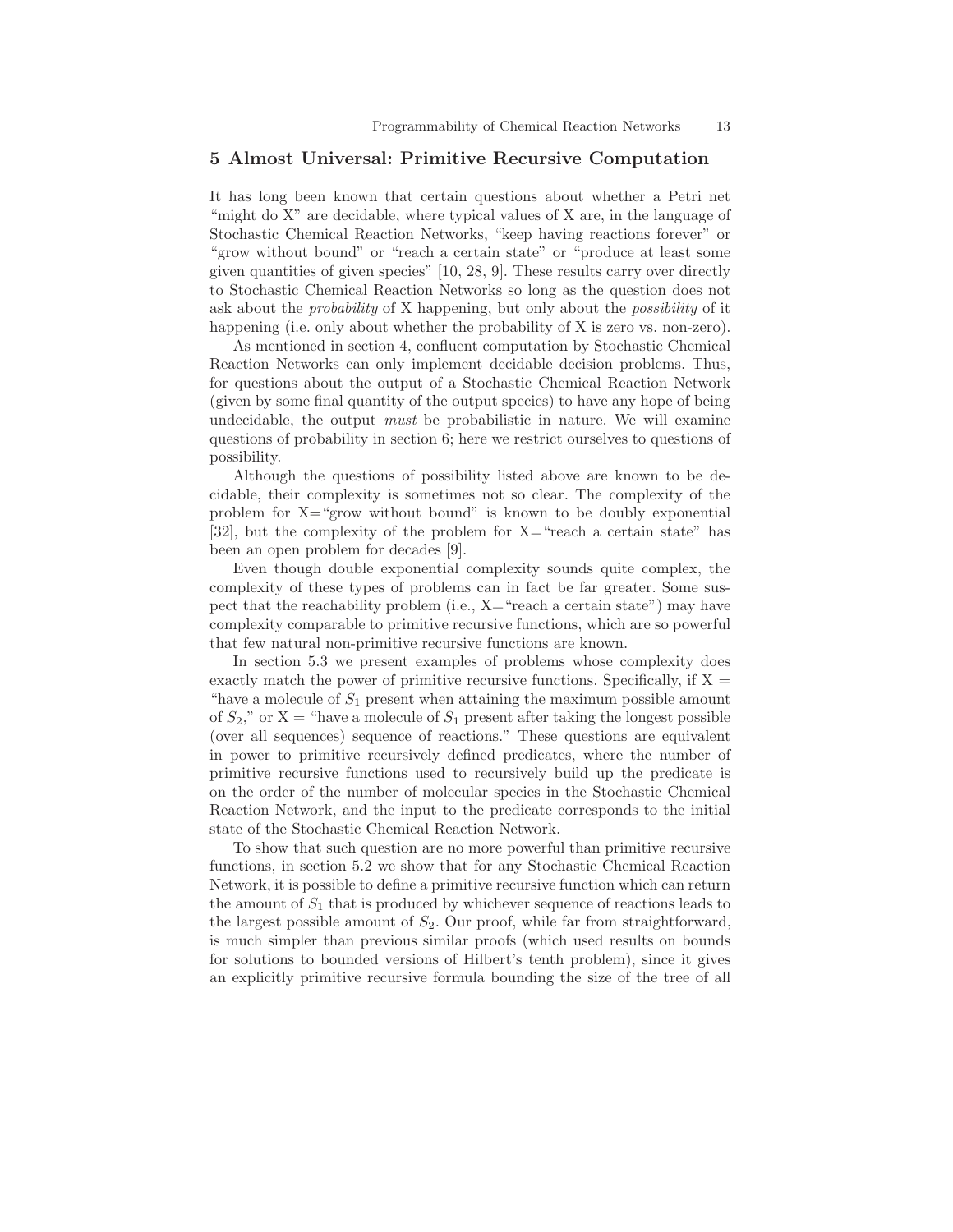## 5 Almost Universal: Primitive Recursive Computation

It has long been known that certain questions about whether a Petri net "might do X" are decidable, where typical values of X are, in the language of Stochastic Chemical Reaction Networks, "keep having reactions forever" or "grow without bound" or "reach a certain state" or "produce at least some given quantities of given species" [10, 28, 9]. These results carry over directly to Stochastic Chemical Reaction Networks so long as the question does not ask about the *probability* of X happening, but only about the *possibility* of it happening (i.e. only about whether the probability of X is zero vs. non-zero).

As mentioned in section 4, confluent computation by Stochastic Chemical Reaction Networks can only implement decidable decision problems. Thus, for questions about the output of a Stochastic Chemical Reaction Network (given by some final quantity of the output species) to have any hope of being undecidable, the output *must* be probabilistic in nature. We will examine questions of probability in section 6; here we restrict ourselves to questions of possibility.

Although the questions of possibility listed above are known to be decidable, their complexity is sometimes not so clear. The complexity of the problem for X="grow without bound" is known to be doubly exponential [32], but the complexity of the problem for X="reach a certain state" has been an open problem for decades [9].

Even though double exponential complexity sounds quite complex, the complexity of these types of problems can in fact be far greater. Some suspect that the reachability problem (i.e., X="reach a certain state") may have complexity comparable to primitive recursive functions, which are so powerful that few natural non-primitive recursive functions are known.

In section 5.3 we present examples of problems whose complexity does exactly match the power of primitive recursive functions. Specifically, if X = "have a molecule of $S_1$ present when attaining the maximum possible amount of $S_2$," or X = "have a molecule of $S_1$ present after taking the longest possible (over all sequences) sequence of reactions." These questions are equivalent in power to primitive recursively defined predicates, where the number of primitive recursive functions used to recursively build up the predicate is on the order of the number of molecular species in the Stochastic Chemical Reaction Network, and the input to the predicate corresponds to the initial state of the Stochastic Chemical Reaction Network.

To show that such question are no more powerful than primitive recursive functions, in section 5.2 we show that for any Stochastic Chemical Reaction Network, it is possible to define a primitive recursive function which can return the amount of $S_1$ that is produced by whichever sequence of reactions leads to the largest possible amount of $S_2$. Our proof, while far from straightforward, is much simpler than previous similar proofs (which used results on bounds for solutions to bounded versions of Hilbert's tenth problem), since it gives an explicitly primitive recursive formula bounding the size of the tree of all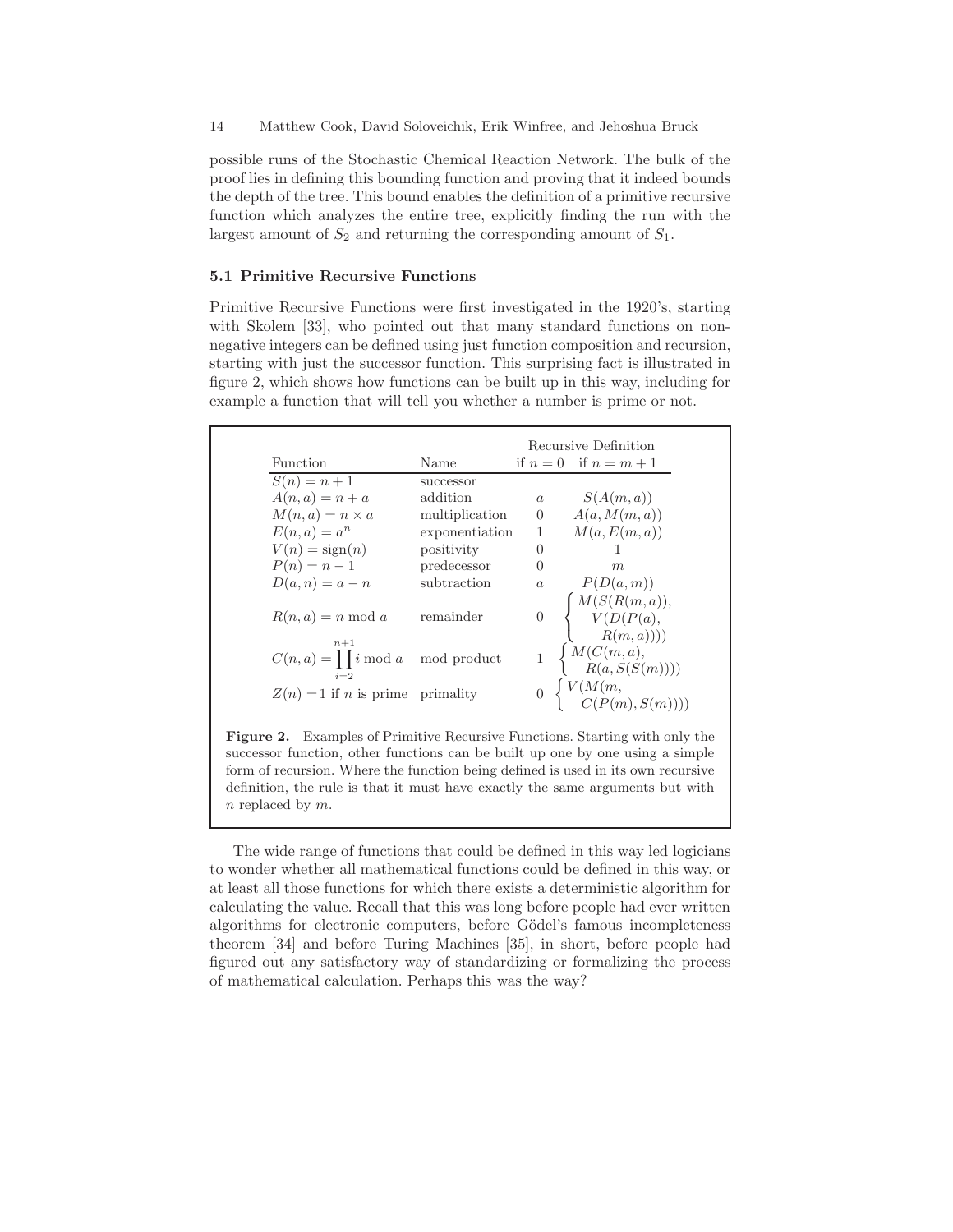possible runs of the Stochastic Chemical Reaction Network. The bulk of the proof lies in defining this bounding function and proving that it indeed bounds the depth of the tree. This bound enables the definition of a primitive recursive function which analyzes the entire tree, explicitly finding the run with the largest amount of $S_2$ and returning the corresponding amount of $S_1$.

### 5.1 Primitive Recursive Functions

Primitive Recursive Functions were first investigated in the 1920's, starting with Skolem [33], who pointed out that many standard functions on nonnegative integers can be defined using just function composition and recursion, starting with just the successor function. This surprising fact is illustrated in figure 2, which shows how functions can be built up in this way, including for example a function that will tell you whether a number is prime or not.

| Function | Name | Recursive Definition if $n = 0$ | Recursive Definition if $n = m + 1$ |
|---|---|---|---|
| $S(n) = n + 1$ | successor | | |
| $A(n, a) = n + a$ | addition | $a$ | $S(A(m, a))$ |
| $M(n, a) = n \times a$ | multiplication | $0$ | $A(a, M(m, a))$ |
| $E(n, a) = a^n$ | exponentiation | $1$ | $M(a, E(m, a))$ |
| $V(n) = \text{sign}(n)$ | positivity | $0$ | $1$ |
| $P(n) = n - 1$ | predecessor | $0$ | $m$ |
| $D(a, n) = a - n$ | subtraction | $a$ | $P(D(a, m))$ |
| $R(n, a) = n \bmod a$ | remainder | $0$ | $M(S(R(m, a)), V(D(P(a), R(m, a))))$ |
| $C(n, a) = \prod_{i=2}^{n+1} i \bmod a$ | mod product | $1$ | $M(C(m, a), R(a, S(S(m))))$ |
| $Z(n) = 1$ if $n$ is prime | primality | $0$ | $V(M(m, C(P(m), S(m))))$ |

**Figure 2.** Examples of Primitive Recursive Functions. Starting with only the successor function, other functions can be built up one by one using a simple form of recursion. Where the function being defined is used in its own recursive definition, the rule is that it must have exactly the same arguments but with $n$ replaced by $m$.

The wide range of functions that could be defined in this way led logicians to wonder whether all mathematical functions could be defined in this way, or at least all those functions for which there exists a deterministic algorithm for calculating the value. Recall that this was long before people had ever written algorithms for electronic computers, before Gödel's famous incompleteness theorem [34] and before Turing Machines [35], in short, before people had figured out any satisfactory way of standardizing or formalizing the process of mathematical calculation. Perhaps this was the way?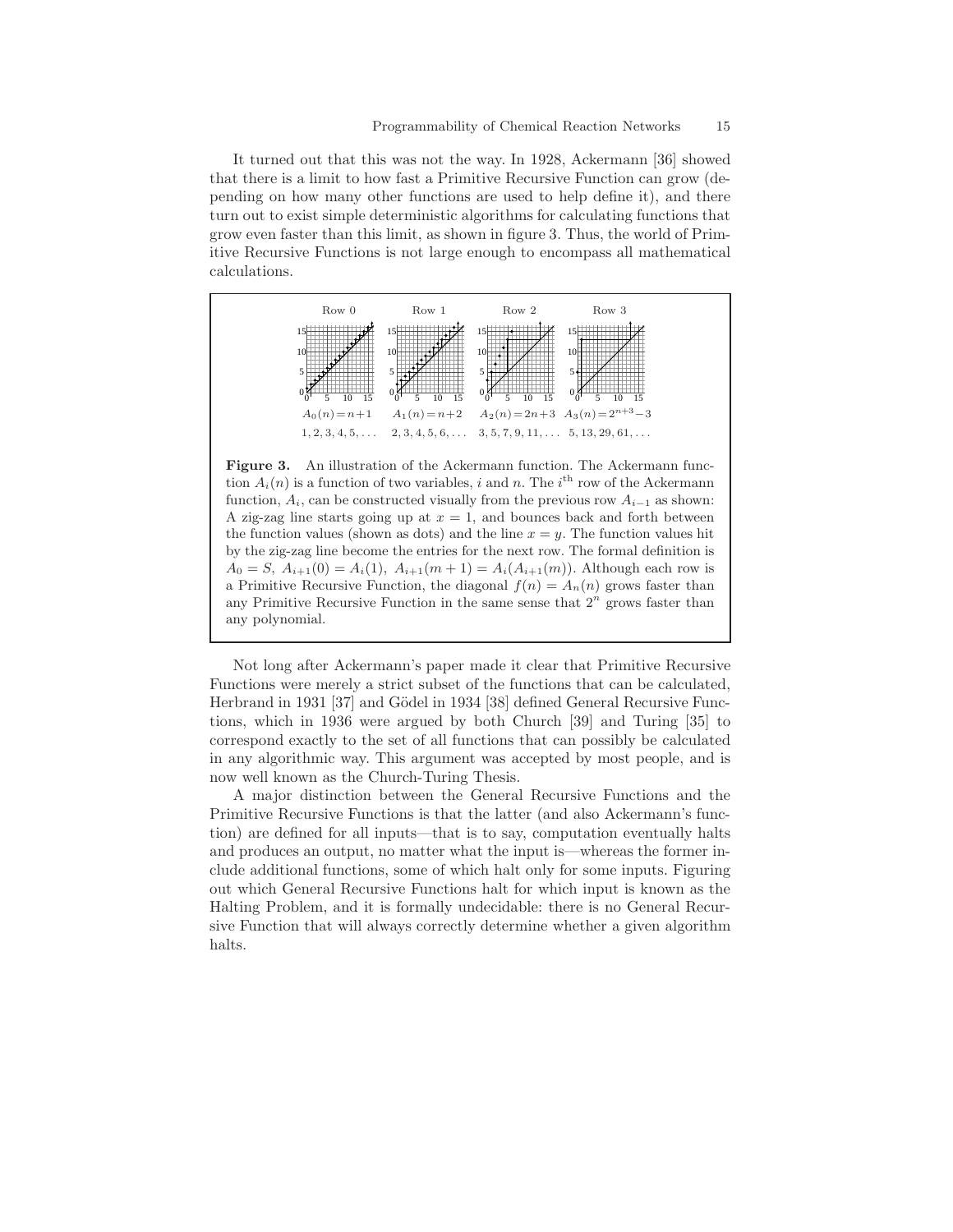It turned out that this was not the way. In 1928, Ackermann [36] showed that there is a limit to how fast a Primitive Recursive Function can grow (depending on how many other functions are used to help define it), and there turn out to exist simple deterministic algorithms for calculating functions that grow even faster than this limit, as shown in figure 3. Thus, the world of Primitive Recursive Functions is not large enough to encompass all mathematical calculations.

Row 0 Row 1 Row 2 Row 3

$A_0(n) = n+1$ $A_1(n) = n+2$ $A_2(n) = 2n+3$ $A_3(n) = 2^{n+3} - 3$

$1, 2, 3, 4, 5, \ldots$ $2, 3, 4, 5, 6, \ldots$ $3, 5, 7, 9, 11, \ldots$ $5, 13, 29, 61, \ldots$

**Figure 3.** An illustration of the Ackermann function. The Ackermann function $A_i(n)$ is a function of two variables, $i$ and $n$. The $i^{\text{th}}$ row of the Ackermann function, $A_i$, can be constructed visually from the previous row $A_{i-1}$ as shown: A zig-zag line starts going up at $x = 1$, and bounces back and forth between the function values (shown as dots) and the line $x = y$. The function values hit by the zig-zag line become the entries for the next row. The formal definition is $A_0 = S$, $A_{i+1}(0) = A_i(1)$, $A_{i+1}(m+1) = A_i(A_{i+1}(m))$. Although each row is a Primitive Recursive Function, the diagonal $f(n) = A_n(n)$ grows faster than any Primitive Recursive Function in the same sense that $2^n$ grows faster than any polynomial.

Not long after Ackermann's paper made it clear that Primitive Recursive Functions were merely a strict subset of the functions that can be calculated, Herbrand in 1931 [37] and Gödel in 1934 [38] defined General Recursive Functions, which in 1936 were argued by both Church [39] and Turing [35] to correspond exactly to the set of all functions that can possibly be calculated in any algorithmic way. This argument was accepted by most people, and is now well known as the Church-Turing Thesis.

A major distinction between the General Recursive Functions and the Primitive Recursive Functions is that the latter (and also Ackermann's function) are defined for all inputs—that is to say, computation eventually halts and produces an output, no matter what the input is—whereas the former include additional functions, some of which halt only for some inputs. Figuring out which General Recursive Functions halt for which input is known as the Halting Problem, and it is formally undecidable: there is no General Recursive Function that will always correctly determine whether a given algorithm halts.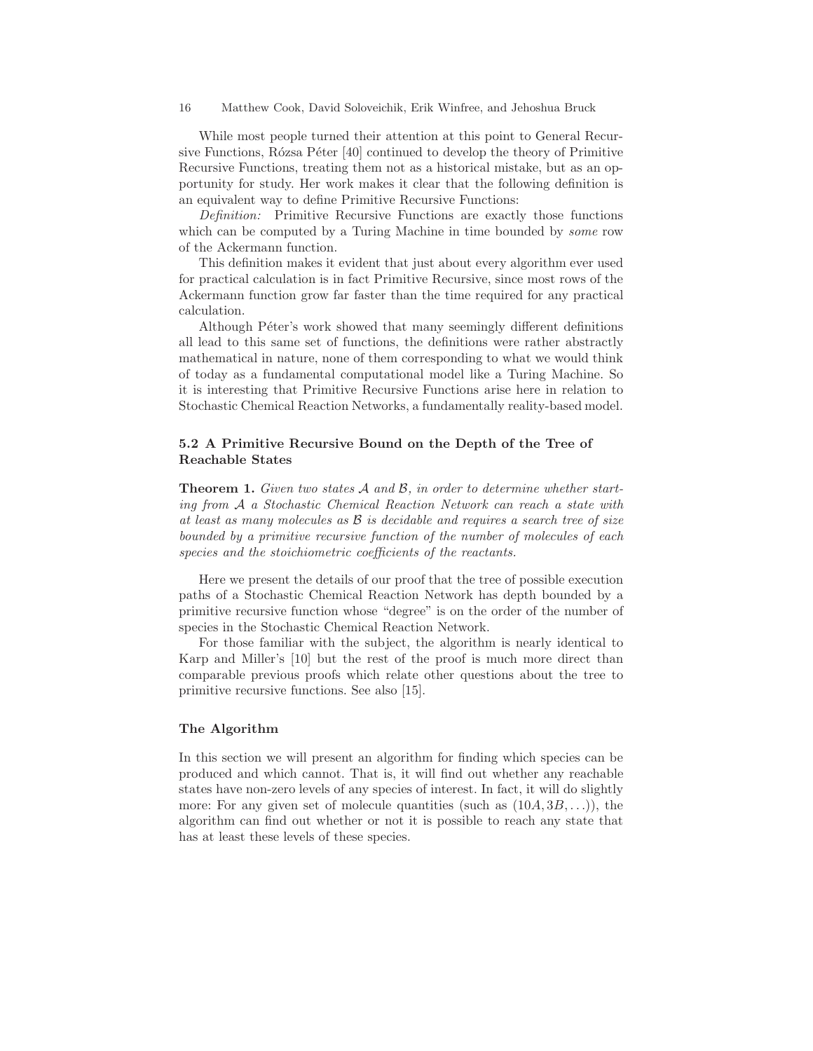While most people turned their attention at this point to General Recursive Functions, Rózsa Péter [40] continued to develop the theory of Primitive Recursive Functions, treating them not as a historical mistake, but as an opportunity for study. Her work makes it clear that the following definition is an equivalent way to define Primitive Recursive Functions:

*Definition:* Primitive Recursive Functions are exactly those functions which can be computed by a Turing Machine in time bounded by *some* row of the Ackermann function.

This definition makes it evident that just about every algorithm ever used for practical calculation is in fact Primitive Recursive, since most rows of the Ackermann function grow far faster than the time required for any practical calculation.

Although Péter's work showed that many seemingly different definitions all lead to this same set of functions, the definitions were rather abstractly mathematical in nature, none of them corresponding to what we would think of today as a fundamental computational model like a Turing Machine. So it is interesting that Primitive Recursive Functions arise here in relation to Stochastic Chemical Reaction Networks, a fundamentally reality-based model.

### 5.2 A Primitive Recursive Bound on the Depth of the Tree of Reachable States

**Theorem 1.** *Given two states $\mathcal{A}$ and $\mathcal{B}$, in order to determine whether starting from $\mathcal{A}$ a Stochastic Chemical Reaction Network can reach a state with at least as many molecules as $\mathcal{B}$ is decidable and requires a search tree of size bounded by a primitive recursive function of the number of molecules of each species and the stoichiometric coefficients of the reactants.*

Here we present the details of our proof that the tree of possible execution paths of a Stochastic Chemical Reaction Network has depth bounded by a primitive recursive function whose "degree" is on the order of the number of species in the Stochastic Chemical Reaction Network.

For those familiar with the subject, the algorithm is nearly identical to Karp and Miller's [10] but the rest of the proof is much more direct than comparable previous proofs which relate other questions about the tree to primitive recursive functions. See also [15].

#### The Algorithm

In this section we will present an algorithm for finding which species can be produced and which cannot. That is, it will find out whether any reachable states have non-zero levels of any species of interest. In fact, it will do slightly more: For any given set of molecule quantities (such as $(10A, 3B, \ldots)$), the algorithm can find out whether or not it is possible to reach any state that has at least these levels of these species.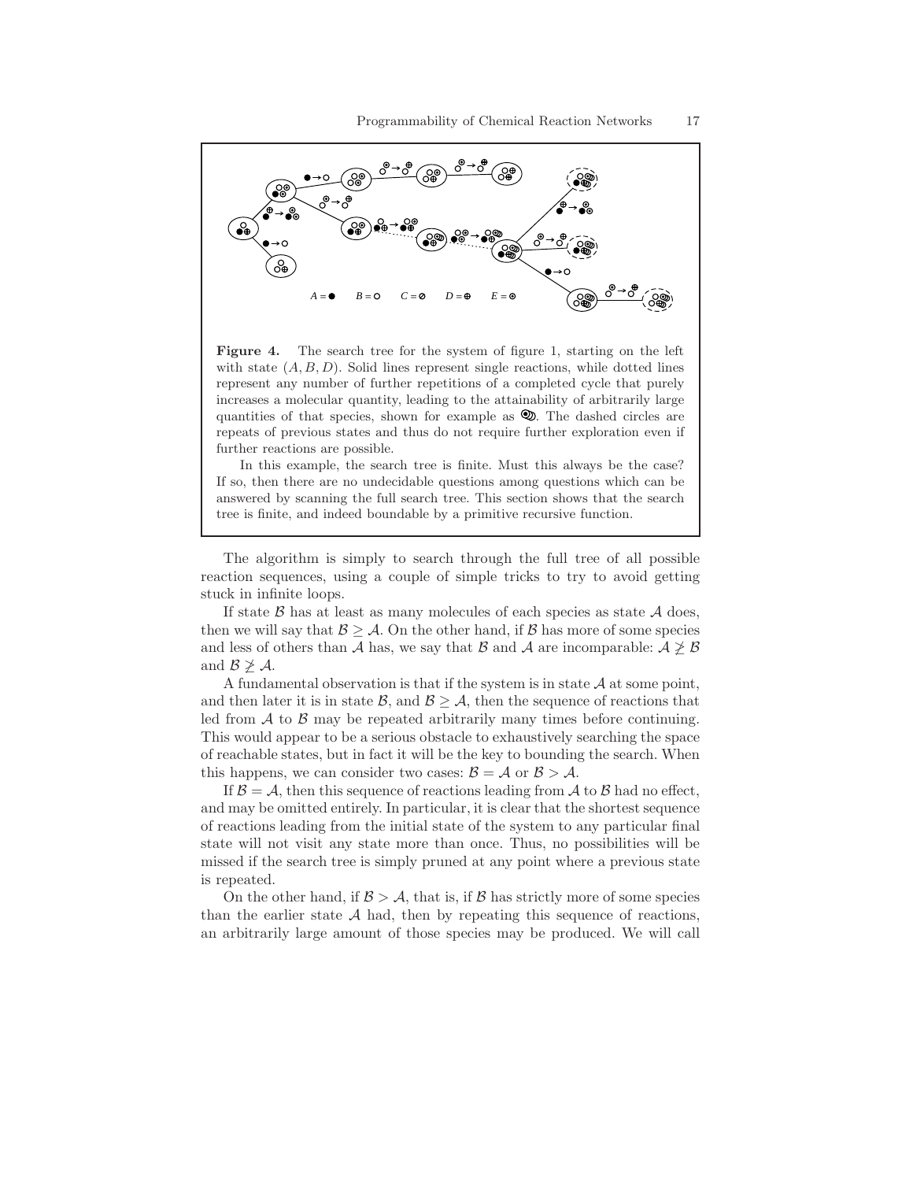Figure 4. The search tree for the system of figure 1, starting on the left with state $(A, B, D)$. Solid lines represent single reactions, while dotted lines represent any number of further repetitions of a completed cycle that purely increases a molecular quantity, leading to the attainability of arbitrarily large quantities of that species, shown for example as ⊚. The dashed circles are repeats of previous states and thus do not require further exploration even if further reactions are possible.

In this example, the search tree is finite. Must this always be the case? If so, then there are no undecidable questions among questions which can be answered by scanning the full search tree. This section shows that the search tree is finite, and indeed boundable by a primitive recursive function.

The algorithm is simply to search through the full tree of all possible reaction sequences, using a couple of simple tricks to try to avoid getting stuck in infinite loops.

If state $\mathcal{B}$ has at least as many molecules of each species as state $\mathcal{A}$ does, then we will say that $\mathcal{B} \geq \mathcal{A}$. On the other hand, if $\mathcal{B}$ has more of some species and less of others than $\mathcal{A}$ has, we say that $\mathcal{B}$ and $\mathcal{A}$ are incomparable: $\mathcal{A} \ngeq \mathcal{B}$ and $\mathcal{B} \ngeq \mathcal{A}$.

A fundamental observation is that if the system is in state $\mathcal{A}$ at some point, and then later it is in state $\mathcal{B}$, and $\mathcal{B} \geq \mathcal{A}$, then the sequence of reactions that led from $\mathcal{A}$ to $\mathcal{B}$ may be repeated arbitrarily many times before continuing. This would appear to be a serious obstacle to exhaustively searching the space of reachable states, but in fact it will be the key to bounding the search. When this happens, we can consider two cases: $\mathcal{B} = \mathcal{A}$ or $\mathcal{B} > \mathcal{A}$.

If $\mathcal{B} = \mathcal{A}$, then this sequence of reactions leading from $\mathcal{A}$ to $\mathcal{B}$ had no effect, and may be omitted entirely. In particular, it is clear that the shortest sequence of reactions leading from the initial state of the system to any particular final state will not visit any state more than once. Thus, no possibilities will be missed if the search tree is simply pruned at any point where a previous state is repeated.

On the other hand, if $\mathcal{B} > \mathcal{A}$, that is, if $\mathcal{B}$ has strictly more of some species than the earlier state $\mathcal{A}$ had, then by repeating this sequence of reactions, an arbitrarily large amount of those species may be produced. We will call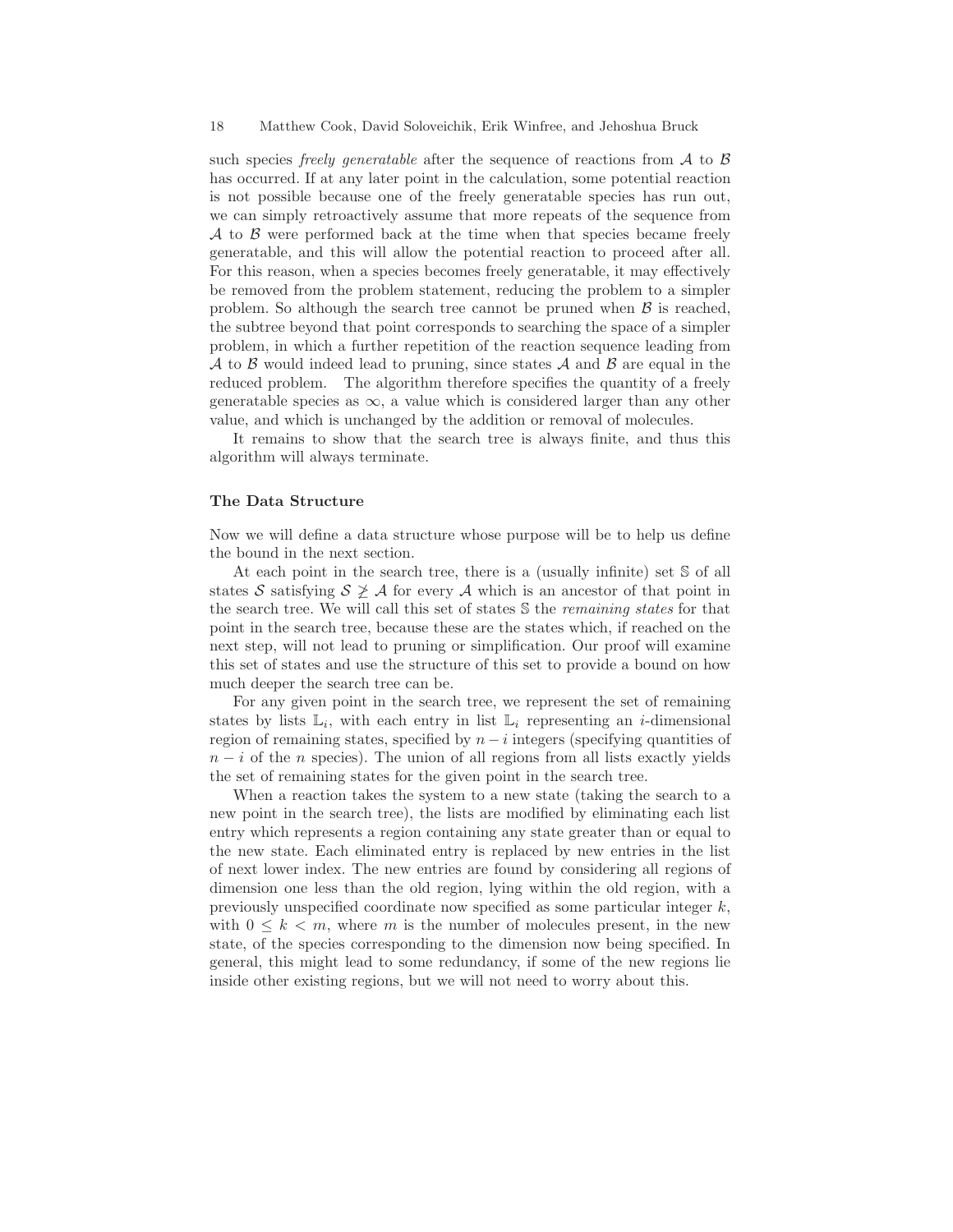such species *freely generatable* after the sequence of reactions from $\mathcal{A}$ to $\mathcal{B}$ has occurred. If at any later point in the calculation, some potential reaction is not possible because one of the freely generatable species has run out, we can simply retroactively assume that more repeats of the sequence from $\mathcal{A}$ to $\mathcal{B}$ were performed back at the time when that species became freely generatable, and this will allow the potential reaction to proceed after all. For this reason, when a species becomes freely generatable, it may effectively be removed from the problem statement, reducing the problem to a simpler problem. So although the search tree cannot be pruned when $\mathcal{B}$ is reached, the subtree beyond that point corresponds to searching the space of a simpler problem, in which a further repetition of the reaction sequence leading from $\mathcal{A}$ to $\mathcal{B}$ would indeed lead to pruning, since states $\mathcal{A}$ and $\mathcal{B}$ are equal in the reduced problem. The algorithm therefore specifies the quantity of a freely generatable species as $\infty$, a value which is considered larger than any other value, and which is unchanged by the addition or removal of molecules.

It remains to show that the search tree is always finite, and thus this algorithm will always terminate.

#### The Data Structure

Now we will define a data structure whose purpose will be to help us define the bound in the next section.

At each point in the search tree, there is a (usually infinite) set $\mathbb{S}$ of all states $\mathcal{S}$ satisfying $\mathcal{S} \not\geq \mathcal{A}$ for every $\mathcal{A}$ which is an ancestor of that point in the search tree. We will call this set of states $\mathbb{S}$ the *remaining states* for that point in the search tree, because these are the states which, if reached on the next step, will not lead to pruning or simplification. Our proof will examine this set of states and use the structure of this set to provide a bound on how much deeper the search tree can be.

For any given point in the search tree, we represent the set of remaining states by lists $\mathbb{L}_i$, with each entry in list $\mathbb{L}_i$ representing an $i$-dimensional region of remaining states, specified by $n - i$ integers (specifying quantities of $n - i$ of the $n$ species). The union of all regions from all lists exactly yields the set of remaining states for the given point in the search tree.

When a reaction takes the system to a new state (taking the search to a new point in the search tree), the lists are modified by eliminating each list entry which represents a region containing any state greater than or equal to the new state. Each eliminated entry is replaced by new entries in the list of next lower index. The new entries are found by considering all regions of dimension one less than the old region, lying within the old region, with a previously unspecified coordinate now specified as some particular integer $k$, with $0 \leq k < m$, where $m$ is the number of molecules present, in the new state, of the species corresponding to the dimension now being specified. In general, this might lead to some redundancy, if some of the new regions lie inside other existing regions, but we will not need to worry about this.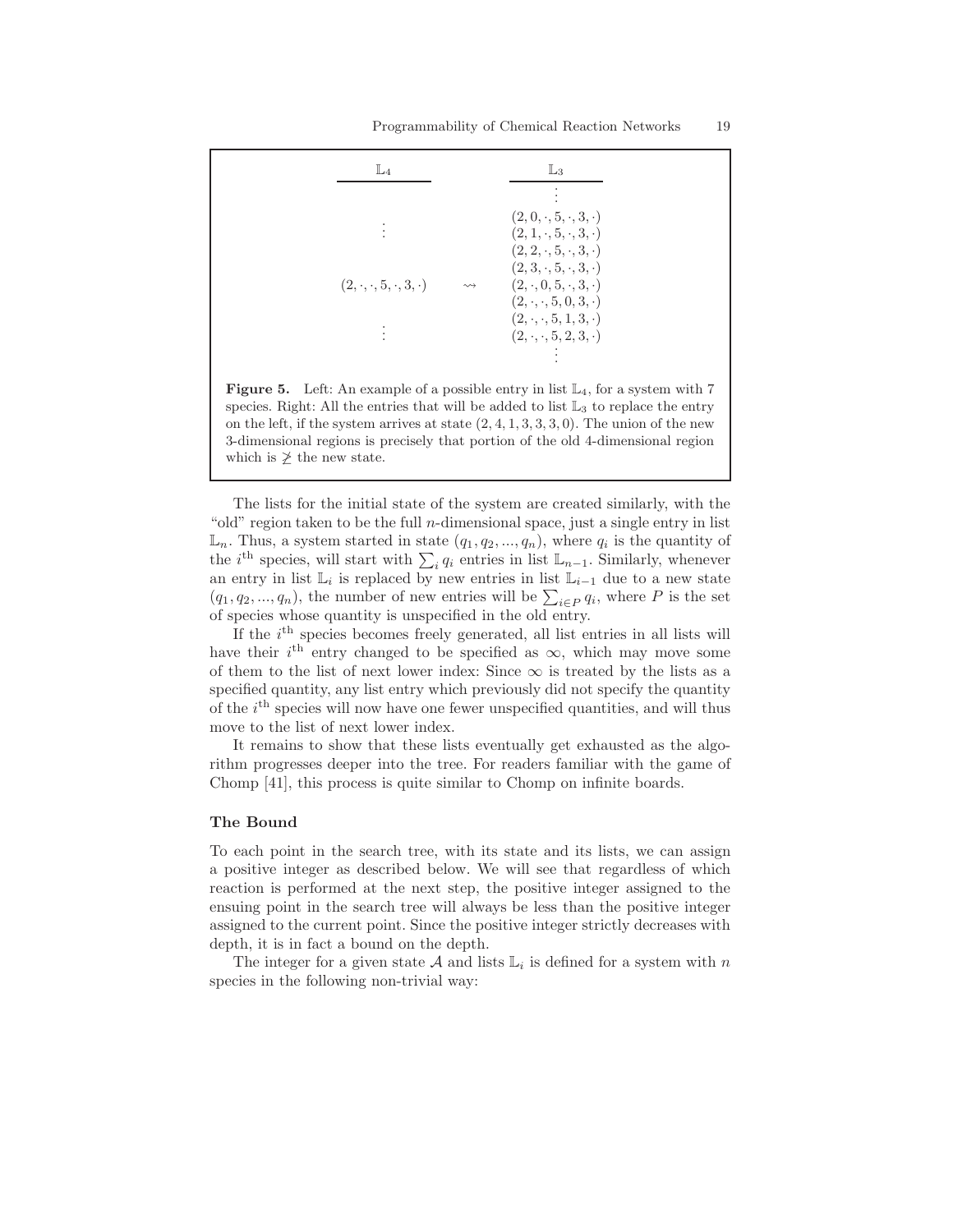| $\mathbb{L}_4$ | | $\mathbb{L}_3$ |
| --- | --- | --- |
| | | $\vdots$ |
| $\vdots$ | | $(2, 0, \cdot, 5, \cdot, 3, \cdot)$ |
| | | $(2, 1, \cdot, 5, \cdot, 3, \cdot)$ |
| | | $(2, 2, \cdot, 5, \cdot, 3, \cdot)$ |
| | | $(2, 3, \cdot, 5, \cdot, 3, \cdot)$ |
| $(2, \cdot, \cdot, 5, \cdot, 3, \cdot)$ | $\rightsquigarrow$ | $(2, \cdot, 0, 5, \cdot, 3, \cdot)$ |
| | | $(2, \cdot, \cdot, 5, 0, 3, \cdot)$ |
| $\vdots$ | | $(2, \cdot, \cdot, 5, 1, 3, \cdot)$ |
| | | $(2, \cdot, \cdot, 5, 2, 3, \cdot)$ |
| | | $\vdots$ |

**Figure 5.** Left: An example of a possible entry in list $\mathbb{L}_4$, for a system with 7 species. Right: All the entries that will be added to list $\mathbb{L}_3$ to replace the entry on the left, if the system arrives at state $(2, 4, 1, 3, 3, 3, 0)$. The union of the new 3-dimensional regions is precisely that portion of the old 4-dimensional region which is $\not\geq$ the new state.

The lists for the initial state of the system are created similarly, with the "old" region taken to be the full $n$-dimensional space, just a single entry in list $\mathbb{L}_n$. Thus, a system started in state $(q_1, q_2, ..., q_n)$, where $q_i$ is the quantity of the $i^{\text{th}}$ species, will start with $\sum_i q_i$ entries in list $\mathbb{L}_{n-1}$. Similarly, whenever an entry in list $\mathbb{L}_i$ is replaced by new entries in list $\mathbb{L}_{i-1}$ due to a new state $(q_1, q_2, ..., q_n)$, the number of new entries will be $\sum_{i \in P} q_i$, where $P$ is the set of species whose quantity is unspecified in the old entry.

If the $i^{\text{th}}$ species becomes freely generated, all list entries in all lists will have their $i^{\text{th}}$ entry changed to be specified as $\infty$, which may move some of them to the list of next lower index: Since $\infty$ is treated by the lists as a specified quantity, any list entry which previously did not specify the quantity of the $i^{\text{th}}$ species will now have one fewer unspecified quantities, and will thus move to the list of next lower index.

It remains to show that these lists eventually get exhausted as the algorithm progresses deeper into the tree. For readers familiar with the game of Chomp [41], this process is quite similar to Chomp on infinite boards.

### The Bound

To each point in the search tree, with its state and its lists, we can assign a positive integer as described below. We will see that regardless of which reaction is performed at the next step, the positive integer assigned to the ensuing point in the search tree will always be less than the positive integer assigned to the current point. Since the positive integer strictly decreases with depth, it is in fact a bound on the depth.

The integer for a given state $\mathcal{A}$ and lists $\mathbb{L}_i$ is defined for a system with $n$ species in the following non-trivial way: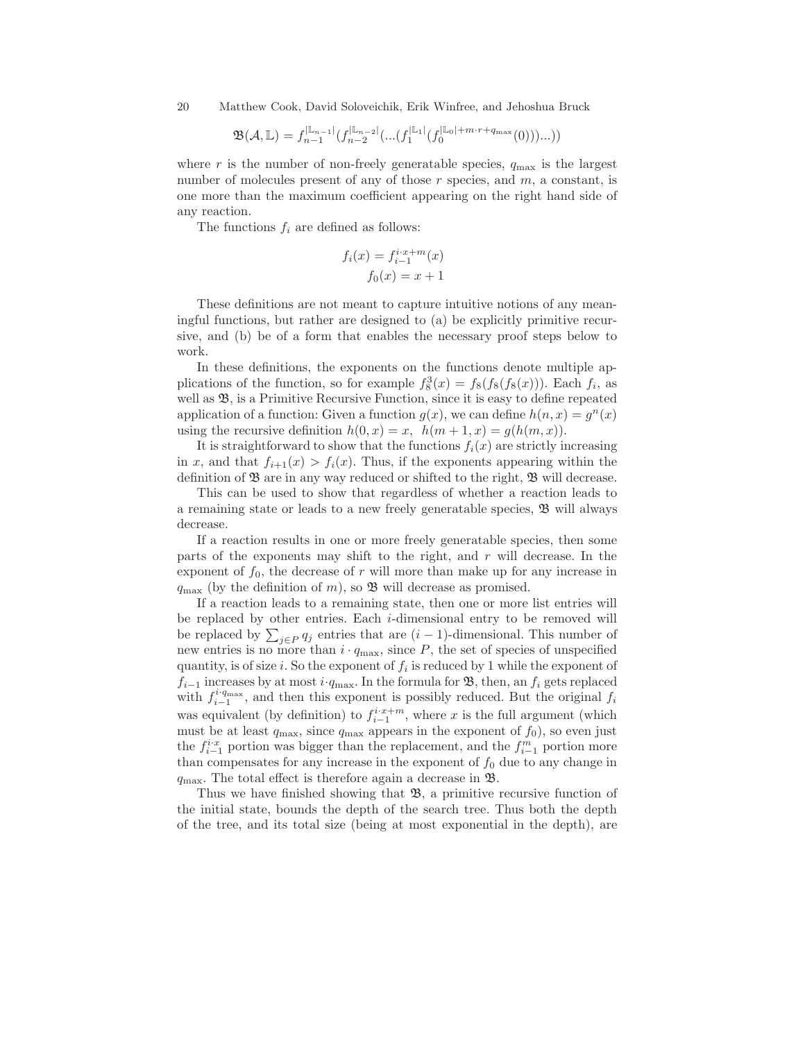$$\mathfrak{B}(\mathcal{A}, \mathbb{L}) = f_{n-1}^{|\mathbb{L}_{n-1}|}(f_{n-2}^{|\mathbb{L}_{n-2}|}(...(f_1^{|\mathbb{L}_1|}(f_0^{|\mathbb{L}_0|+m\cdot r+q_{\max}}(0)))...))$$

where $r$ is the number of non-freely generatable species, $q_{\max}$ is the largest number of molecules present of any of those $r$ species, and $m$, a constant, is one more than the maximum coefficient appearing on the right hand side of any reaction.

The functions $f_i$ are defined as follows:

$$f_i(x) = f_{i-1}^{i\cdot x+m}(x)$$
$$f_0(x) = x + 1$$

These definitions are not meant to capture intuitive notions of any meaningful functions, but rather are designed to (a) be explicitly primitive recursive, and (b) be of a form that enables the necessary proof steps below to work.

In these definitions, the exponents on the functions denote multiple applications of the function, so for example $f_8^3(x) = f_8(f_8(f_8(x)))$. Each $f_i$, as well as $\mathfrak{B}$, is a Primitive Recursive Function, since it is easy to define repeated application of a function: Given a function $g(x)$, we can define $h(n, x) = g^n(x)$ using the recursive definition $h(0, x) = x$, $h(m + 1, x) = g(h(m, x))$.

It is straightforward to show that the functions $f_i(x)$ are strictly increasing in $x$, and that $f_{i+1}(x) > f_i(x)$. Thus, if the exponents appearing within the definition of $\mathfrak{B}$ are in any way reduced or shifted to the right, $\mathfrak{B}$ will decrease.

This can be used to show that regardless of whether a reaction leads to a remaining state or leads to a new freely generatable species, $\mathfrak{B}$ will always decrease.

If a reaction results in one or more freely generatable species, then some parts of the exponents may shift to the right, and $r$ will decrease. In the exponent of $f_0$, the decrease of $r$ will more than make up for any increase in $q_{\max}$ (by the definition of $m$), so $\mathfrak{B}$ will decrease as promised.

If a reaction leads to a remaining state, then one or more list entries will be replaced by other entries. Each $i$-dimensional entry to be removed will be replaced by $\sum_{j\in P} q_j$ entries that are $(i-1)$-dimensional. This number of new entries is no more than $i \cdot q_{\max}$, since $P$, the set of species of unspecified quantity, is of size $i$. So the exponent of $f_i$ is reduced by 1 while the exponent of $f_{i-1}$ increases by at most $i\cdot q_{\max}$. In the formula for $\mathfrak{B}$, then, an $f_i$ gets replaced with $f_{i-1}^{i\cdot q_{\max}}$, and then this exponent is possibly reduced. But the original $f_i$ was equivalent (by definition) to $f_{i-1}^{i\cdot x+m}$, where $x$ is the full argument (which must be at least $q_{\max}$, since $q_{\max}$ appears in the exponent of $f_0$), so even just the $f_{i-1}^{i\cdot x}$ portion was bigger than the replacement, and the $f_{i-1}^m$ portion more than compensates for any increase in the exponent of $f_0$ due to any change in $q_{\max}$. The total effect is therefore again a decrease in $\mathfrak{B}$.

Thus we have finished showing that $\mathfrak{B}$, a primitive recursive function of the initial state, bounds the depth of the search tree. Thus both the depth of the tree, and its total size (being at most exponential in the depth), are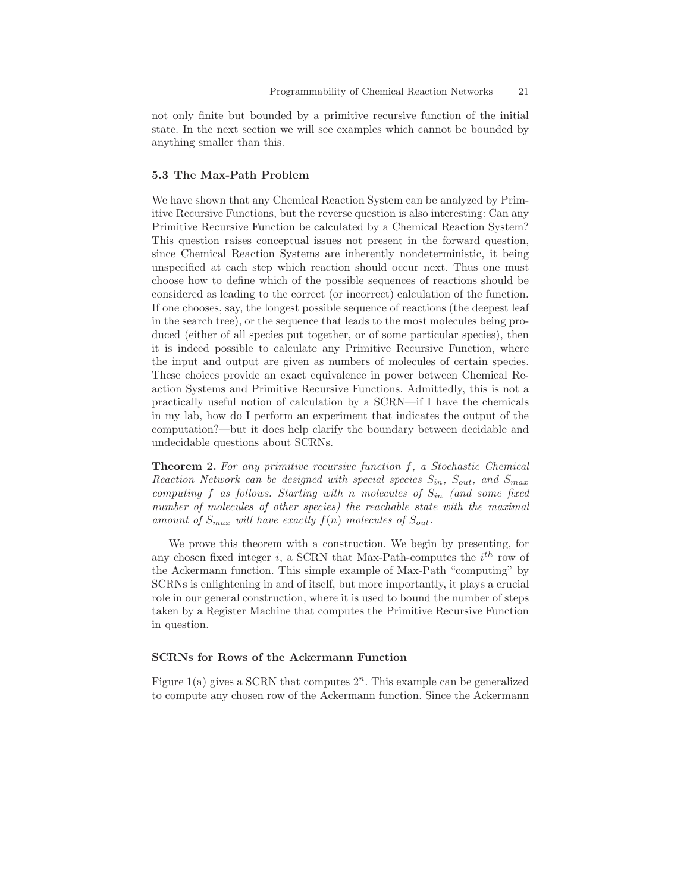not only finite but bounded by a primitive recursive function of the initial state. In the next section we will see examples which cannot be bounded by anything smaller than this.

### 5.3 The Max-Path Problem

We have shown that any Chemical Reaction System can be analyzed by Primitive Recursive Functions, but the reverse question is also interesting: Can any Primitive Recursive Function be calculated by a Chemical Reaction System? This question raises conceptual issues not present in the forward question, since Chemical Reaction Systems are inherently nondeterministic, it being unspecified at each step which reaction should occur next. Thus one must choose how to define which of the possible sequences of reactions should be considered as leading to the correct (or incorrect) calculation of the function. If one chooses, say, the longest possible sequence of reactions (the deepest leaf in the search tree), or the sequence that leads to the most molecules being produced (either of all species put together, or of some particular species), then it is indeed possible to calculate any Primitive Recursive Function, where the input and output are given as numbers of molecules of certain species. These choices provide an exact equivalence in power between Chemical Reaction Systems and Primitive Recursive Functions. Admittedly, this is not a practically useful notion of calculation by a SCRN—if I have the chemicals in my lab, how do I perform an experiment that indicates the output of the computation?—but it does help clarify the boundary between decidable and undecidable questions about SCRNs.

**Theorem 2.** *For any primitive recursive function $f$, a Stochastic Chemical Reaction Network can be designed with special species $S_{in}$, $S_{out}$, and $S_{max}$ computing $f$ as follows. Starting with $n$ molecules of $S_{in}$ (and some fixed number of molecules of other species) the reachable state with the maximal amount of $S_{max}$ will have exactly $f(n)$ molecules of $S_{out}$.*

We prove this theorem with a construction. We begin by presenting, for any chosen fixed integer $i$, a SCRN that Max-Path-computes the $i^{th}$ row of the Ackermann function. This simple example of Max-Path "computing" by SCRNs is enlightening in and of itself, but more importantly, it plays a crucial role in our general construction, where it is used to bound the number of steps taken by a Register Machine that computes the Primitive Recursive Function in question.

#### SCRNs for Rows of the Ackermann Function

Figure 1(a) gives a SCRN that computes $2^n$. This example can be generalized to compute any chosen row of the Ackermann function. Since the Ackermann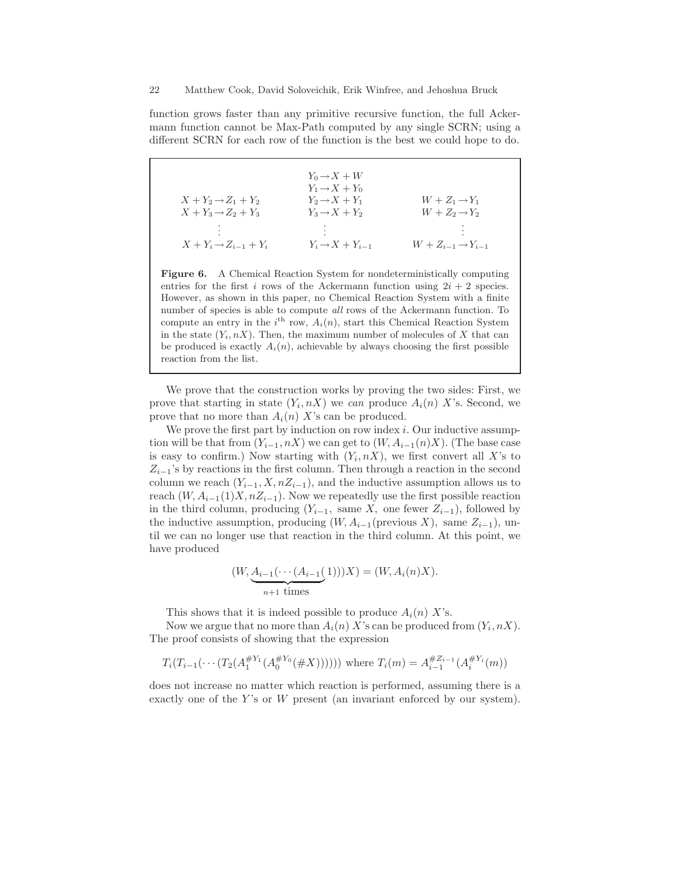function grows faster than any primitive recursive function, the full Ackermann function cannot be Max-Path computed by any single SCRN; using a different SCRN for each row of the function is the best we could hope to do.

$$
\begin{array}{ccc}
 & Y_0 \to X + W & \\
 & Y_1 \to X + Y_0 & \\
X + Y_2 \to Z_1 + Y_2 & Y_2 \to X + Y_1 & W + Z_1 \to Y_1 \\
X + Y_3 \to Z_2 + Y_3 & Y_3 \to X + Y_2 & W + Z_2 \to Y_2 \\
\vdots & \vdots & \vdots \\
X + Y_i \to Z_{i-1} + Y_i & Y_i \to X + Y_{i-1} & W + Z_{i-1} \to Y_{i-1}
\end{array}
$$

**Figure 6.** A Chemical Reaction System for nondeterministically computing entries for the first $i$ rows of the Ackermann function using $2i + 2$ species. However, as shown in this paper, no Chemical Reaction System with a finite number of species is able to compute *all* rows of the Ackermann function. To compute an entry in the $i^{\text{th}}$ row, $A_i(n)$, start this Chemical Reaction System in the state $(Y_i, nX)$. Then, the maximum number of molecules of $X$ that can be produced is exactly $A_i(n)$, achievable by always choosing the first possible reaction from the list.

We prove that the construction works by proving the two sides: First, we prove that starting in state $(Y_i, nX)$ we *can* produce $A_i(n)$ $X$'s. Second, we prove that no more than $A_i(n)$ $X$'s can be produced.

We prove the first part by induction on row index $i$. Our inductive assumption will be that from $(Y_{i-1}, nX)$ we can get to $(W, A_{i-1}(n)X)$. (The base case is easy to confirm.) Now starting with $(Y_i, nX)$, we first convert all $X$'s to $Z_{i-1}$'s by reactions in the first column. Then through a reaction in the second column we reach $(Y_{i-1}, X, nZ_{i-1})$, and the inductive assumption allows us to reach $(W, A_{i-1}(1)X, nZ_{i-1})$. Now we repeatedly use the first possible reaction in the third column, producing ($Y_{i-1}$, same $X$, one fewer $Z_{i-1}$), followed by the inductive assumption, producing ($W, A_{i-1}$(previous $X$), same $Z_{i-1}$), until we can no longer use that reaction in the third column. At this point, we have produced

$$(W, \underbrace{A_{i-1}(\cdots(A_{i-1}(}_{n+1 \text{ times}}1)))X) = (W, A_i(n)X).$$

This shows that it is indeed possible to produce $A_i(n)$ $X$'s.

Now we argue that no more than $A_i(n)$ $X$'s can be produced from $(Y_i, nX)$. The proof consists of showing that the expression

$$T_i(T_{i-1}(\cdots(T_2(A_1^{\#Y_1}(A_0^{\#Y_0}(\#X)))))) \text{ where } T_i(m) = A_{i-1}^{\#Z_{i-1}}(A_i^{\#Y_i}(m))$$

does not increase no matter which reaction is performed, assuming there is a exactly one of the $Y$'s or $W$ present (an invariant enforced by our system).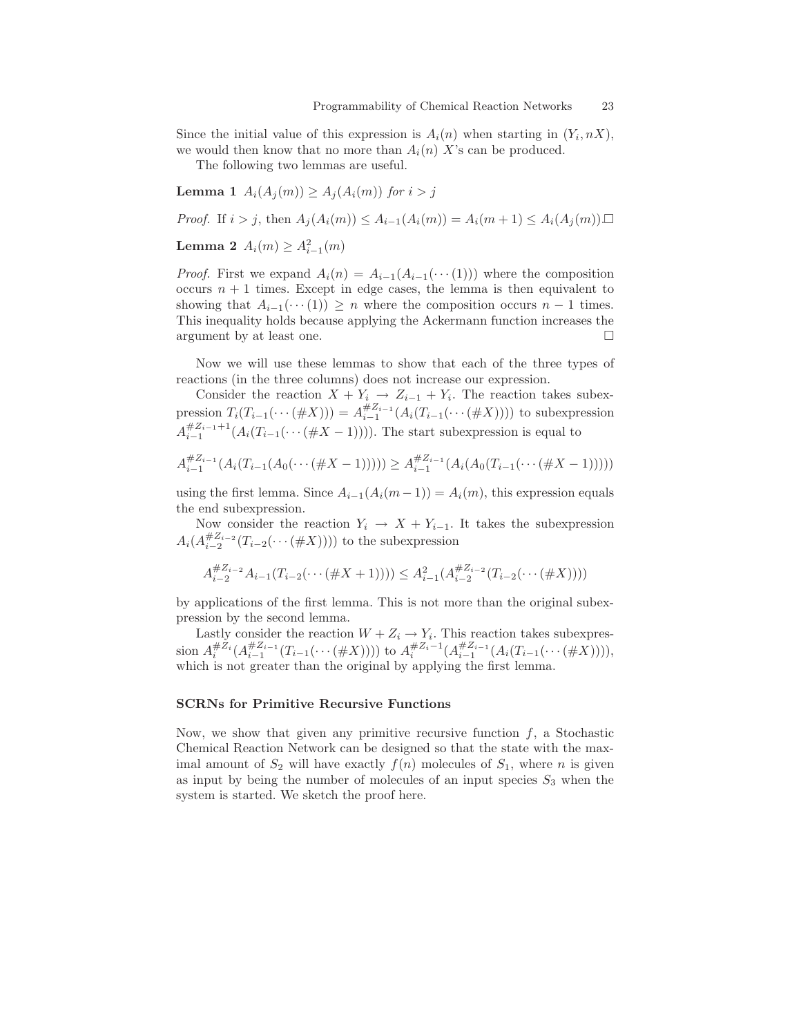Since the initial value of this expression is $A_i(n)$ when starting in $(Y_i, nX)$, we would then know that no more than $A_i(n)$ $X$'s can be produced.

The following two lemmas are useful.

**Lemma 1** $A_i(A_j(m)) \geq A_j(A_i(m))$ *for* $i > j$

*Proof.* If $i > j$, then $A_j(A_i(m)) \leq A_{i-1}(A_i(m)) = A_i(m+1) \leq A_i(A_j(m))$. □

**Lemma 2** $A_i(m) \geq A_{i-1}^2(m)$

*Proof.* First we expand $A_i(n) = A_{i-1}(A_{i-1}(\cdots(1)))$ where the composition occurs $n+1$ times. Except in edge cases, the lemma is then equivalent to showing that $A_{i-1}(\cdots(1)) \geq n$ where the composition occurs $n-1$ times. This inequality holds because applying the Ackermann function increases the argument by at least one. □

Now we will use these lemmas to show that each of the three types of reactions (in the three columns) does not increase our expression.

Consider the reaction $X + Y_i \to Z_{i-1} + Y_i$. The reaction takes subexpression $T_i(T_{i-1}(\cdots(\#X))) = A_{i-1}^{\#Z_{i-1}}(A_i(T_{i-1}(\cdots(\#X))))$ to subexpression $A_{i-1}^{\#Z_{i-1}+1}(A_i(T_{i-1}(\cdots(\#X-1))))$. The start subexpression is equal to

$$A_{i-1}^{\#Z_{i-1}}(A_i(T_{i-1}(A_0(\cdots(\#X-1))))) \geq A_{i-1}^{\#Z_{i-1}}(A_i(A_0(T_{i-1}(\cdots(\#X-1)))))$$

using the first lemma. Since $A_{i-1}(A_i(m-1)) = A_i(m)$, this expression equals the end subexpression.

Now consider the reaction $Y_i \to X + Y_{i-1}$. It takes the subexpression $A_i(A_{i-2}^{\#Z_{i-2}}(T_{i-2}(\cdots(\#X))))$ to the subexpression

$$A_{i-2}^{\#Z_{i-2}}A_{i-1}(T_{i-2}(\cdots(\#X+1)))) \leq A_{i-1}^2(A_{i-2}^{\#Z_{i-2}}(T_{i-2}(\cdots(\#X))))$$

by applications of the first lemma. This is not more than the original subexpression by the second lemma.

Lastly consider the reaction $W + Z_i \to Y_i$. This reaction takes subexpression $A_i^{\#Z_i}(A_{i-1}^{\#Z_{i-1}}(T_{i-1}(\cdots(\#X))))$ to $A_i^{\#Z_i-1}(A_{i-1}^{\#Z_{i-1}}(A_i(T_{i-1}(\cdots(\#X))))$, which is not greater than the original by applying the first lemma.

### SCRNs for Primitive Recursive Functions

Now, we show that given any primitive recursive function $f$, a Stochastic Chemical Reaction Network can be designed so that the state with the maximal amount of $S_2$ will have exactly $f(n)$ molecules of $S_1$, where $n$ is given as input by being the number of molecules of an input species $S_3$ when the system is started. We sketch the proof here.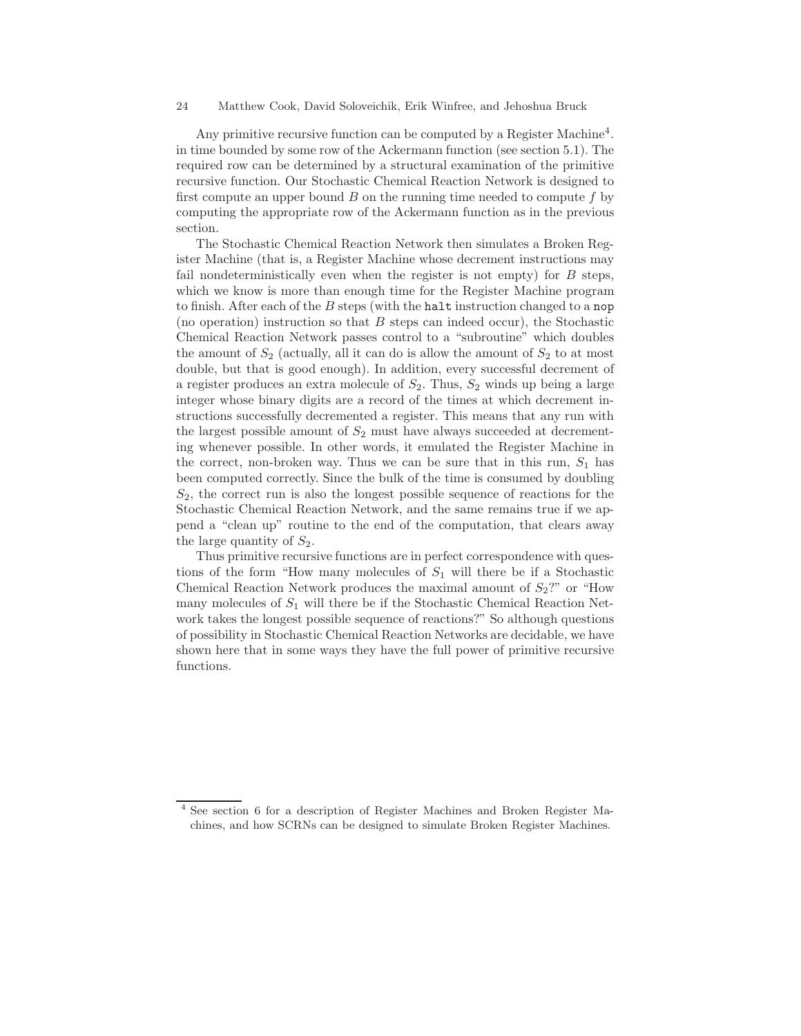Any primitive recursive function can be computed by a Register Machine[4]. in time bounded by some row of the Ackermann function (see section 5.1). The required row can be determined by a structural examination of the primitive recursive function. Our Stochastic Chemical Reaction Network is designed to first compute an upper bound $B$ on the running time needed to compute $f$ by computing the appropriate row of the Ackermann function as in the previous section.

The Stochastic Chemical Reaction Network then simulates a Broken Register Machine (that is, a Register Machine whose decrement instructions may fail nondeterministically even when the register is not empty) for $B$ steps, which we know is more than enough time for the Register Machine program to finish. After each of the $B$ steps (with the `halt` instruction changed to a `nop` (no operation) instruction so that $B$ steps can indeed occur), the Stochastic Chemical Reaction Network passes control to a "subroutine" which doubles the amount of $S_2$ (actually, all it can do is allow the amount of $S_2$ to at most double, but that is good enough). In addition, every successful decrement of a register produces an extra molecule of $S_2$. Thus, $S_2$ winds up being a large integer whose binary digits are a record of the times at which decrement instructions successfully decremented a register. This means that any run with the largest possible amount of $S_2$ must have always succeeded at decrementing whenever possible. In other words, it emulated the Register Machine in the correct, non-broken way. Thus we can be sure that in this run, $S_1$ has been computed correctly. Since the bulk of the time is consumed by doubling $S_2$, the correct run is also the longest possible sequence of reactions for the Stochastic Chemical Reaction Network, and the same remains true if we append a "clean up" routine to the end of the computation, that clears away the large quantity of $S_2$.

Thus primitive recursive functions are in perfect correspondence with questions of the form "How many molecules of $S_1$ will there be if a Stochastic Chemical Reaction Network produces the maximal amount of $S_2$?" or "How many molecules of $S_1$ will there be if the Stochastic Chemical Reaction Network takes the longest possible sequence of reactions?" So although questions of possibility in Stochastic Chemical Reaction Networks are decidable, we have shown here that in some ways they have the full power of primitive recursive functions.

[4] See section 6 for a description of Register Machines and Broken Register Machines, and how SCRNs can be designed to simulate Broken Register Machines.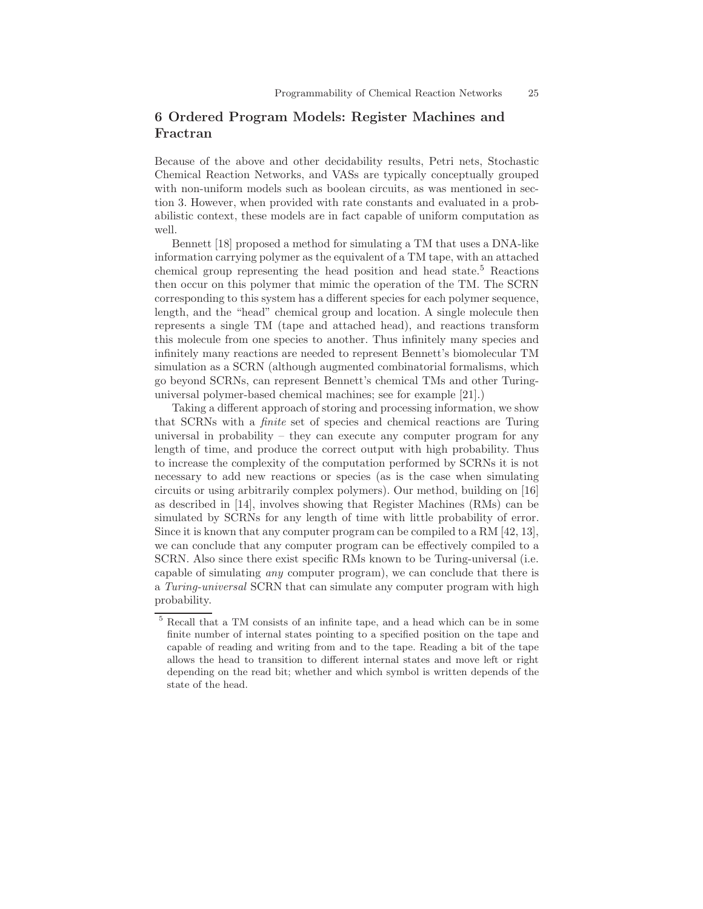# 6 Ordered Program Models: Register Machines and Fractran

Because of the above and other decidability results, Petri nets, Stochastic Chemical Reaction Networks, and VASs are typically conceptually grouped with non-uniform models such as boolean circuits, as was mentioned in section 3. However, when provided with rate constants and evaluated in a probabilistic context, these models are in fact capable of uniform computation as well.

Bennett [18] proposed a method for simulating a TM that uses a DNA-like information carrying polymer as the equivalent of a TM tape, with an attached chemical group representing the head position and head state.[5] Reactions then occur on this polymer that mimic the operation of the TM. The SCRN corresponding to this system has a different species for each polymer sequence, length, and the "head" chemical group and location. A single molecule then represents a single TM (tape and attached head), and reactions transform this molecule from one species to another. Thus infinitely many species and infinitely many reactions are needed to represent Bennett's biomolecular TM simulation as a SCRN (although augmented combinatorial formalisms, which go beyond SCRNs, can represent Bennett's chemical TMs and other Turing-universal polymer-based chemical machines; see for example [21].)

Taking a different approach of storing and processing information, we show that SCRNs with a *finite* set of species and chemical reactions are Turing universal in probability – they can execute any computer program for any length of time, and produce the correct output with high probability. Thus to increase the complexity of the computation performed by SCRNs it is not necessary to add new reactions or species (as is the case when simulating circuits or using arbitrarily complex polymers). Our method, building on [16] as described in [14], involves showing that Register Machines (RMs) can be simulated by SCRNs for any length of time with little probability of error. Since it is known that any computer program can be compiled to a RM [42, 13], we can conclude that any computer program can be effectively compiled to a SCRN. Also since there exist specific RMs known to be Turing-universal (i.e. capable of simulating *any* computer program), we can conclude that there is a *Turing-universal* SCRN that can simulate any computer program with high probability.

[5] Recall that a TM consists of an infinite tape, and a head which can be in some finite number of internal states pointing to a specified position on the tape and capable of reading and writing from and to the tape. Reading a bit of the tape allows the head to transition to different internal states and move left or right depending on the read bit; whether and which symbol is written depends of the state of the head.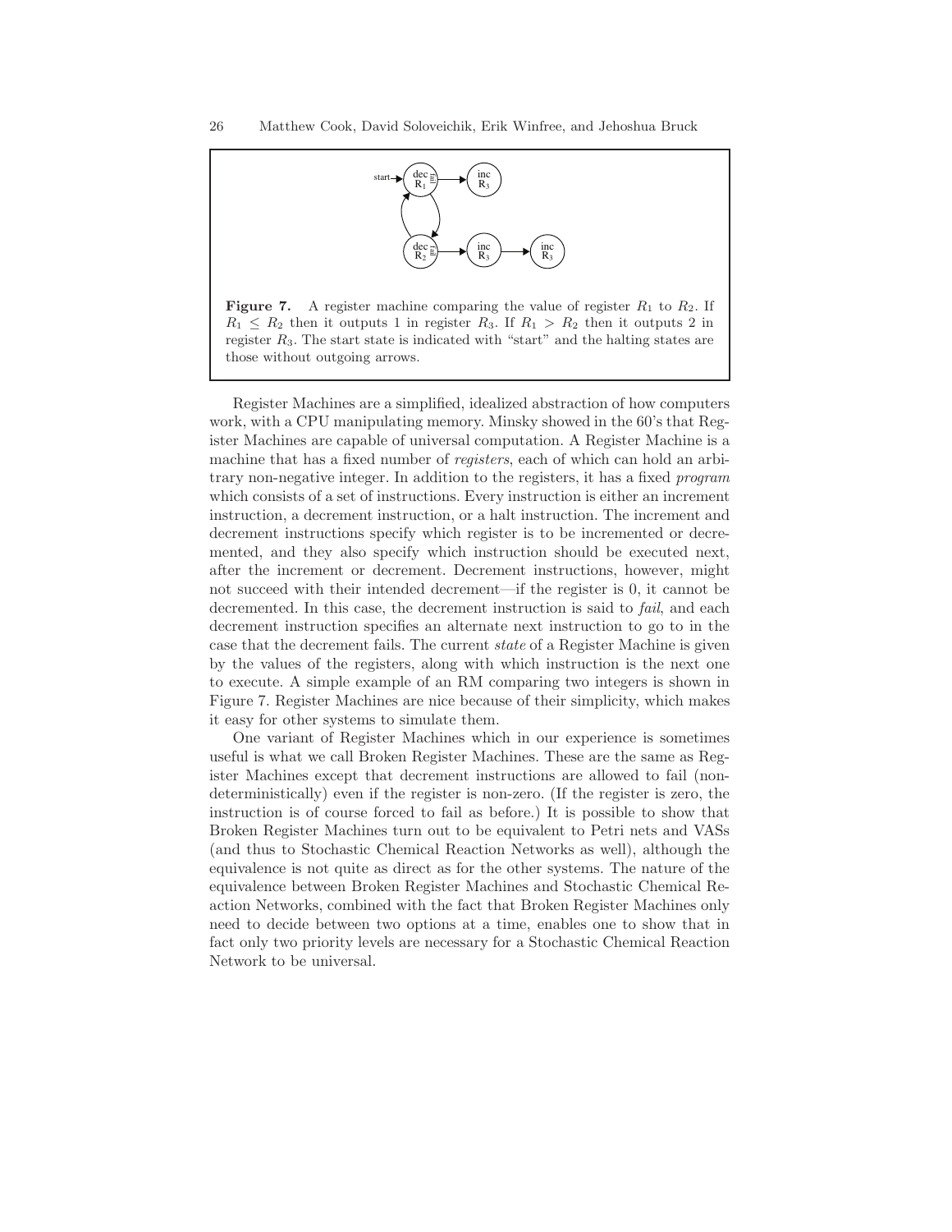start
dec R1
inc R3
dec R2
inc R3
inc R3

**Figure 7.** A register machine comparing the value of register $R_1$ to $R_2$. If $R_1 \leq R_2$ then it outputs 1 in register $R_3$. If $R_1 > R_2$ then it outputs 2 in register $R_3$. The start state is indicated with "start" and the halting states are those without outgoing arrows.

Register Machines are a simplified, idealized abstraction of how computers work, with a CPU manipulating memory. Minsky showed in the 60's that Register Machines are capable of universal computation. A Register Machine is a machine that has a fixed number of *registers*, each of which can hold an arbitrary non-negative integer. In addition to the registers, it has a fixed *program* which consists of a set of instructions. Every instruction is either an increment instruction, a decrement instruction, or a halt instruction. The increment and decrement instructions specify which register is to be incremented or decremented, and they also specify which instruction should be executed next, after the increment or decrement. Decrement instructions, however, might not succeed with their intended decrement—if the register is 0, it cannot be decremented. In this case, the decrement instruction is said to *fail*, and each decrement instruction specifies an alternate next instruction to go to in the case that the decrement fails. The current *state* of a Register Machine is given by the values of the registers, along with which instruction is the next one to execute. A simple example of an RM comparing two integers is shown in Figure 7. Register Machines are nice because of their simplicity, which makes it easy for other systems to simulate them.

One variant of Register Machines which in our experience is sometimes useful is what we call Broken Register Machines. These are the same as Register Machines except that decrement instructions are allowed to fail (nondeterministically) even if the register is non-zero. (If the register is zero, the instruction is of course forced to fail as before.) It is possible to show that Broken Register Machines turn out to be equivalent to Petri nets and VASs (and thus to Stochastic Chemical Reaction Networks as well), although the equivalence is not quite as direct as for the other systems. The nature of the equivalence between Broken Register Machines and Stochastic Chemical Reaction Networks, combined with the fact that Broken Register Machines only need to decide between two options at a time, enables one to show that in fact only two priority levels are necessary for a Stochastic Chemical Reaction Network to be universal.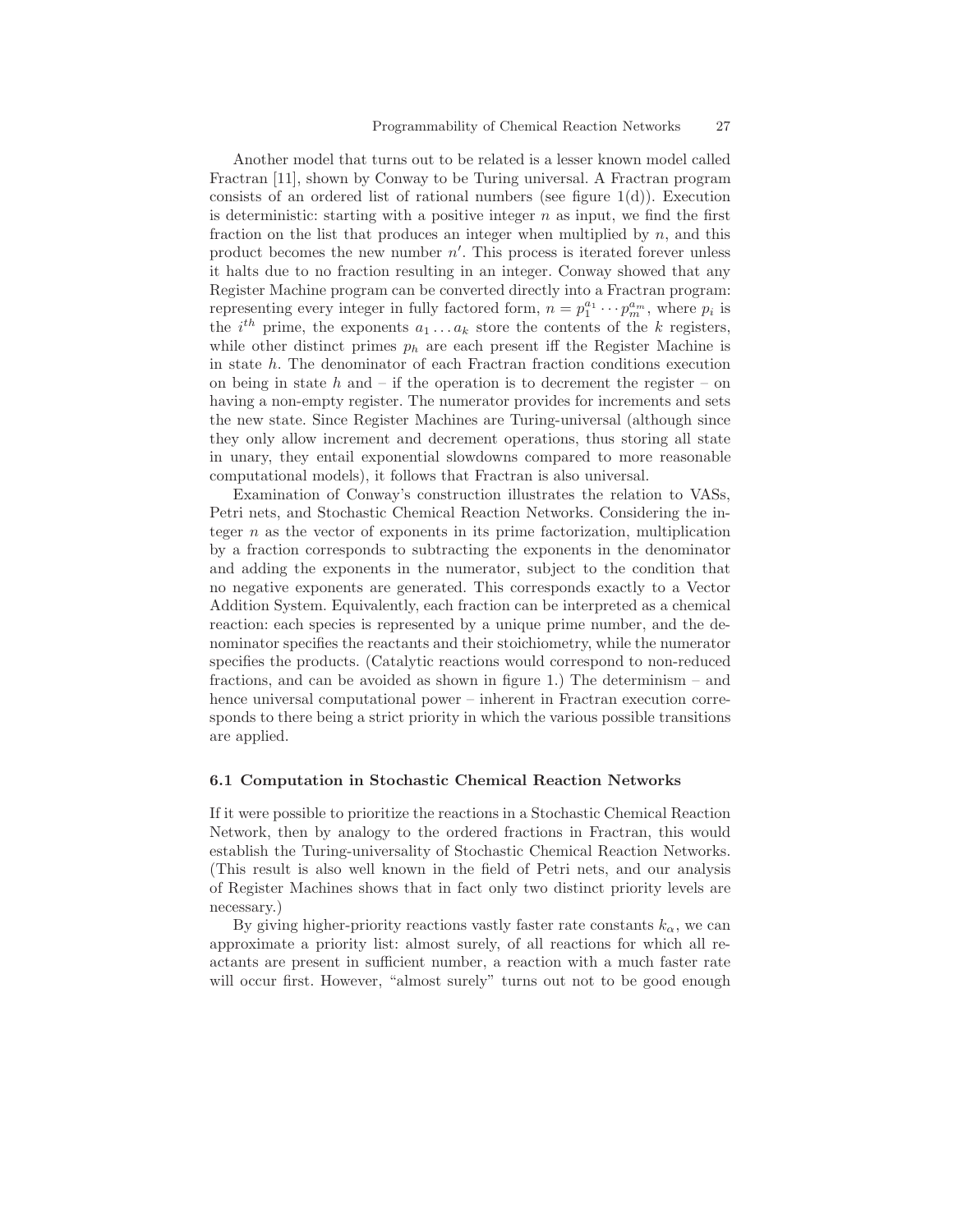Another model that turns out to be related is a lesser known model called Fractran [11], shown by Conway to be Turing universal. A Fractran program consists of an ordered list of rational numbers (see figure 1(d)). Execution is deterministic: starting with a positive integer $n$ as input, we find the first fraction on the list that produces an integer when multiplied by $n$, and this product becomes the new number $n'$. This process is iterated forever unless it halts due to no fraction resulting in an integer. Conway showed that any Register Machine program can be converted directly into a Fractran program: representing every integer in fully factored form, $n = p_1^{a_1} \cdots p_m^{a_m}$, where $p_i$ is the $i^{th}$ prime, the exponents $a_1 \ldots a_k$ store the contents of the $k$ registers, while other distinct primes $p_h$ are each present iff the Register Machine is in state $h$. The denominator of each Fractran fraction conditions execution on being in state $h$ and – if the operation is to decrement the register – on having a non-empty register. The numerator provides for increments and sets the new state. Since Register Machines are Turing-universal (although since they only allow increment and decrement operations, thus storing all state in unary, they entail exponential slowdowns compared to more reasonable computational models), it follows that Fractran is also universal.

Examination of Conway's construction illustrates the relation to VASs, Petri nets, and Stochastic Chemical Reaction Networks. Considering the integer $n$ as the vector of exponents in its prime factorization, multiplication by a fraction corresponds to subtracting the exponents in the denominator and adding the exponents in the numerator, subject to the condition that no negative exponents are generated. This corresponds exactly to a Vector Addition System. Equivalently, each fraction can be interpreted as a chemical reaction: each species is represented by a unique prime number, and the denominator specifies the reactants and their stoichiometry, while the numerator specifies the products. (Catalytic reactions would correspond to non-reduced fractions, and can be avoided as shown in figure 1.) The determinism – and hence universal computational power – inherent in Fractran execution corresponds to there being a strict priority in which the various possible transitions are applied.

### 6.1 Computation in Stochastic Chemical Reaction Networks

If it were possible to prioritize the reactions in a Stochastic Chemical Reaction Network, then by analogy to the ordered fractions in Fractran, this would establish the Turing-universality of Stochastic Chemical Reaction Networks. (This result is also well known in the field of Petri nets, and our analysis of Register Machines shows that in fact only two distinct priority levels are necessary.)

By giving higher-priority reactions vastly faster rate constants $k_\alpha$, we can approximate a priority list: almost surely, of all reactions for which all reactants are present in sufficient number, a reaction with a much faster rate will occur first. However, "almost surely" turns out not to be good enough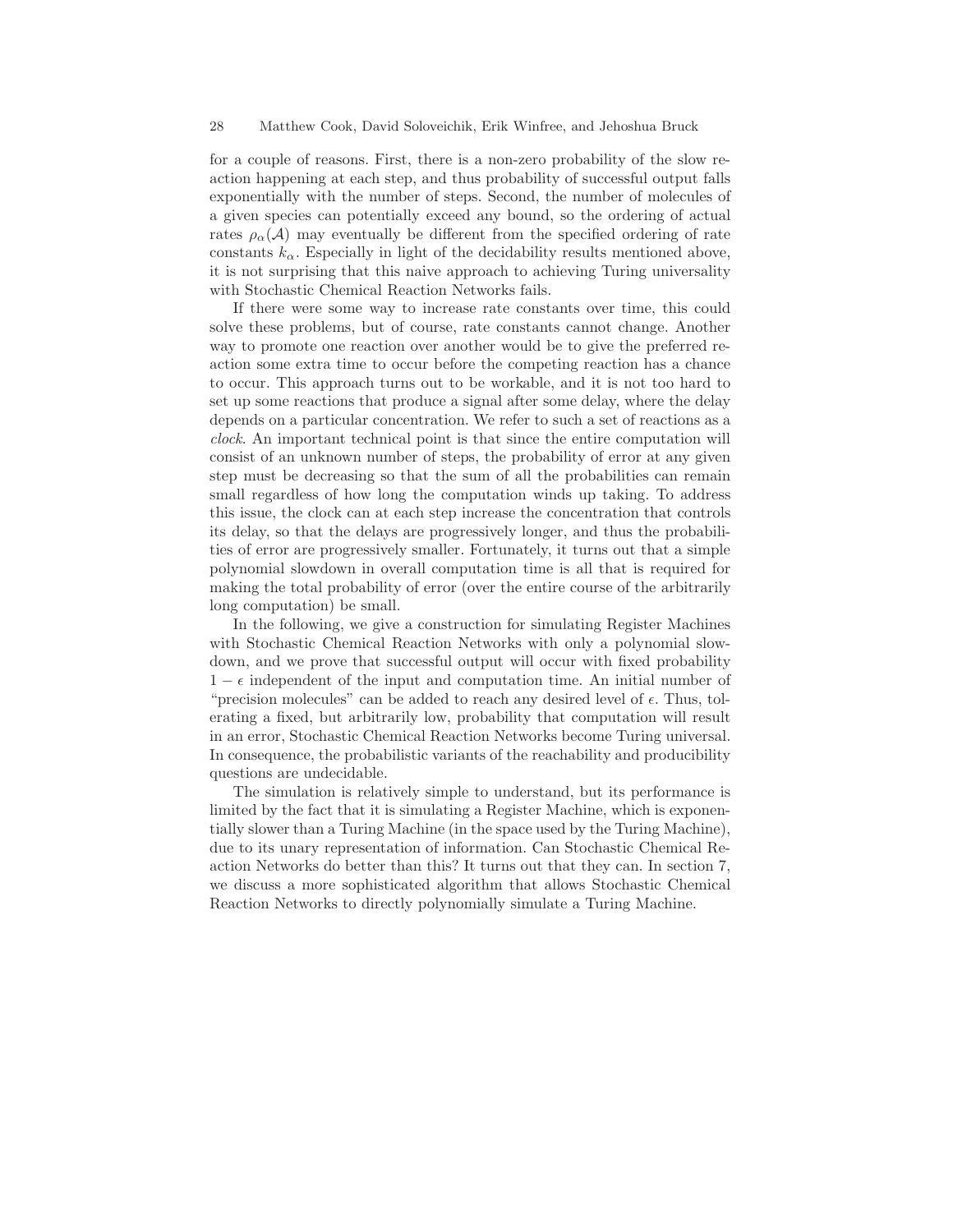for a couple of reasons. First, there is a non-zero probability of the slow reaction happening at each step, and thus probability of successful output falls exponentially with the number of steps. Second, the number of molecules of a given species can potentially exceed any bound, so the ordering of actual rates $\rho_\alpha(\mathcal{A})$ may eventually be different from the specified ordering of rate constants $k_\alpha$. Especially in light of the decidability results mentioned above, it is not surprising that this naive approach to achieving Turing universality with Stochastic Chemical Reaction Networks fails.

If there were some way to increase rate constants over time, this could solve these problems, but of course, rate constants cannot change. Another way to promote one reaction over another would be to give the preferred reaction some extra time to occur before the competing reaction has a chance to occur. This approach turns out to be workable, and it is not too hard to set up some reactions that produce a signal after some delay, where the delay depends on a particular concentration. We refer to such a set of reactions as a *clock*. An important technical point is that since the entire computation will consist of an unknown number of steps, the probability of error at any given step must be decreasing so that the sum of all the probabilities can remain small regardless of how long the computation winds up taking. To address this issue, the clock can at each step increase the concentration that controls its delay, so that the delays are progressively longer, and thus the probabilities of error are progressively smaller. Fortunately, it turns out that a simple polynomial slowdown in overall computation time is all that is required for making the total probability of error (over the entire course of the arbitrarily long computation) be small.

In the following, we give a construction for simulating Register Machines with Stochastic Chemical Reaction Networks with only a polynomial slowdown, and we prove that successful output will occur with fixed probability $1 - \epsilon$ independent of the input and computation time. An initial number of "precision molecules" can be added to reach any desired level of $\epsilon$. Thus, tolerating a fixed, but arbitrarily low, probability that computation will result in an error, Stochastic Chemical Reaction Networks become Turing universal. In consequence, the probabilistic variants of the reachability and producibility questions are undecidable.

The simulation is relatively simple to understand, but its performance is limited by the fact that it is simulating a Register Machine, which is exponentially slower than a Turing Machine (in the space used by the Turing Machine), due to its unary representation of information. Can Stochastic Chemical Reaction Networks do better than this? It turns out that they can. In section 7, we discuss a more sophisticated algorithm that allows Stochastic Chemical Reaction Networks to directly polynomially simulate a Turing Machine.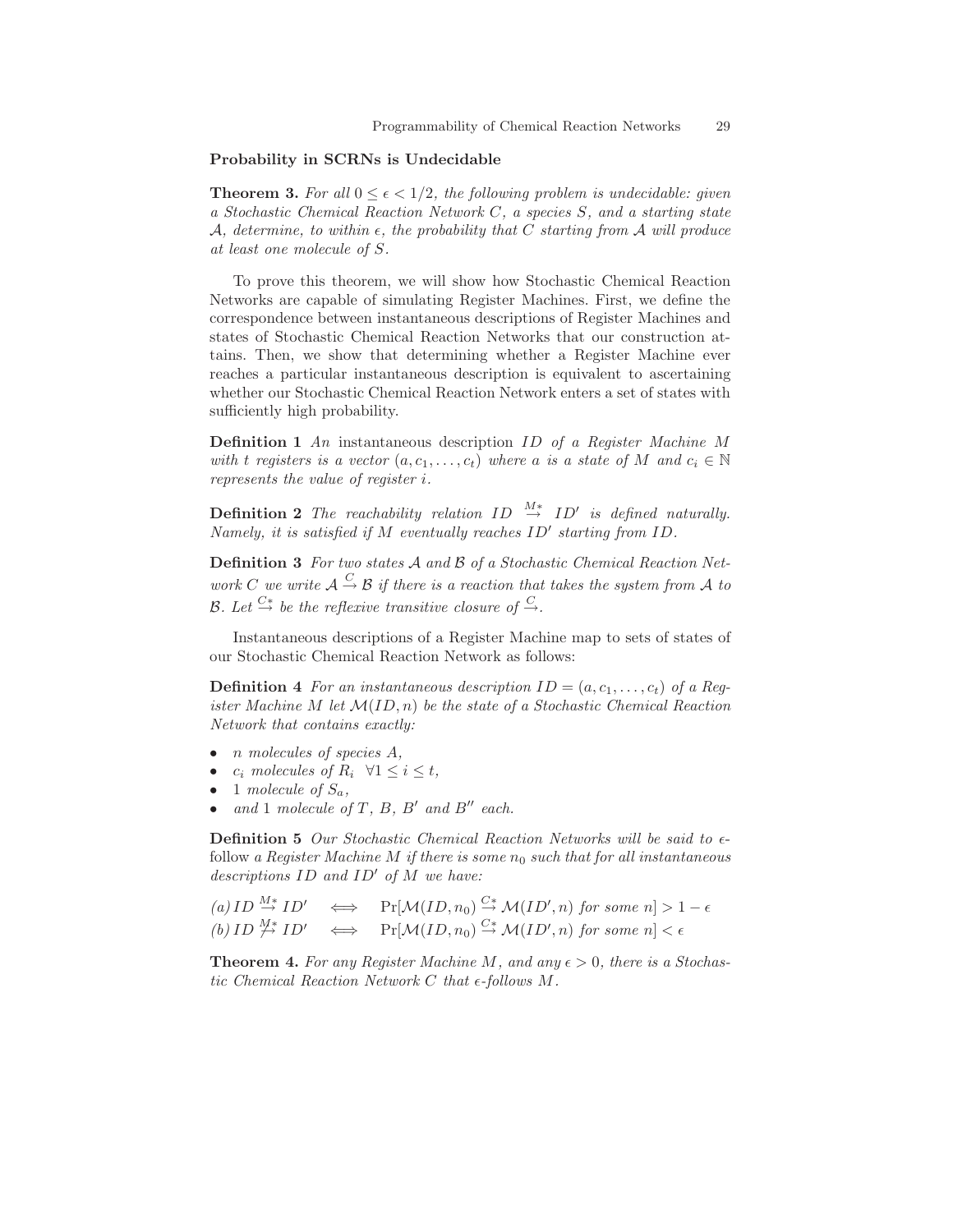**Probability in SCRNs is Undecidable**

**Theorem 3.** *For all $0 \le \epsilon < 1/2$, the following problem is undecidable: given a Stochastic Chemical Reaction Network $C$, a species $S$, and a starting state $\mathcal{A}$, determine, to within $\epsilon$, the probability that $C$ starting from $\mathcal{A}$ will produce at least one molecule of $S$.*

To prove this theorem, we will show how Stochastic Chemical Reaction Networks are capable of simulating Register Machines. First, we define the correspondence between instantaneous descriptions of Register Machines and states of Stochastic Chemical Reaction Networks that our construction attains. Then, we show that determining whether a Register Machine ever reaches a particular instantaneous description is equivalent to ascertaining whether our Stochastic Chemical Reaction Network enters a set of states with sufficiently high probability.

**Definition 1** *An* instantaneous description $ID$ *of a Register Machine $M$ with $t$ registers is a vector $(a, c_1, \ldots, c_t)$ where $a$ is a state of $M$ and $c_i \in \mathbb{N}$ represents the value of register $i$.*

**Definition 2** *The reachability relation $ID \overset{M*}{\rightarrow} ID'$ is defined naturally. Namely, it is satisfied if $M$ eventually reaches $ID'$ starting from $ID$.*

**Definition 3** *For two states $\mathcal{A}$ and $\mathcal{B}$ of a Stochastic Chemical Reaction Network $C$ we write $\mathcal{A} \overset{C}{\rightarrow} \mathcal{B}$ if there is a reaction that takes the system from $\mathcal{A}$ to $\mathcal{B}$. Let $\overset{C*}{\rightarrow}$ be the reflexive transitive closure of $\overset{C}{\rightarrow}$.*

Instantaneous descriptions of a Register Machine map to sets of states of our Stochastic Chemical Reaction Network as follows:

**Definition 4** *For an instantaneous description $ID = (a, c_1, \ldots, c_t)$ of a Register Machine $M$ let $\mathcal{M}(ID, n)$ be the state of a Stochastic Chemical Reaction Network that contains exactly:*

- *$n$ molecules of species $A$,*
- *$c_i$ molecules of $R_i$ $\forall 1 \le i \le t$,*
- *1 molecule of $S_a$,*
- *and 1 molecule of $T$, $B$, $B'$ and $B''$ each.*

**Definition 5** *Our Stochastic Chemical Reaction Networks will be said to* $\epsilon$-follow *a Register Machine $M$ if there is some $n_0$ such that for all instantaneous descriptions $ID$ and $ID'$ of $M$ we have:*

$$(a)\; ID \overset{M*}{\rightarrow} ID' \quad \Longleftrightarrow \quad \Pr[\mathcal{M}(ID, n_0) \overset{C*}{\rightarrow} \mathcal{M}(ID', n) \text{ for some } n] > 1 - \epsilon$$

$$(b)\; ID \overset{M*}{\not\rightarrow} ID' \quad \Longleftrightarrow \quad \Pr[\mathcal{M}(ID, n_0) \overset{C*}{\rightarrow} \mathcal{M}(ID', n) \text{ for some } n] < \epsilon$$

**Theorem 4.** *For any Register Machine $M$, and any $\epsilon > 0$, there is a Stochastic Chemical Reaction Network $C$ that $\epsilon$-follows $M$.*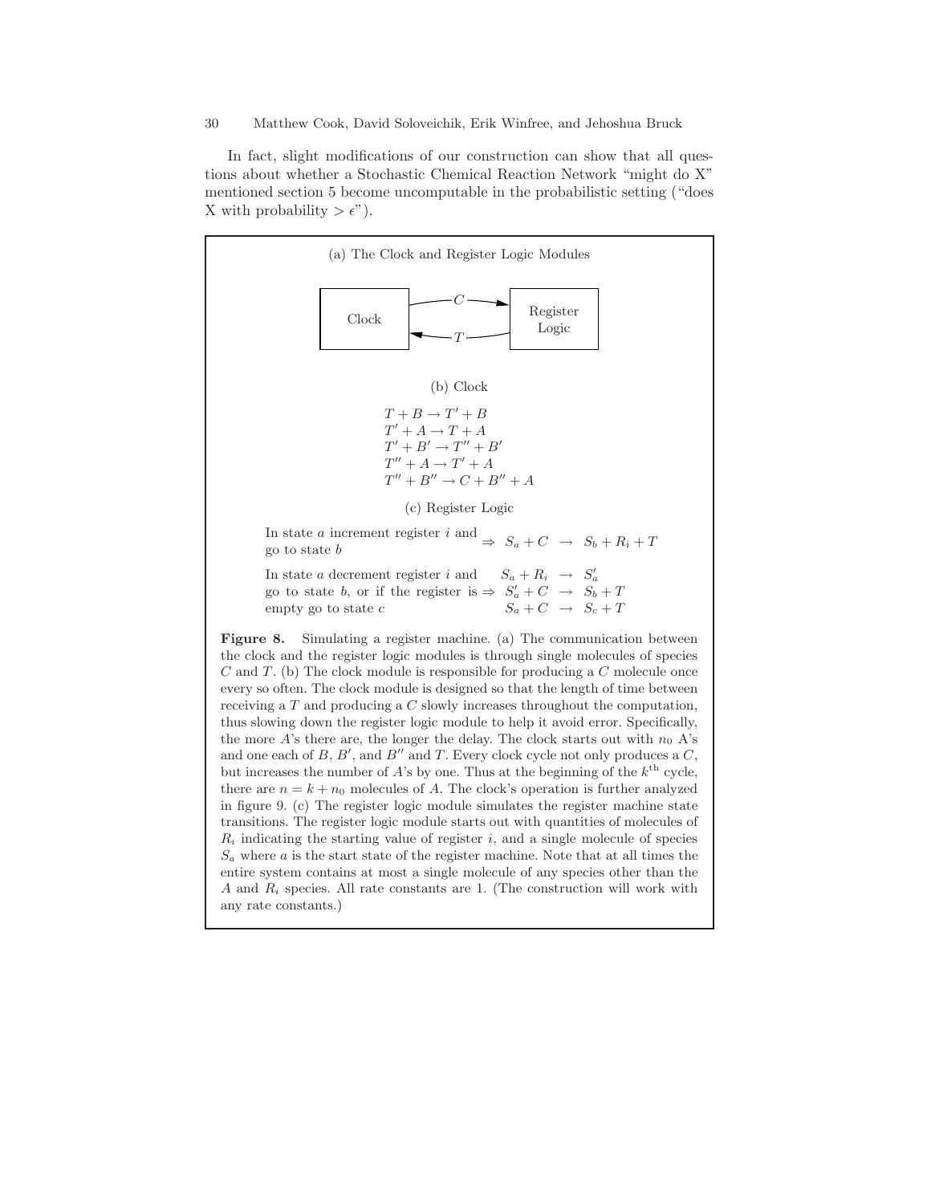In fact, slight modifications of our construction can show that all questions about whether a Stochastic Chemical Reaction Network "might do X" mentioned section 5 become uncomputable in the probabilistic setting ("does X with probability $> \epsilon$").

(a) The Clock and Register Logic Modules

Clock

$C$

$T$

Register Logic

(b) Clock

$$T + B \rightarrow T' + B$$
$$T' + A \rightarrow T + A$$
$$T' + B' \rightarrow T'' + B'$$
$$T'' + A \rightarrow T' + A$$
$$T'' + B'' \rightarrow C + B'' + A$$

(c) Register Logic

| | | |
|---|---|---|
| In state $a$ increment register $i$ and go to state $b$ | $\Rightarrow$ | $S_a + C \rightarrow S_b + R_i + T$ |
| In state $a$ decrement register $i$ and go to state $b$, or if the register is empty go to state $c$ | $\Rightarrow$ | $S_a + R_i \rightarrow S'_a$ <br> $S'_a + C \rightarrow S_b + T$ <br> $S_a + C \rightarrow S_c + T$ |

**Figure 8.** Simulating a register machine. (a) The communication between the clock and the register logic modules is through single molecules of species $C$ and $T$. (b) The clock module is responsible for producing a $C$ molecule once every so often. The clock module is designed so that the length of time between receiving a $T$ and producing a $C$ slowly increases throughout the computation, thus slowing down the register logic module to help it avoid error. Specifically, the more $A$'s there are, the longer the delay. The clock starts out with $n_0$ A's and one each of $B$, $B'$, and $B''$ and $T$. Every clock cycle not only produces a $C$, but increases the number of $A$'s by one. Thus at the beginning of the $k^{\text{th}}$ cycle, there are $n = k + n_0$ molecules of $A$. The clock's operation is further analyzed in figure 9. (c) The register logic module simulates the register machine state transitions. The register logic module starts out with quantities of molecules of $R_i$ indicating the starting value of register $i$, and a single molecule of species $S_a$ where $a$ is the start state of the register machine. Note that at all times the entire system contains at most a single molecule of any species other than the $A$ and $R_i$ species. All rate constants are 1. (The construction will work with any rate constants.)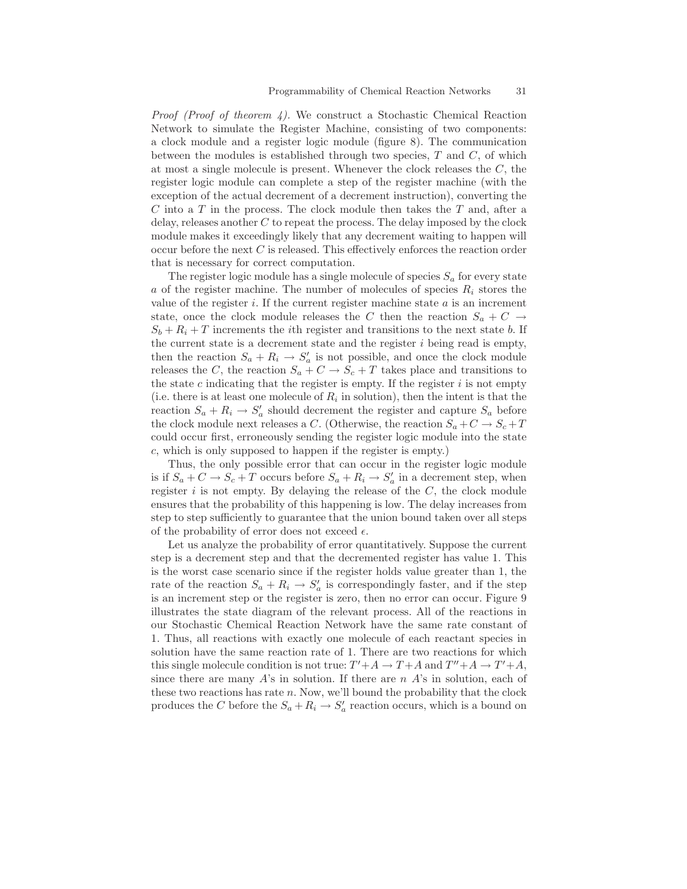*Proof (Proof of theorem 4).* We construct a Stochastic Chemical Reaction Network to simulate the Register Machine, consisting of two components: a clock module and a register logic module (figure 8). The communication between the modules is established through two species, $T$ and $C$, of which at most a single molecule is present. Whenever the clock releases the $C$, the register logic module can complete a step of the register machine (with the exception of the actual decrement of a decrement instruction), converting the $C$ into a $T$ in the process. The clock module then takes the $T$ and, after a delay, releases another $C$ to repeat the process. The delay imposed by the clock module makes it exceedingly likely that any decrement waiting to happen will occur before the next $C$ is released. This effectively enforces the reaction order that is necessary for correct computation.

The register logic module has a single molecule of species $S_a$ for every state $a$ of the register machine. The number of molecules of species $R_i$ stores the value of the register $i$. If the current register machine state $a$ is an increment state, once the clock module releases the $C$ then the reaction $S_a + C \rightarrow S_b + R_i + T$ increments the $i$th register and transitions to the next state $b$. If the current state is a decrement state and the register $i$ being read is empty, then the reaction $S_a + R_i \rightarrow S'_a$ is not possible, and once the clock module releases the $C$, the reaction $S_a + C \rightarrow S_c + T$ takes place and transitions to the state $c$ indicating that the register is empty. If the register $i$ is not empty (i.e. there is at least one molecule of $R_i$ in solution), then the intent is that the reaction $S_a + R_i \rightarrow S'_a$ should decrement the register and capture $S_a$ before the clock module next releases a $C$. (Otherwise, the reaction $S_a + C \rightarrow S_c + T$ could occur first, erroneously sending the register logic module into the state $c$, which is only supposed to happen if the register is empty.)

Thus, the only possible error that can occur in the register logic module is if $S_a + C \rightarrow S_c + T$ occurs before $S_a + R_i \rightarrow S'_a$ in a decrement step, when register $i$ is not empty. By delaying the release of the $C$, the clock module ensures that the probability of this happening is low. The delay increases from step to step sufficiently to guarantee that the union bound taken over all steps of the probability of error does not exceed $\epsilon$.

Let us analyze the probability of error quantitatively. Suppose the current step is a decrement step and that the decremented register has value 1. This is the worst case scenario since if the register holds value greater than 1, the rate of the reaction $S_a + R_i \rightarrow S'_a$ is correspondingly faster, and if the step is an increment step or the register is zero, then no error can occur. Figure 9 illustrates the state diagram of the relevant process. All of the reactions in our Stochastic Chemical Reaction Network have the same rate constant of 1. Thus, all reactions with exactly one molecule of each reactant species in solution have the same reaction rate of 1. There are two reactions for which this single molecule condition is not true: $T'+A \rightarrow T+A$ and $T''+A \rightarrow T'+A$, since there are many $A$'s in solution. If there are $n$ $A$'s in solution, each of these two reactions has rate $n$. Now, we'll bound the probability that the clock produces the $C$ before the $S_a + R_i \rightarrow S'_a$ reaction occurs, which is a bound on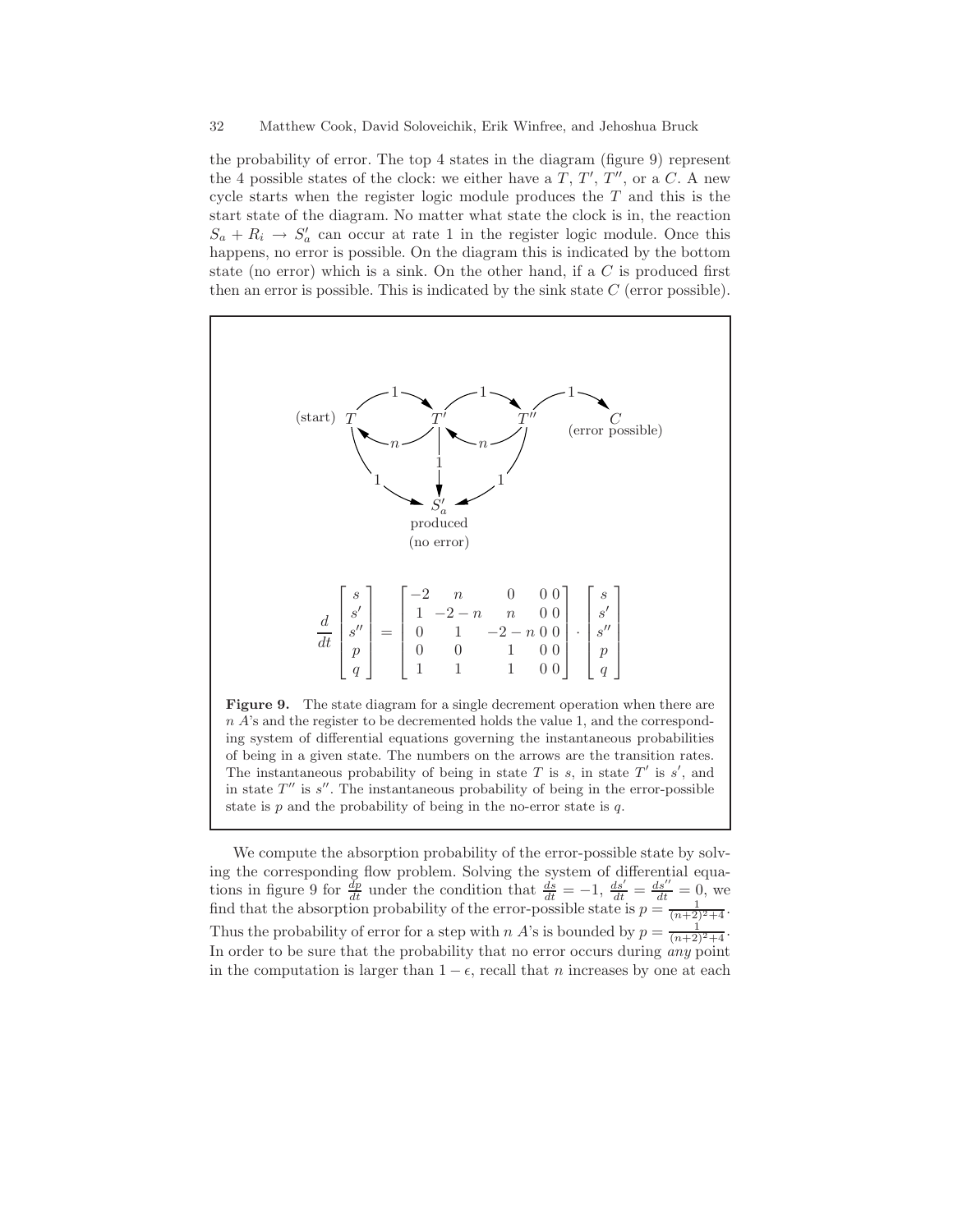the probability of error. The top 4 states in the diagram (figure 9) represent the 4 possible states of the clock: we either have a $T$, $T'$, $T''$, or a $C$. A new cycle starts when the register logic module produces the $T$ and this is the start state of the diagram. No matter what state the clock is in, the reaction $S_a + R_i \rightarrow S_a'$ can occur at rate 1 in the register logic module. Once this happens, no error is possible. On the diagram this is indicated by the bottom state (no error) which is a sink. On the other hand, if a $C$ is produced first then an error is possible. This is indicated by the sink state $C$ (error possible).

(start) $T$
$T'$
$T''$
$C$
(error possible)
1
1
1
$n$
$n$
1
1
1
$S_a'$
produced
(no error)

$$
\frac{d}{dt}\begin{bmatrix} s \\ s' \\ s'' \\ p \\ q \end{bmatrix} = \begin{bmatrix} -2 & n & 0 & 0 & 0 \\ 1 & -2-n & n & 0 & 0 \\ 0 & 1 & -2-n & 0 & 0 \\ 0 & 0 & 1 & 0 & 0 \\ 1 & 1 & 1 & 0 & 0 \end{bmatrix} \cdot \begin{bmatrix} s \\ s' \\ s'' \\ p \\ q \end{bmatrix}
$$

**Figure 9.** The state diagram for a single decrement operation when there are $n$ $A$'s and the register to be decremented holds the value 1, and the corresponding system of differential equations governing the instantaneous probabilities of being in a given state. The numbers on the arrows are the transition rates. The instantaneous probability of being in state $T$ is $s$, in state $T'$ is $s'$, and in state $T''$ is $s''$. The instantaneous probability of being in the error-possible state is $p$ and the probability of being in the no-error state is $q$.

We compute the absorption probability of the error-possible state by solving the corresponding flow problem. Solving the system of differential equations in figure 9 for $\frac{dp}{dt}$ under the condition that $\frac{ds}{dt} = -1$, $\frac{ds'}{dt} = \frac{ds''}{dt} = 0$, we find that the absorption probability of the error-possible state is $p = \frac{1}{(n+2)^2+4}$. Thus the probability of error for a step with $n$ $A$'s is bounded by $p = \frac{1}{(n+2)^2+4}$. In order to be sure that the probability that no error occurs during *any* point in the computation is larger than $1 - \epsilon$, recall that $n$ increases by one at each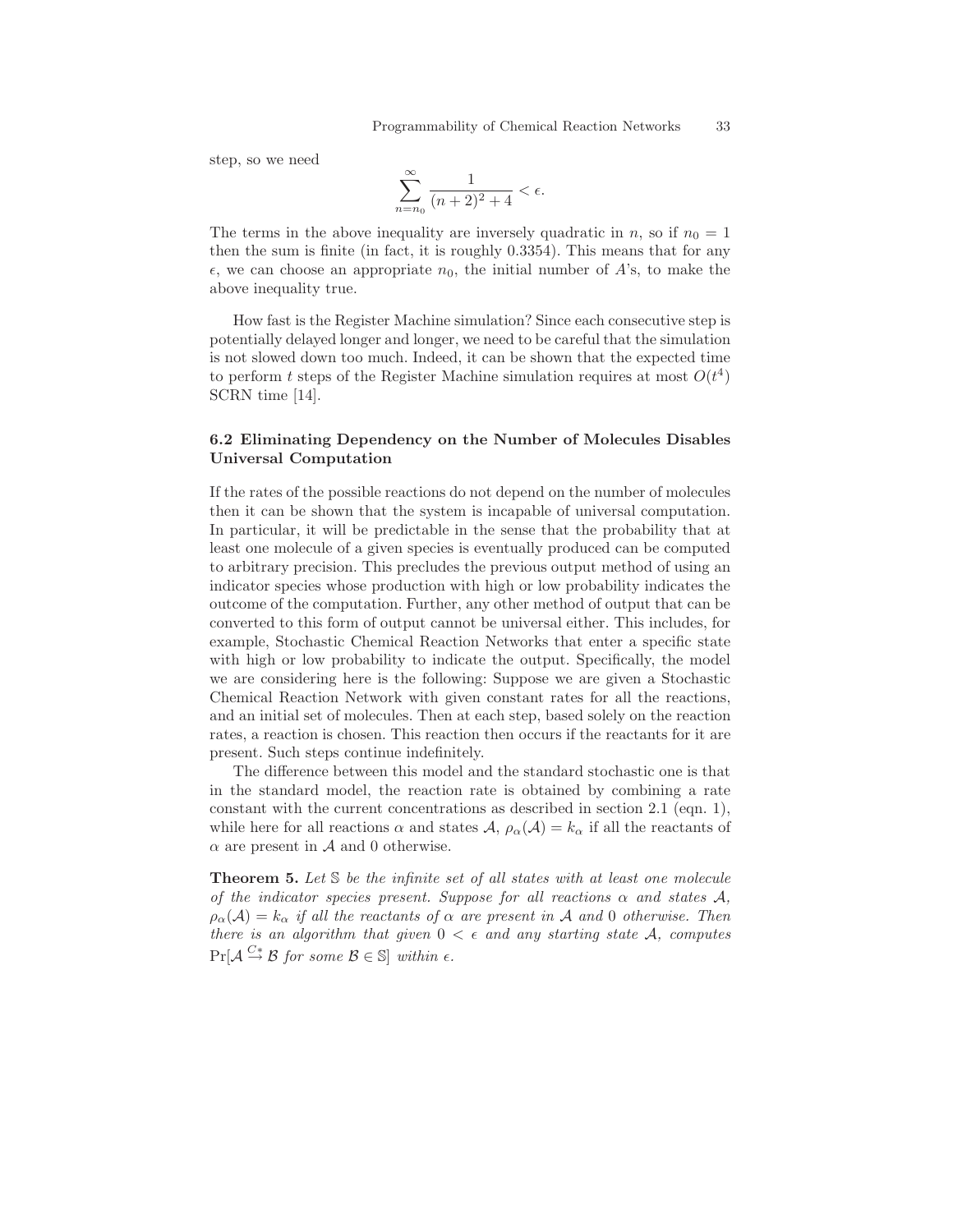step, so we need

$$\sum_{n=n_0}^{\infty} \frac{1}{(n+2)^2+4} < \epsilon.$$

The terms in the above inequality are inversely quadratic in $n$, so if $n_0 = 1$ then the sum is finite (in fact, it is roughly 0.3354). This means that for any $\epsilon$, we can choose an appropriate $n_0$, the initial number of $A$'s, to make the above inequality true.

How fast is the Register Machine simulation? Since each consecutive step is potentially delayed longer and longer, we need to be careful that the simulation is not slowed down too much. Indeed, it can be shown that the expected time to perform $t$ steps of the Register Machine simulation requires at most $O(t^4)$ SCRN time [14].

### 6.2 Eliminating Dependency on the Number of Molecules Disables Universal Computation

If the rates of the possible reactions do not depend on the number of molecules then it can be shown that the system is incapable of universal computation. In particular, it will be predictable in the sense that the probability that at least one molecule of a given species is eventually produced can be computed to arbitrary precision. This precludes the previous output method of using an indicator species whose production with high or low probability indicates the outcome of the computation. Further, any other method of output that can be converted to this form of output cannot be universal either. This includes, for example, Stochastic Chemical Reaction Networks that enter a specific state with high or low probability to indicate the output. Specifically, the model we are considering here is the following: Suppose we are given a Stochastic Chemical Reaction Network with given constant rates for all the reactions, and an initial set of molecules. Then at each step, based solely on the reaction rates, a reaction is chosen. This reaction then occurs if the reactants for it are present. Such steps continue indefinitely.

The difference between this model and the standard stochastic one is that in the standard model, the reaction rate is obtained by combining a rate constant with the current concentrations as described in section 2.1 (eqn. 1), while here for all reactions $\alpha$ and states $\mathcal{A}$, $\rho_\alpha(\mathcal{A}) = k_\alpha$ if all the reactants of $\alpha$ are present in $\mathcal{A}$ and 0 otherwise.

**Theorem 5.** *Let $\mathbb{S}$ be the infinite set of all states with at least one molecule of the indicator species present. Suppose for all reactions $\alpha$ and states $\mathcal{A}$, $\rho_\alpha(\mathcal{A}) = k_\alpha$ if all the reactants of $\alpha$ are present in $\mathcal{A}$ and 0 otherwise. Then there is an algorithm that given $0 < \epsilon$ and any starting state $\mathcal{A}$, computes $\Pr[\mathcal{A} \overset{C*}{\to} \mathcal{B}$ for some $\mathcal{B} \in \mathbb{S}]$ within $\epsilon$.*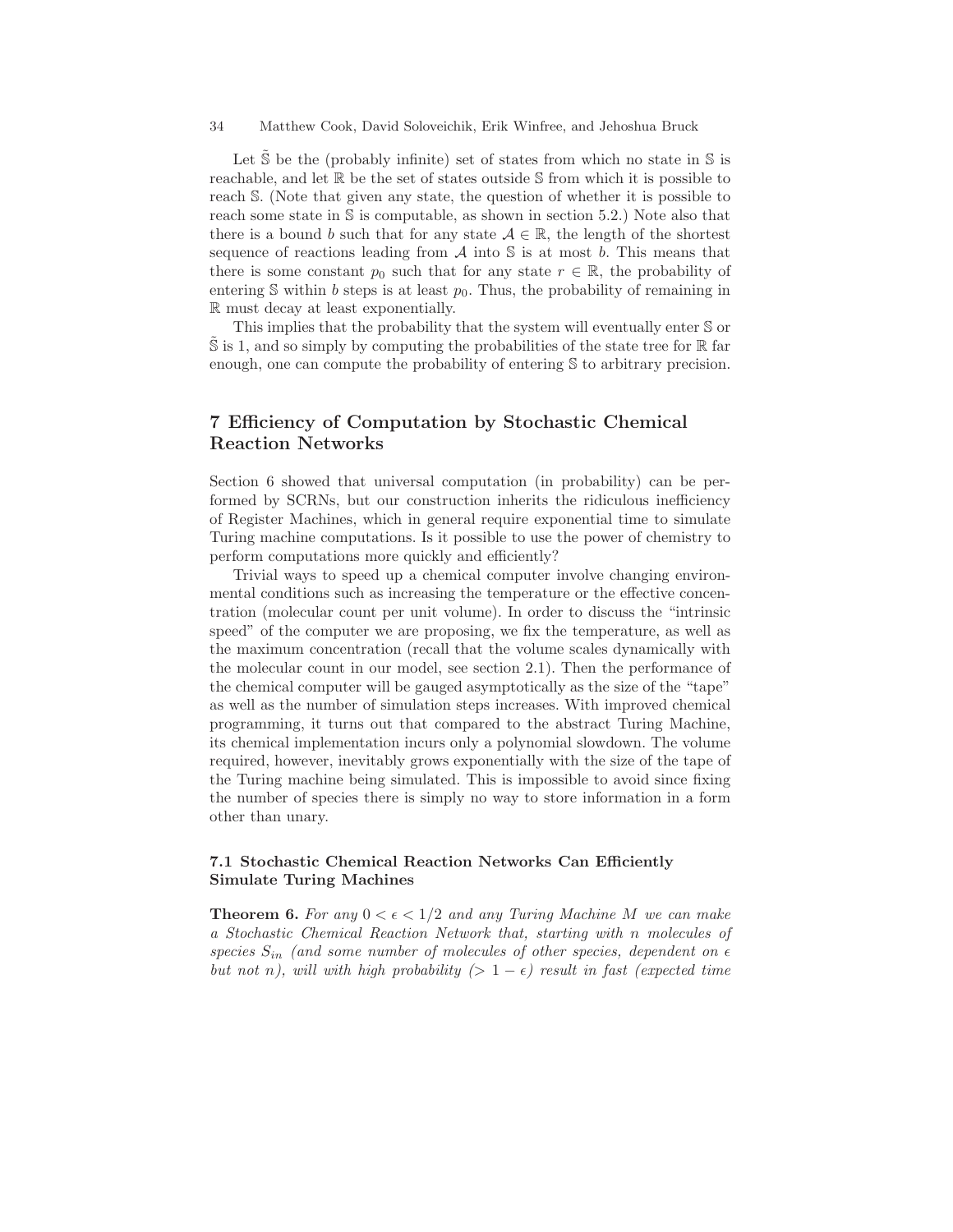Let $\tilde{\mathbb{S}}$ be the (probably infinite) set of states from which no state in $\mathbb{S}$ is reachable, and let $\mathbb{R}$ be the set of states outside $\mathbb{S}$ from which it is possible to reach $\mathbb{S}$. (Note that given any state, the question of whether it is possible to reach some state in $\mathbb{S}$ is computable, as shown in section 5.2.) Note also that there is a bound $b$ such that for any state $\mathcal{A} \in \mathbb{R}$, the length of the shortest sequence of reactions leading from $\mathcal{A}$ into $\mathbb{S}$ is at most $b$. This means that there is some constant $p_0$ such that for any state $r \in \mathbb{R}$, the probability of entering $\mathbb{S}$ within $b$ steps is at least $p_0$. Thus, the probability of remaining in $\mathbb{R}$ must decay at least exponentially.

This implies that the probability that the system will eventually enter $\mathbb{S}$ or $\tilde{\mathbb{S}}$ is 1, and so simply by computing the probabilities of the state tree for $\mathbb{R}$ far enough, one can compute the probability of entering $\mathbb{S}$ to arbitrary precision.

## 7 Efficiency of Computation by Stochastic Chemical Reaction Networks

Section 6 showed that universal computation (in probability) can be performed by SCRNs, but our construction inherits the ridiculous inefficiency of Register Machines, which in general require exponential time to simulate Turing machine computations. Is it possible to use the power of chemistry to perform computations more quickly and efficiently?

Trivial ways to speed up a chemical computer involve changing environmental conditions such as increasing the temperature or the effective concentration (molecular count per unit volume). In order to discuss the "intrinsic speed" of the computer we are proposing, we fix the temperature, as well as the maximum concentration (recall that the volume scales dynamically with the molecular count in our model, see section 2.1). Then the performance of the chemical computer will be gauged asymptotically as the size of the "tape" as well as the number of simulation steps increases. With improved chemical programming, it turns out that compared to the abstract Turing Machine, its chemical implementation incurs only a polynomial slowdown. The volume required, however, inevitably grows exponentially with the size of the tape of the Turing machine being simulated. This is impossible to avoid since fixing the number of species there is simply no way to store information in a form other than unary.

### 7.1 Stochastic Chemical Reaction Networks Can Efficiently Simulate Turing Machines

**Theorem 6.** *For any $0 < \epsilon < 1/2$ and any Turing Machine $M$ we can make a Stochastic Chemical Reaction Network that, starting with $n$ molecules of species $S_{in}$ (and some number of molecules of other species, dependent on $\epsilon$ but not $n$), will with high probability ($> 1 - \epsilon$) result in fast (expected time*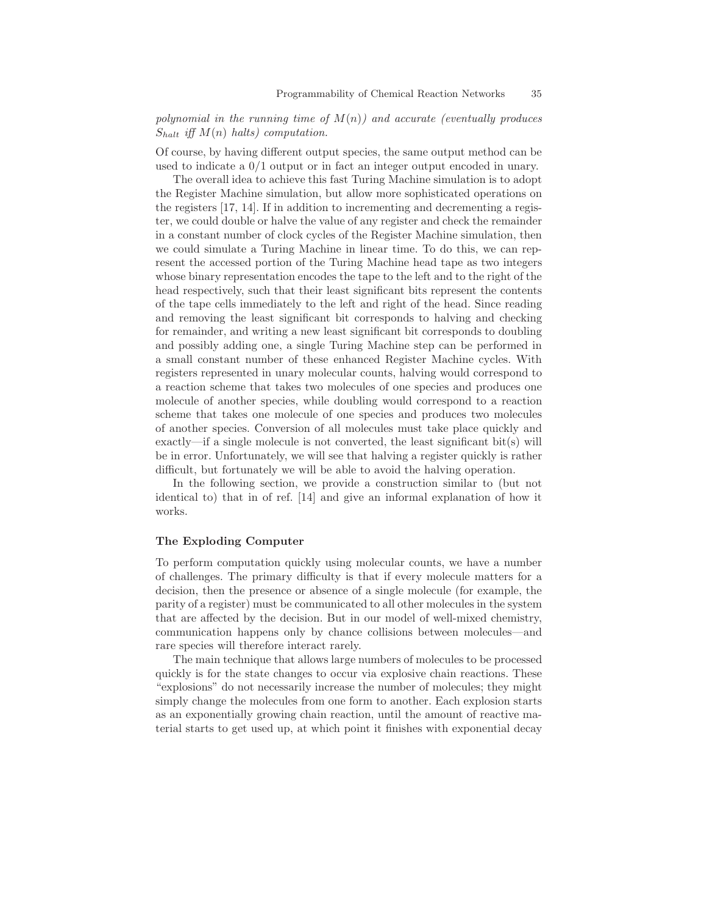*polynomial in the running time of $M(n)$) and accurate (eventually produces $S_{halt}$ iff $M(n)$ halts) computation.*

Of course, by having different output species, the same output method can be used to indicate a 0/1 output or in fact an integer output encoded in unary.

The overall idea to achieve this fast Turing Machine simulation is to adopt the Register Machine simulation, but allow more sophisticated operations on the registers [17, 14]. If in addition to incrementing and decrementing a register, we could double or halve the value of any register and check the remainder in a constant number of clock cycles of the Register Machine simulation, then we could simulate a Turing Machine in linear time. To do this, we can represent the accessed portion of the Turing Machine head tape as two integers whose binary representation encodes the tape to the left and to the right of the head respectively, such that their least significant bits represent the contents of the tape cells immediately to the left and right of the head. Since reading and removing the least significant bit corresponds to halving and checking for remainder, and writing a new least significant bit corresponds to doubling and possibly adding one, a single Turing Machine step can be performed in a small constant number of these enhanced Register Machine cycles. With registers represented in unary molecular counts, halving would correspond to a reaction scheme that takes two molecules of one species and produces one molecule of another species, while doubling would correspond to a reaction scheme that takes one molecule of one species and produces two molecules of another species. Conversion of all molecules must take place quickly and exactly—if a single molecule is not converted, the least significant bit(s) will be in error. Unfortunately, we will see that halving a register quickly is rather difficult, but fortunately we will be able to avoid the halving operation.

In the following section, we provide a construction similar to (but not identical to) that in of ref. [14] and give an informal explanation of how it works.

### The Exploding Computer

To perform computation quickly using molecular counts, we have a number of challenges. The primary difficulty is that if every molecule matters for a decision, then the presence or absence of a single molecule (for example, the parity of a register) must be communicated to all other molecules in the system that are affected by the decision. But in our model of well-mixed chemistry, communication happens only by chance collisions between molecules—and rare species will therefore interact rarely.

The main technique that allows large numbers of molecules to be processed quickly is for the state changes to occur via explosive chain reactions. These "explosions" do not necessarily increase the number of molecules; they might simply change the molecules from one form to another. Each explosion starts as an exponentially growing chain reaction, until the amount of reactive material starts to get used up, at which point it finishes with exponential decay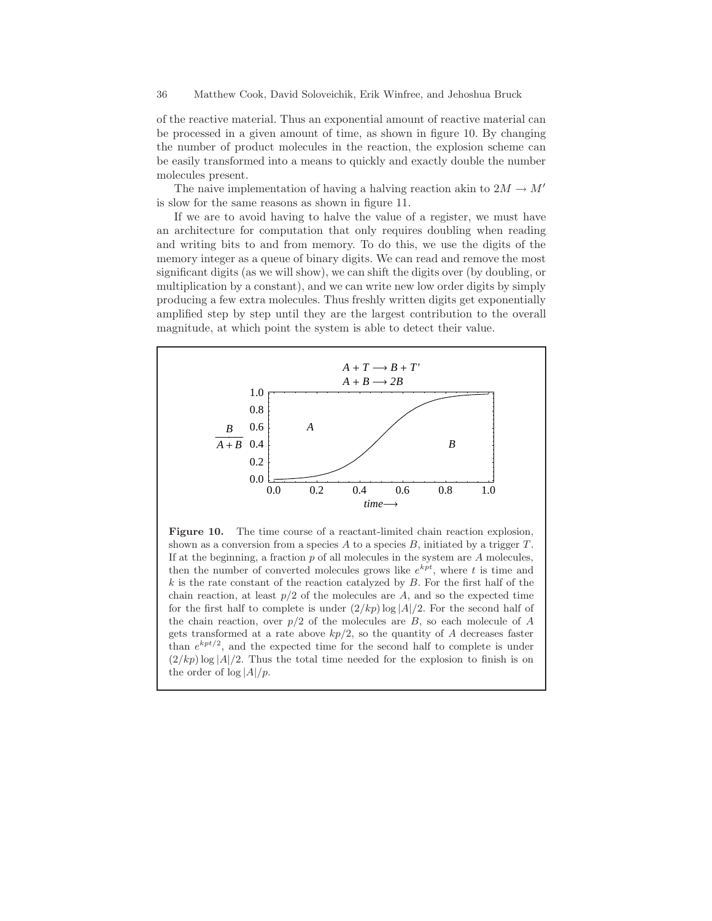of the reactive material. Thus an exponential amount of reactive material can be processed in a given amount of time, as shown in figure 10. By changing the number of product molecules in the reaction, the explosion scheme can be easily transformed into a means to quickly and exactly double the number molecules present.

The naive implementation of having a halving reaction akin to $2M \to M'$ is slow for the same reasons as shown in figure 11.

If we are to avoid having to halve the value of a register, we must have an architecture for computation that only requires doubling when reading and writing bits to and from memory. To do this, we use the digits of the memory integer as a queue of binary digits. We can read and remove the most significant digits (as we will show), we can shift the digits over (by doubling, or multiplication by a constant), and we can write new low order digits by simply producing a few extra molecules. Thus freshly written digits get exponentially amplified step by step until they are the largest contribution to the overall magnitude, at which point the system is able to detect their value.

$A + T \longrightarrow B + T'$

$A + B \longrightarrow 2B$

1.0
0.8
0.6
0.4
0.2
0.0

$\frac{B}{A+B}$

A

B

0.0 0.2 0.4 0.6 0.8 1.0

time⟶

**Figure 10.** The time course of a reactant-limited chain reaction explosion, shown as a conversion from a species $A$ to a species $B$, initiated by a trigger $T$. If at the beginning, a fraction $p$ of all molecules in the system are $A$ molecules, then the number of converted molecules grows like $e^{kpt}$, where $t$ is time and $k$ is the rate constant of the reaction catalyzed by $B$. For the first half of the chain reaction, at least $p/2$ of the molecules are $A$, and so the expected time for the first half to complete is under $(2/kp) \log |A|/2$. For the second half of the chain reaction, over $p/2$ of the molecules are $B$, so each molecule of $A$ gets transformed at a rate above $kp/2$, so the quantity of $A$ decreases faster than $e^{kpt/2}$, and the expected time for the second half to complete is under $(2/kp) \log |A|/2$. Thus the total time needed for the explosion to finish is on the order of $\log |A|/p$.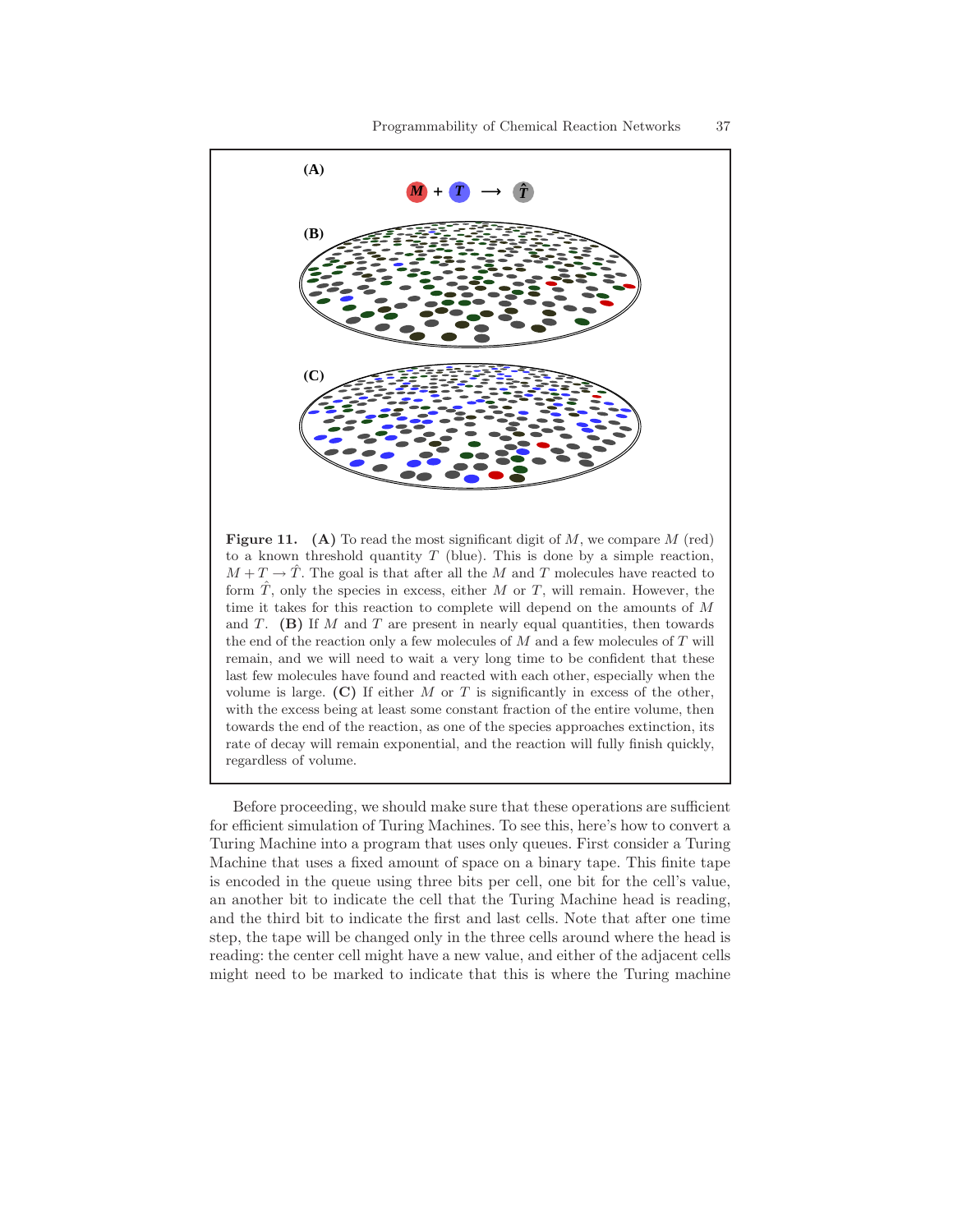(A)

$M + T \longrightarrow \hat{T}$

(B)

(C)

**Figure 11.** **(A)** To read the most significant digit of $M$, we compare $M$ (red) to a known threshold quantity $T$ (blue). This is done by a simple reaction, $M + T \to \hat{T}$. The goal is that after all the $M$ and $T$ molecules have reacted to form $\hat{T}$, only the species in excess, either $M$ or $T$, will remain. However, the time it takes for this reaction to complete will depend on the amounts of $M$ and $T$. **(B)** If $M$ and $T$ are present in nearly equal quantities, then towards the end of the reaction only a few molecules of $M$ and a few molecules of $T$ will remain, and we will need to wait a very long time to be confident that these last few molecules have found and reacted with each other, especially when the volume is large. **(C)** If either $M$ or $T$ is significantly in excess of the other, with the excess being at least some constant fraction of the entire volume, then towards the end of the reaction, as one of the species approaches extinction, its rate of decay will remain exponential, and the reaction will fully finish quickly, regardless of volume.

Before proceeding, we should make sure that these operations are sufficient for efficient simulation of Turing Machines. To see this, here's how to convert a Turing Machine into a program that uses only queues. First consider a Turing Machine that uses a fixed amount of space on a binary tape. This finite tape is encoded in the queue using three bits per cell, one bit for the cell's value, an another bit to indicate the cell that the Turing Machine head is reading, and the third bit to indicate the first and last cells. Note that after one time step, the tape will be changed only in the three cells around where the head is reading: the center cell might have a new value, and either of the adjacent cells might need to be marked to indicate that this is where the Turing machine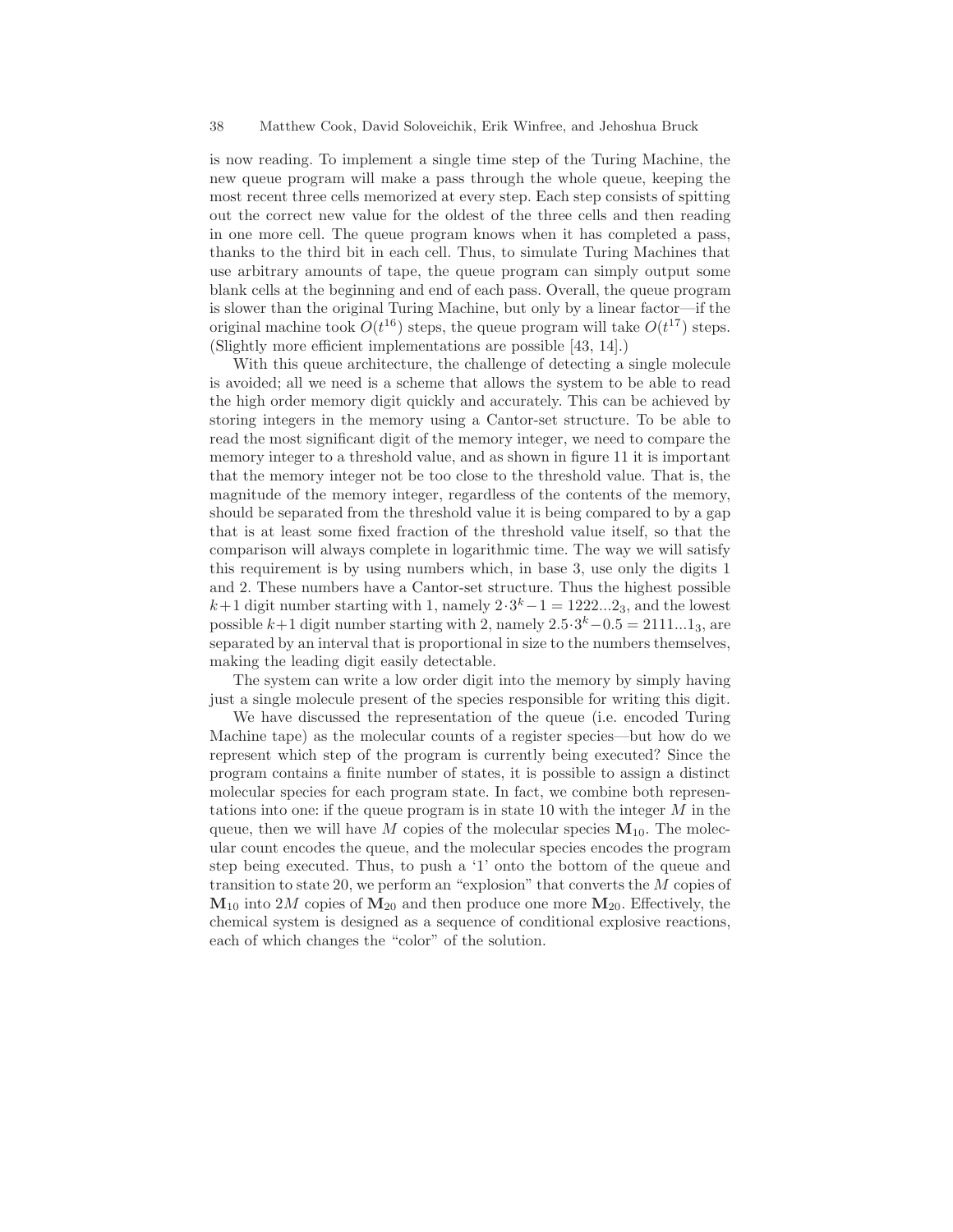is now reading. To implement a single time step of the Turing Machine, the new queue program will make a pass through the whole queue, keeping the most recent three cells memorized at every step. Each step consists of spitting out the correct new value for the oldest of the three cells and then reading in one more cell. The queue program knows when it has completed a pass, thanks to the third bit in each cell. Thus, to simulate Turing Machines that use arbitrary amounts of tape, the queue program can simply output some blank cells at the beginning and end of each pass. Overall, the queue program is slower than the original Turing Machine, but only by a linear factor—if the original machine took $O(t^{16})$ steps, the queue program will take $O(t^{17})$ steps. (Slightly more efficient implementations are possible [43, 14].)

With this queue architecture, the challenge of detecting a single molecule is avoided; all we need is a scheme that allows the system to be able to read the high order memory digit quickly and accurately. This can be achieved by storing integers in the memory using a Cantor-set structure. To be able to read the most significant digit of the memory integer, we need to compare the memory integer to a threshold value, and as shown in figure 11 it is important that the memory integer not be too close to the threshold value. That is, the magnitude of the memory integer, regardless of the contents of the memory, should be separated from the threshold value it is being compared to by a gap that is at least some fixed fraction of the threshold value itself, so that the comparison will always complete in logarithmic time. The way we will satisfy this requirement is by using numbers which, in base 3, use only the digits 1 and 2. These numbers have a Cantor-set structure. Thus the highest possible $k+1$ digit number starting with 1, namely $2 \cdot 3^k - 1 = 1222...2_3$, and the lowest possible $k+1$ digit number starting with 2, namely $2.5 \cdot 3^k - 0.5 = 2111...1_3$, are separated by an interval that is proportional in size to the numbers themselves, making the leading digit easily detectable.

The system can write a low order digit into the memory by simply having just a single molecule present of the species responsible for writing this digit.

We have discussed the representation of the queue (i.e. encoded Turing Machine tape) as the molecular counts of a register species—but how do we represent which step of the program is currently being executed? Since the program contains a finite number of states, it is possible to assign a distinct molecular species for each program state. In fact, we combine both representations into one: if the queue program is in state 10 with the integer $M$ in the queue, then we will have $M$ copies of the molecular species $\mathbf{M}_{10}$. The molecular count encodes the queue, and the molecular species encodes the program step being executed. Thus, to push a '1' onto the bottom of the queue and transition to state 20, we perform an "explosion" that converts the $M$ copies of $\mathbf{M}_{10}$ into $2M$ copies of $\mathbf{M}_{20}$ and then produce one more $\mathbf{M}_{20}$. Effectively, the chemical system is designed as a sequence of conditional explosive reactions, each of which changes the "color" of the solution.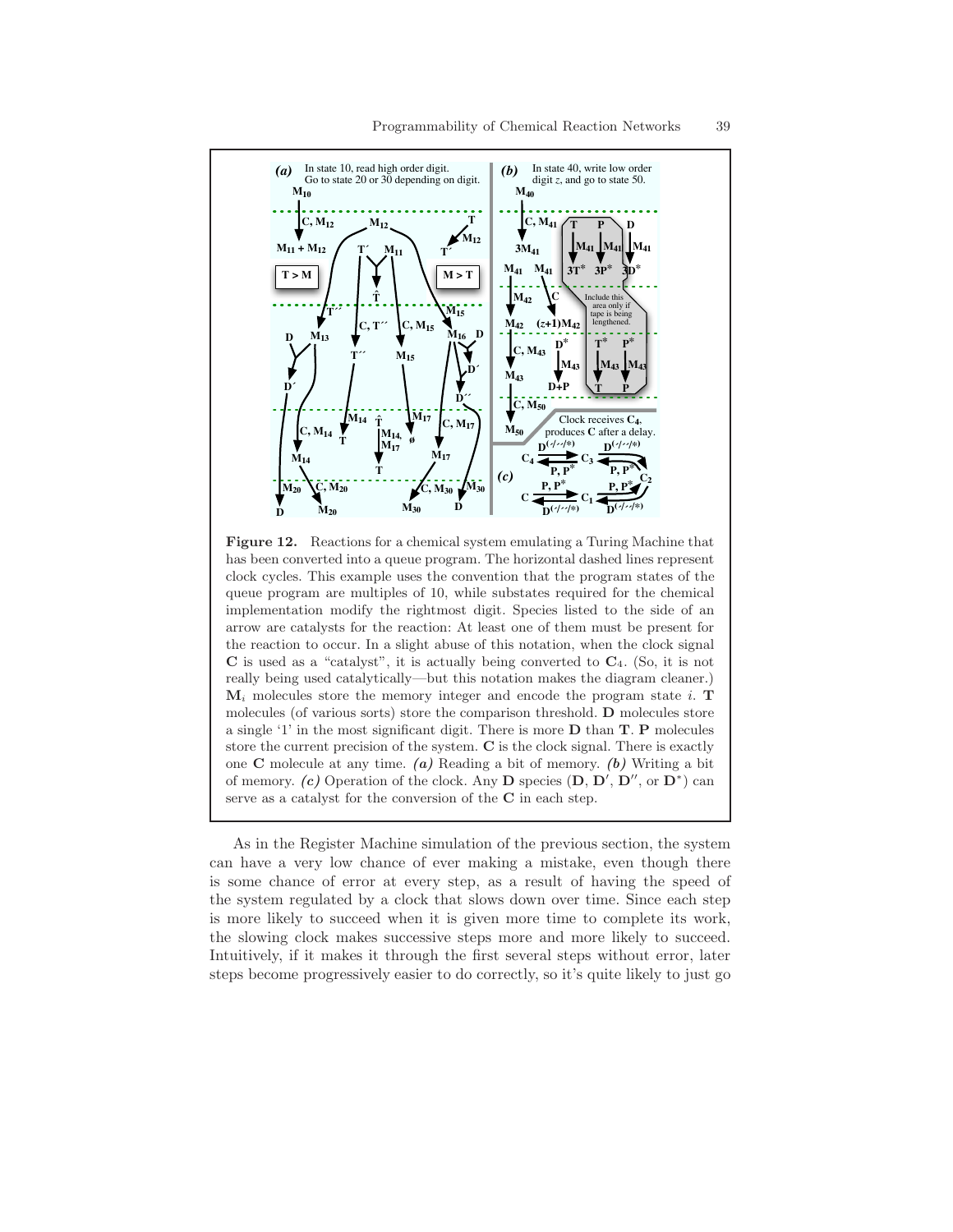(a) In state 10, read high order digit. Go to state 20 or 30 depending on digit.

(b) In state 40, write low order digit $z$, and go to state 50.

Include this area only if tape is being lengthened.

Clock receives $C_4$, produces $C$ after a delay.

(c)

**Figure 12.** Reactions for a chemical system emulating a Turing Machine that has been converted into a queue program. The horizontal dashed lines represent clock cycles. This example uses the convention that the program states of the queue program are multiples of 10, while substates required for the chemical implementation modify the rightmost digit. Species listed to the side of an arrow are catalysts for the reaction: At least one of them must be present for the reaction to occur. In a slight abuse of this notation, when the clock signal **C** is used as a "catalyst", it is actually being converted to $\mathbf{C}_4$. (So, it is not really being used catalytically—but this notation makes the diagram cleaner.) $\mathbf{M}_i$ molecules store the memory integer and encode the program state $i$. **T** molecules (of various sorts) store the comparison threshold. **D** molecules store a single '1' in the most significant digit. There is more **D** than **T**. **P** molecules store the current precision of the system. **C** is the clock signal. There is exactly one **C** molecule at any time. ***(a)*** Reading a bit of memory. ***(b)*** Writing a bit of memory. ***(c)*** Operation of the clock. Any **D** species ($\mathbf{D}$, $\mathbf{D}'$, $\mathbf{D}''$, or $\mathbf{D}^*$) can serve as a catalyst for the conversion of the **C** in each step.

As in the Register Machine simulation of the previous section, the system can have a very low chance of ever making a mistake, even though there is some chance of error at every step, as a result of having the speed of the system regulated by a clock that slows down over time. Since each step is more likely to succeed when it is given more time to complete its work, the slowing clock makes successive steps more and more likely to succeed. Intuitively, if it makes it through the first several steps without error, later steps become progressively easier to do correctly, so it's quite likely to just go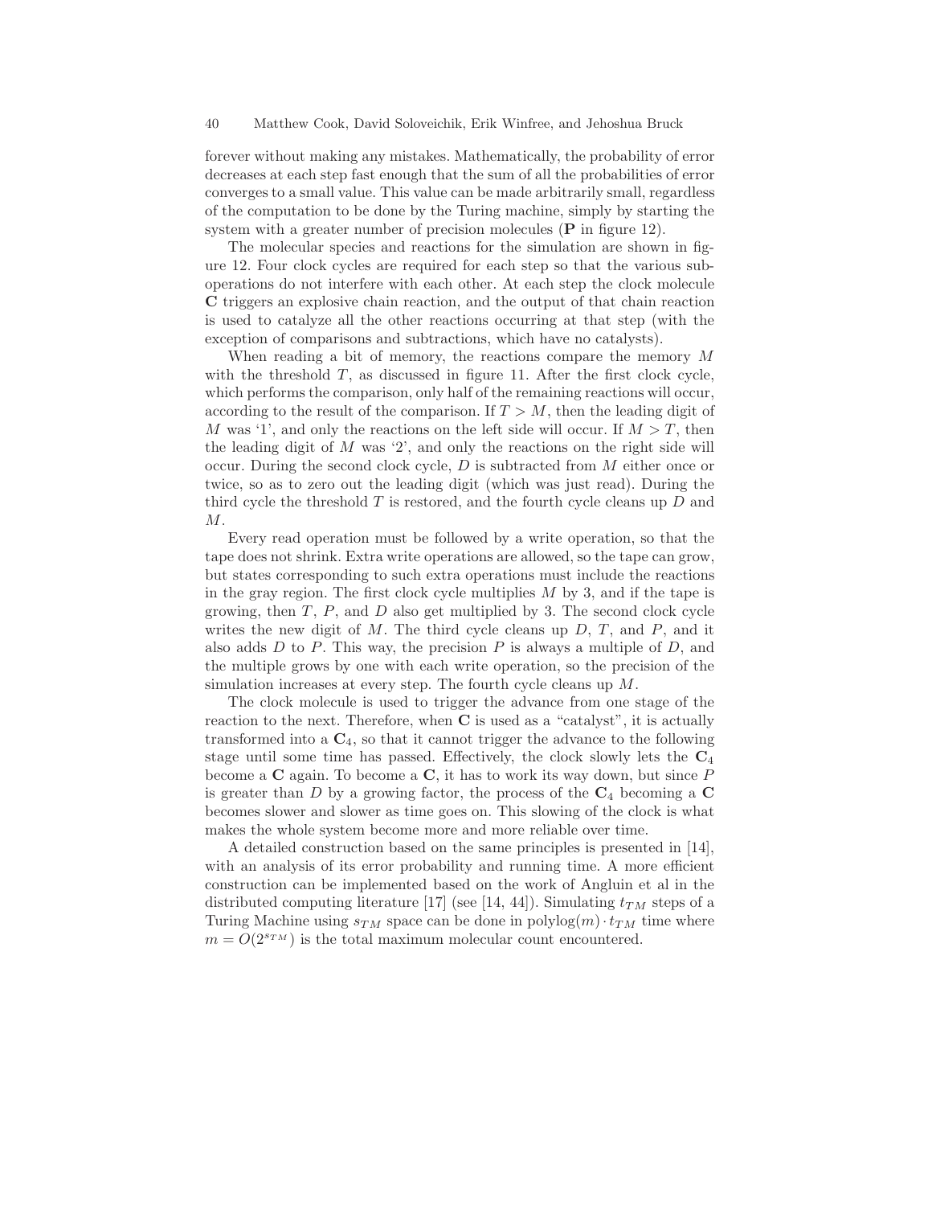forever without making any mistakes. Mathematically, the probability of error decreases at each step fast enough that the sum of all the probabilities of error converges to a small value. This value can be made arbitrarily small, regardless of the computation to be done by the Turing machine, simply by starting the system with a greater number of precision molecules (**P** in figure 12).

The molecular species and reactions for the simulation are shown in figure 12. Four clock cycles are required for each step so that the various sub-operations do not interfere with each other. At each step the clock molecule **C** triggers an explosive chain reaction, and the output of that chain reaction is used to catalyze all the other reactions occurring at that step (with the exception of comparisons and subtractions, which have no catalysts).

When reading a bit of memory, the reactions compare the memory $M$ with the threshold $T$, as discussed in figure 11. After the first clock cycle, which performs the comparison, only half of the remaining reactions will occur, according to the result of the comparison. If $T > M$, then the leading digit of $M$ was '1', and only the reactions on the left side will occur. If $M > T$, then the leading digit of $M$ was '2', and only the reactions on the right side will occur. During the second clock cycle, $D$ is subtracted from $M$ either once or twice, so as to zero out the leading digit (which was just read). During the third cycle the threshold $T$ is restored, and the fourth cycle cleans up $D$ and $M$.

Every read operation must be followed by a write operation, so that the tape does not shrink. Extra write operations are allowed, so the tape can grow, but states corresponding to such extra operations must include the reactions in the gray region. The first clock cycle multiplies $M$ by 3, and if the tape is growing, then $T$, $P$, and $D$ also get multiplied by 3. The second clock cycle writes the new digit of $M$. The third cycle cleans up $D$, $T$, and $P$, and it also adds $D$ to $P$. This way, the precision $P$ is always a multiple of $D$, and the multiple grows by one with each write operation, so the precision of the simulation increases at every step. The fourth cycle cleans up $M$.

The clock molecule is used to trigger the advance from one stage of the reaction to the next. Therefore, when **C** is used as a "catalyst", it is actually transformed into a $\mathbf{C}_4$, so that it cannot trigger the advance to the following stage until some time has passed. Effectively, the clock slowly lets the $\mathbf{C}_4$ become a **C** again. To become a **C**, it has to work its way down, but since $P$ is greater than $D$ by a growing factor, the process of the $\mathbf{C}_4$ becoming a **C** becomes slower and slower as time goes on. This slowing of the clock is what makes the whole system become more and more reliable over time.

A detailed construction based on the same principles is presented in [14], with an analysis of its error probability and running time. A more efficient construction can be implemented based on the work of Angluin et al in the distributed computing literature [17] (see [14, 44]). Simulating $t_{TM}$ steps of a Turing Machine using $s_{TM}$ space can be done in $\text{polylog}(m) \cdot t_{TM}$ time where $m = O(2^{s_{TM}})$ is the total maximum molecular count encountered.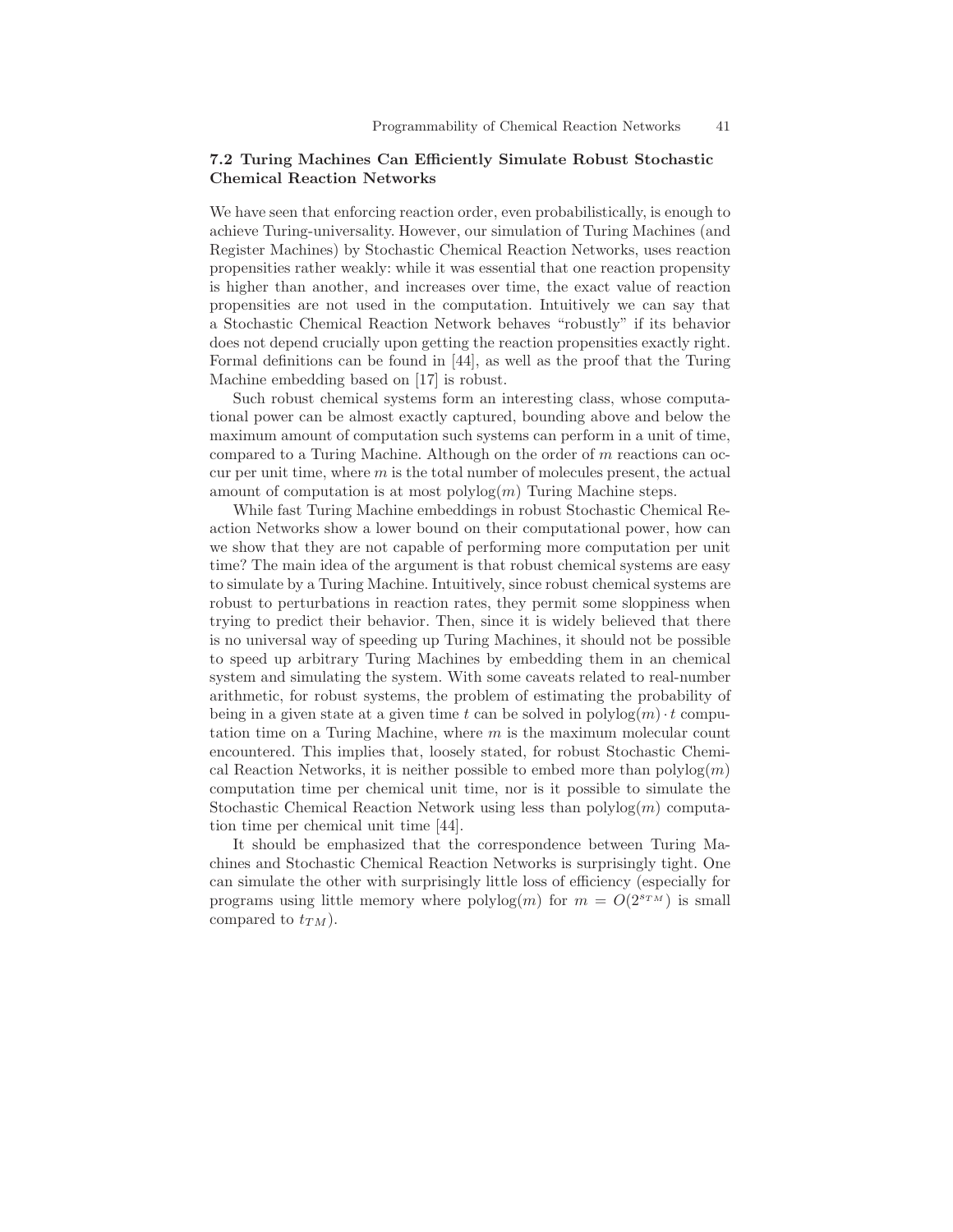### 7.2 Turing Machines Can Efficiently Simulate Robust Stochastic Chemical Reaction Networks

We have seen that enforcing reaction order, even probabilistically, is enough to achieve Turing-universality. However, our simulation of Turing Machines (and Register Machines) by Stochastic Chemical Reaction Networks, uses reaction propensities rather weakly: while it was essential that one reaction propensity is higher than another, and increases over time, the exact value of reaction propensities are not used in the computation. Intuitively we can say that a Stochastic Chemical Reaction Network behaves "robustly" if its behavior does not depend crucially upon getting the reaction propensities exactly right. Formal definitions can be found in [44], as well as the proof that the Turing Machine embedding based on [17] is robust.

Such robust chemical systems form an interesting class, whose computational power can be almost exactly captured, bounding above and below the maximum amount of computation such systems can perform in a unit of time, compared to a Turing Machine. Although on the order of $m$ reactions can occur per unit time, where $m$ is the total number of molecules present, the actual amount of computation is at most $\text{polylog}(m)$ Turing Machine steps.

While fast Turing Machine embeddings in robust Stochastic Chemical Reaction Networks show a lower bound on their computational power, how can we show that they are not capable of performing more computation per unit time? The main idea of the argument is that robust chemical systems are easy to simulate by a Turing Machine. Intuitively, since robust chemical systems are robust to perturbations in reaction rates, they permit some sloppiness when trying to predict their behavior. Then, since it is widely believed that there is no universal way of speeding up Turing Machines, it should not be possible to speed up arbitrary Turing Machines by embedding them in an chemical system and simulating the system. With some caveats related to real-number arithmetic, for robust systems, the problem of estimating the probability of being in a given state at a given time $t$ can be solved in $\text{polylog}(m) \cdot t$ computation time on a Turing Machine, where $m$ is the maximum molecular count encountered. This implies that, loosely stated, for robust Stochastic Chemical Reaction Networks, it is neither possible to embed more than $\text{polylog}(m)$ computation time per chemical unit time, nor is it possible to simulate the Stochastic Chemical Reaction Network using less than $\text{polylog}(m)$ computation time per chemical unit time [44].

It should be emphasized that the correspondence between Turing Machines and Stochastic Chemical Reaction Networks is surprisingly tight. One can simulate the other with surprisingly little loss of efficiency (especially for programs using little memory where $\text{polylog}(m)$ for $m = O(2^{s_{TM}})$ is small compared to $t_{TM}$).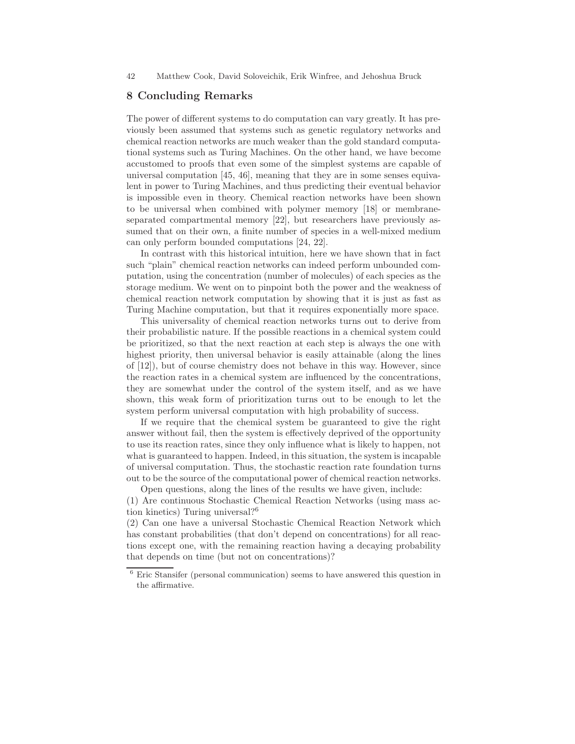## 8 Concluding Remarks

The power of different systems to do computation can vary greatly. It has previously been assumed that systems such as genetic regulatory networks and chemical reaction networks are much weaker than the gold standard computational systems such as Turing Machines. On the other hand, we have become accustomed to proofs that even some of the simplest systems are capable of universal computation [45, 46], meaning that they are in some senses equivalent in power to Turing Machines, and thus predicting their eventual behavior is impossible even in theory. Chemical reaction networks have been shown to be universal when combined with polymer memory [18] or membrane-separated compartmental memory [22], but researchers have previously assumed that on their own, a finite number of species in a well-mixed medium can only perform bounded computations [24, 22].

In contrast with this historical intuition, here we have shown that in fact such "plain" chemical reaction networks can indeed perform unbounded computation, using the concentration (number of molecules) of each species as the storage medium. We went on to pinpoint both the power and the weakness of chemical reaction network computation by showing that it is just as fast as Turing Machine computation, but that it requires exponentially more space.

This universality of chemical reaction networks turns out to derive from their probabilistic nature. If the possible reactions in a chemical system could be prioritized, so that the next reaction at each step is always the one with highest priority, then universal behavior is easily attainable (along the lines of [12]), but of course chemistry does not behave in this way. However, since the reaction rates in a chemical system are influenced by the concentrations, they are somewhat under the control of the system itself, and as we have shown, this weak form of prioritization turns out to be enough to let the system perform universal computation with high probability of success.

If we require that the chemical system be guaranteed to give the right answer without fail, then the system is effectively deprived of the opportunity to use its reaction rates, since they only influence what is likely to happen, not what is guaranteed to happen. Indeed, in this situation, the system is incapable of universal computation. Thus, the stochastic reaction rate foundation turns out to be the source of the computational power of chemical reaction networks.

Open questions, along the lines of the results we have given, include:

(1) Are continuous Stochastic Chemical Reaction Networks (using mass action kinetics) Turing universal?[6]

(2) Can one have a universal Stochastic Chemical Reaction Network which has constant probabilities (that don't depend on concentrations) for all reactions except one, with the remaining reaction having a decaying probability that depends on time (but not on concentrations)?

[6] Eric Stansifer (personal communication) seems to have answered this question in the affirmative.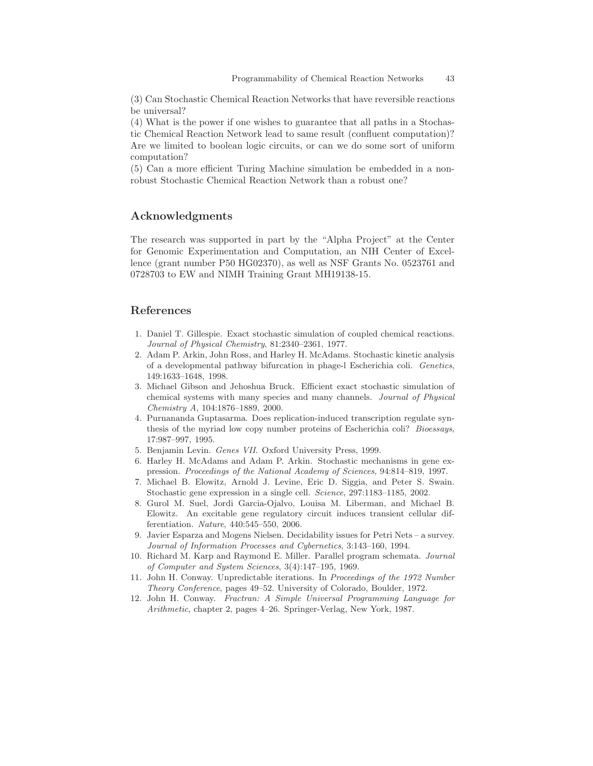(3) Can Stochastic Chemical Reaction Networks that have reversible reactions be universal?

(4) What is the power if one wishes to guarantee that all paths in a Stochastic Chemical Reaction Network lead to same result (confluent computation)? Are we limited to boolean logic circuits, or can we do some sort of uniform computation?

(5) Can a more efficient Turing Machine simulation be embedded in a non-robust Stochastic Chemical Reaction Network than a robust one?

## Acknowledgments

The research was supported in part by the "Alpha Project" at the Center for Genomic Experimentation and Computation, an NIH Center of Excellence (grant number P50 HG02370), as well as NSF Grants No. 0523761 and 0728703 to EW and NIMH Training Grant MH19138-15.

## References

1. Daniel T. Gillespie. Exact stochastic simulation of coupled chemical reactions. *Journal of Physical Chemistry*, 81:2340–2361, 1977.
2. Adam P. Arkin, John Ross, and Harley H. McAdams. Stochastic kinetic analysis of a developmental pathway bifurcation in phage-l Escherichia coli. *Genetics*, 149:1633–1648, 1998.
3. Michael Gibson and Jehoshua Bruck. Efficient exact stochastic simulation of chemical systems with many species and many channels. *Journal of Physical Chemistry A*, 104:1876–1889, 2000.
4. Purnananda Guptasarma. Does replication-induced transcription regulate synthesis of the myriad low copy number proteins of Escherichia coli? *Bioessays*, 17:987–997, 1995.
5. Benjamin Levin. *Genes VII*. Oxford University Press, 1999.
6. Harley H. McAdams and Adam P. Arkin. Stochastic mechanisms in gene expression. *Proceedings of the National Academy of Sciences*, 94:814–819, 1997.
7. Michael B. Elowitz, Arnold J. Levine, Eric D. Siggia, and Peter S. Swain. Stochastic gene expression in a single cell. *Science*, 297:1183–1185, 2002.
8. Gurol M. Suel, Jordi Garcia-Ojalvo, Louisa M. Liberman, and Michael B. Elowitz. An excitable gene regulatory circuit induces transient cellular differentiation. *Nature*, 440:545–550, 2006.
9. Javier Esparza and Mogens Nielsen. Decidability issues for Petri Nets – a survey. *Journal of Information Processes and Cybernetics*, 3:143–160, 1994.
10. Richard M. Karp and Raymond E. Miller. Parallel program schemata. *Journal of Computer and System Sciences*, 3(4):147–195, 1969.
11. John H. Conway. Unpredictable iterations. In *Proceedings of the 1972 Number Theory Conference*, pages 49–52. University of Colorado, Boulder, 1972.
12. John H. Conway. *Fractran: A Simple Universal Programming Language for Arithmetic*, chapter 2, pages 4–26. Springer-Verlag, New York, 1987.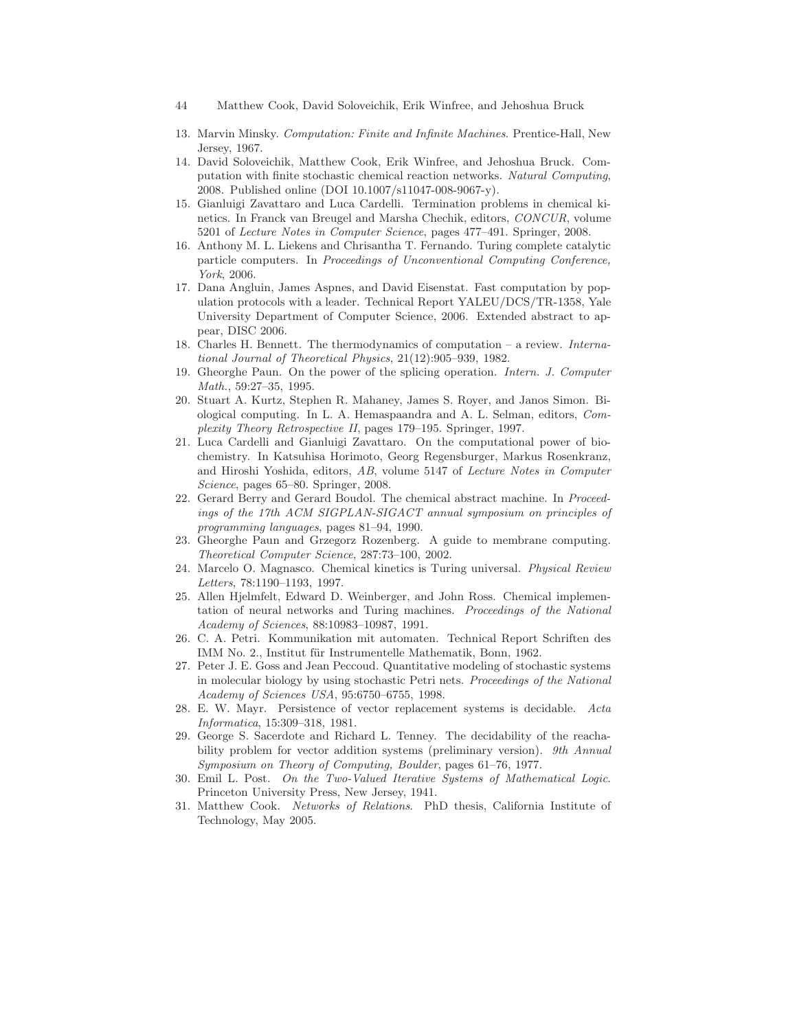13. Marvin Minsky. *Computation: Finite and Infinite Machines*. Prentice-Hall, New Jersey, 1967.
14. David Soloveichik, Matthew Cook, Erik Winfree, and Jehoshua Bruck. Computation with finite stochastic chemical reaction networks. *Natural Computing*, 2008. Published online (DOI 10.1007/s11047-008-9067-y).
15. Gianluigi Zavattaro and Luca Cardelli. Termination problems in chemical kinetics. In Franck van Breugel and Marsha Chechik, editors, *CONCUR*, volume 5201 of *Lecture Notes in Computer Science*, pages 477–491. Springer, 2008.
16. Anthony M. L. Liekens and Chrisantha T. Fernando. Turing complete catalytic particle computers. In *Proceedings of Unconventional Computing Conference, York*, 2006.
17. Dana Angluin, James Aspnes, and David Eisenstat. Fast computation by population protocols with a leader. Technical Report YALEU/DCS/TR-1358, Yale University Department of Computer Science, 2006. Extended abstract to appear, DISC 2006.
18. Charles H. Bennett. The thermodynamics of computation – a review. *International Journal of Theoretical Physics*, 21(12):905–939, 1982.
19. Gheorghe Paun. On the power of the splicing operation. *Intern. J. Computer Math.*, 59:27–35, 1995.
20. Stuart A. Kurtz, Stephen R. Mahaney, James S. Royer, and Janos Simon. Biological computing. In L. A. Hemaspaandra and A. L. Selman, editors, *Complexity Theory Retrospective II*, pages 179–195. Springer, 1997.
21. Luca Cardelli and Gianluigi Zavattaro. On the computational power of biochemistry. In Katsuhisa Horimoto, Georg Regensburger, Markus Rosenkranz, and Hiroshi Yoshida, editors, *AB*, volume 5147 of *Lecture Notes in Computer Science*, pages 65–80. Springer, 2008.
22. Gerard Berry and Gerard Boudol. The chemical abstract machine. In *Proceedings of the 17th ACM SIGPLAN-SIGACT annual symposium on principles of programming languages*, pages 81–94, 1990.
23. Gheorghe Paun and Grzegorz Rozenberg. A guide to membrane computing. *Theoretical Computer Science*, 287:73–100, 2002.
24. Marcelo O. Magnasco. Chemical kinetics is Turing universal. *Physical Review Letters*, 78:1190–1193, 1997.
25. Allen Hjelmfelt, Edward D. Weinberger, and John Ross. Chemical implementation of neural networks and Turing machines. *Proceedings of the National Academy of Sciences*, 88:10983–10987, 1991.
26. C. A. Petri. Kommunikation mit automaten. Technical Report Schriften des IMM No. 2., Institut für Instrumentelle Mathematik, Bonn, 1962.
27. Peter J. E. Goss and Jean Peccoud. Quantitative modeling of stochastic systems in molecular biology by using stochastic Petri nets. *Proceedings of the National Academy of Sciences USA*, 95:6750–6755, 1998.
28. E. W. Mayr. Persistence of vector replacement systems is decidable. *Acta Informatica*, 15:309–318, 1981.
29. George S. Sacerdote and Richard L. Tenney. The decidability of the reachability problem for vector addition systems (preliminary version). *9th Annual Symposium on Theory of Computing, Boulder*, pages 61–76, 1977.
30. Emil L. Post. *On the Two-Valued Iterative Systems of Mathematical Logic*. Princeton University Press, New Jersey, 1941.
31. Matthew Cook. *Networks of Relations*. PhD thesis, California Institute of Technology, May 2005.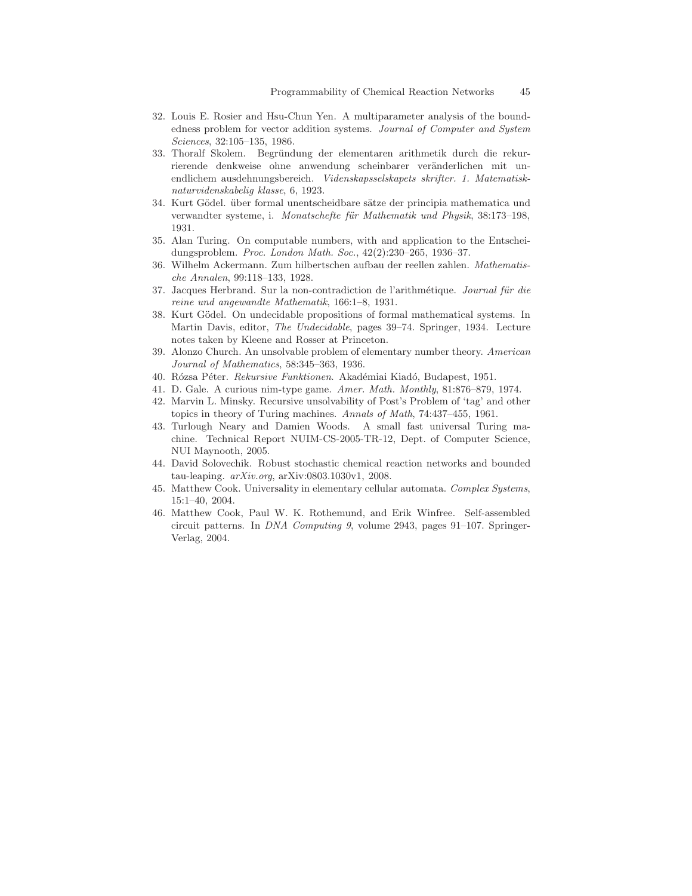32. Louis E. Rosier and Hsu-Chun Yen. A multiparameter analysis of the boundedness problem for vector addition systems. *Journal of Computer and System Sciences*, 32:105–135, 1986.
33. Thoralf Skolem. Begründung der elementaren arithmetik durch die rekurrierende denkweise ohne anwendung scheinbarer veränderlichen mit unendlichem ausdehnungsbereich. *Videnskapsselskapets skrifter. 1. Matematisk-naturvidenskabelig klasse*, 6, 1923.
34. Kurt Gödel. über formal unentscheidbare sätze der principia mathematica und verwandter systeme, i. *Monatschefte für Mathematik und Physik*, 38:173–198, 1931.
35. Alan Turing. On computable numbers, with and application to the Entscheidungsproblem. *Proc. London Math. Soc.*, 42(2):230–265, 1936–37.
36. Wilhelm Ackermann. Zum hilbertschen aufbau der reellen zahlen. *Mathematische Annalen*, 99:118–133, 1928.
37. Jacques Herbrand. Sur la non-contradiction de l'arithmétique. *Journal für die reine und angewandte Mathematik*, 166:1–8, 1931.
38. Kurt Gödel. On undecidable propositions of formal mathematical systems. In Martin Davis, editor, *The Undecidable*, pages 39–74. Springer, 1934. Lecture notes taken by Kleene and Rosser at Princeton.
39. Alonzo Church. An unsolvable problem of elementary number theory. *American Journal of Mathematics*, 58:345–363, 1936.
40. Rózsa Péter. *Rekursive Funktionen*. Akadémiai Kiadó, Budapest, 1951.
41. D. Gale. A curious nim-type game. *Amer. Math. Monthly*, 81:876–879, 1974.
42. Marvin L. Minsky. Recursive unsolvability of Post's Problem of 'tag' and other topics in theory of Turing machines. *Annals of Math*, 74:437–455, 1961.
43. Turlough Neary and Damien Woods. A small fast universal Turing machine. Technical Report NUIM-CS-2005-TR-12, Dept. of Computer Science, NUI Maynooth, 2005.
44. David Solovechik. Robust stochastic chemical reaction networks and bounded tau-leaping. *arXiv.org*, arXiv:0803.1030v1, 2008.
45. Matthew Cook. Universality in elementary cellular automata. *Complex Systems*, 15:1–40, 2004.
46. Matthew Cook, Paul W. K. Rothemund, and Erik Winfree. Self-assembled circuit patterns. In *DNA Computing 9*, volume 2943, pages 91–107. Springer-Verlag, 2004.